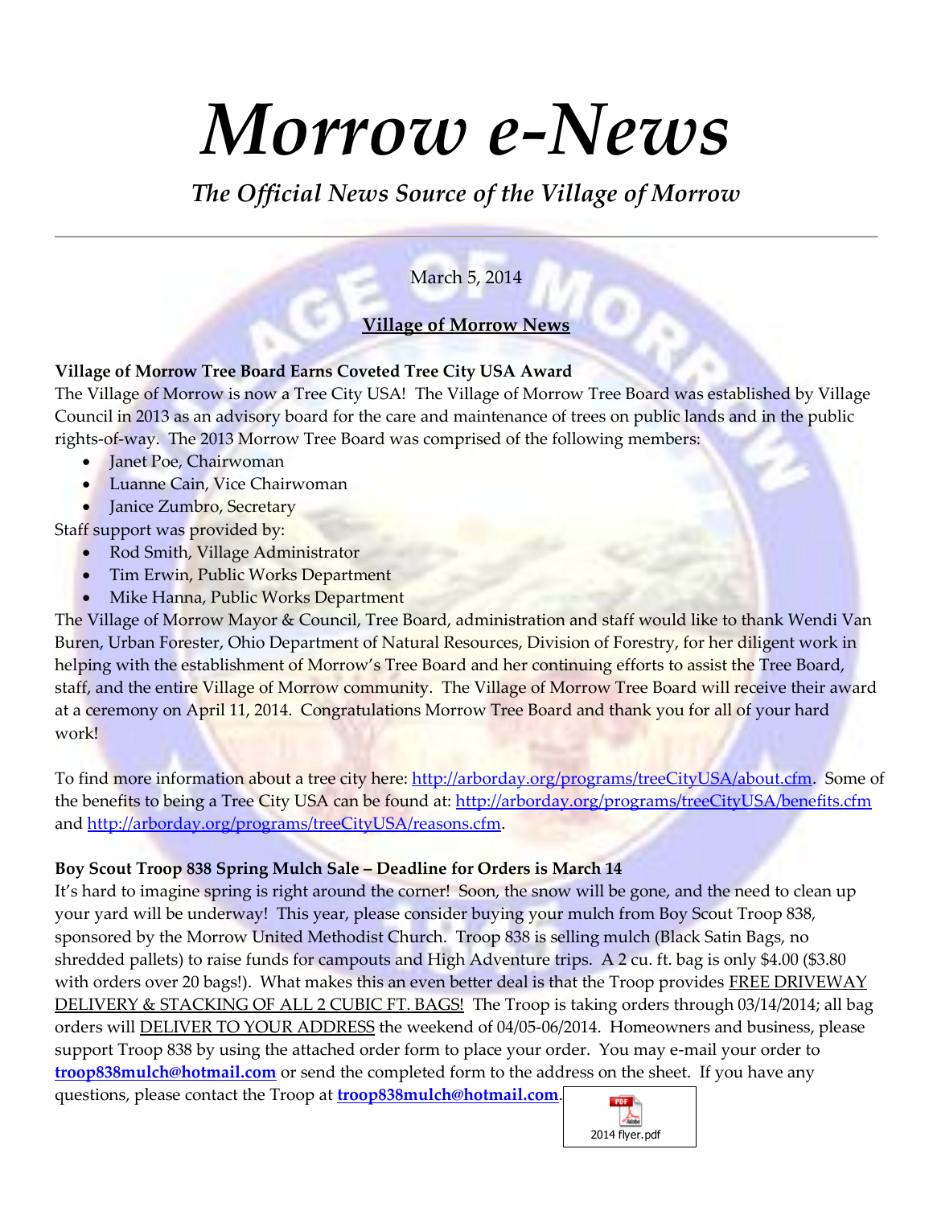# *Morrow e-News*

## *The Official News Source of the Village of Morrow*

---

March 5, 2014

**Village of Morrow News**

**Village of Morrow Tree Board Earns Coveted Tree City USA Award**

The Village of Morrow is now a Tree City USA! The Village of Morrow Tree Board was established by Village Council in 2013 as an advisory board for the care and maintenance of trees on public lands and in the public rights-of-way. The 2013 Morrow Tree Board was comprised of the following members:

- Janet Poe, Chairwoman
- Luanne Cain, Vice Chairwoman
- Janice Zumbro, Secretary

Staff support was provided by:

- Rod Smith, Village Administrator
- Tim Erwin, Public Works Department
- Mike Hanna, Public Works Department

The Village of Morrow Mayor & Council, Tree Board, administration and staff would like to thank Wendi Van Buren, Urban Forester, Ohio Department of Natural Resources, Division of Forestry, for her diligent work in helping with the establishment of Morrow's Tree Board and her continuing efforts to assist the Tree Board, staff, and the entire Village of Morrow community. The Village of Morrow Tree Board will receive their award at a ceremony on April 11, 2014. Congratulations Morrow Tree Board and thank you for all of your hard work!

To find more information about a tree city here: http://arborday.org/programs/treeCityUSA/about.cfm. Some of the benefits to being a Tree City USA can be found at: http://arborday.org/programs/treeCityUSA/benefits.cfm and http://arborday.org/programs/treeCityUSA/reasons.cfm.

**Boy Scout Troop 838 Spring Mulch Sale – Deadline for Orders is March 14**

It's hard to imagine spring is right around the corner! Soon, the snow will be gone, and the need to clean up your yard will be underway! This year, please consider buying your mulch from Boy Scout Troop 838, sponsored by the Morrow United Methodist Church. Troop 838 is selling mulch (Black Satin Bags, no shredded pallets) to raise funds for campouts and High Adventure trips. A 2 cu. ft. bag is only $4.00 ($3.80 with orders over 20 bags!). What makes this an even better deal is that the Troop provides FREE DRIVEWAY DELIVERY & STACKING OF ALL 2 CUBIC FT. BAGS! The Troop is taking orders through 03/14/2014; all bag orders will DELIVER TO YOUR ADDRESS the weekend of 04/05-06/2014. Homeowners and business, please support Troop 838 by using the attached order form to place your order. You may e-mail your order to **troop838mulch@hotmail.com** or send the completed form to the address on the sheet. If you have any questions, please contact the Troop at **troop838mulch@hotmail.com**.

2014 flyer.pdf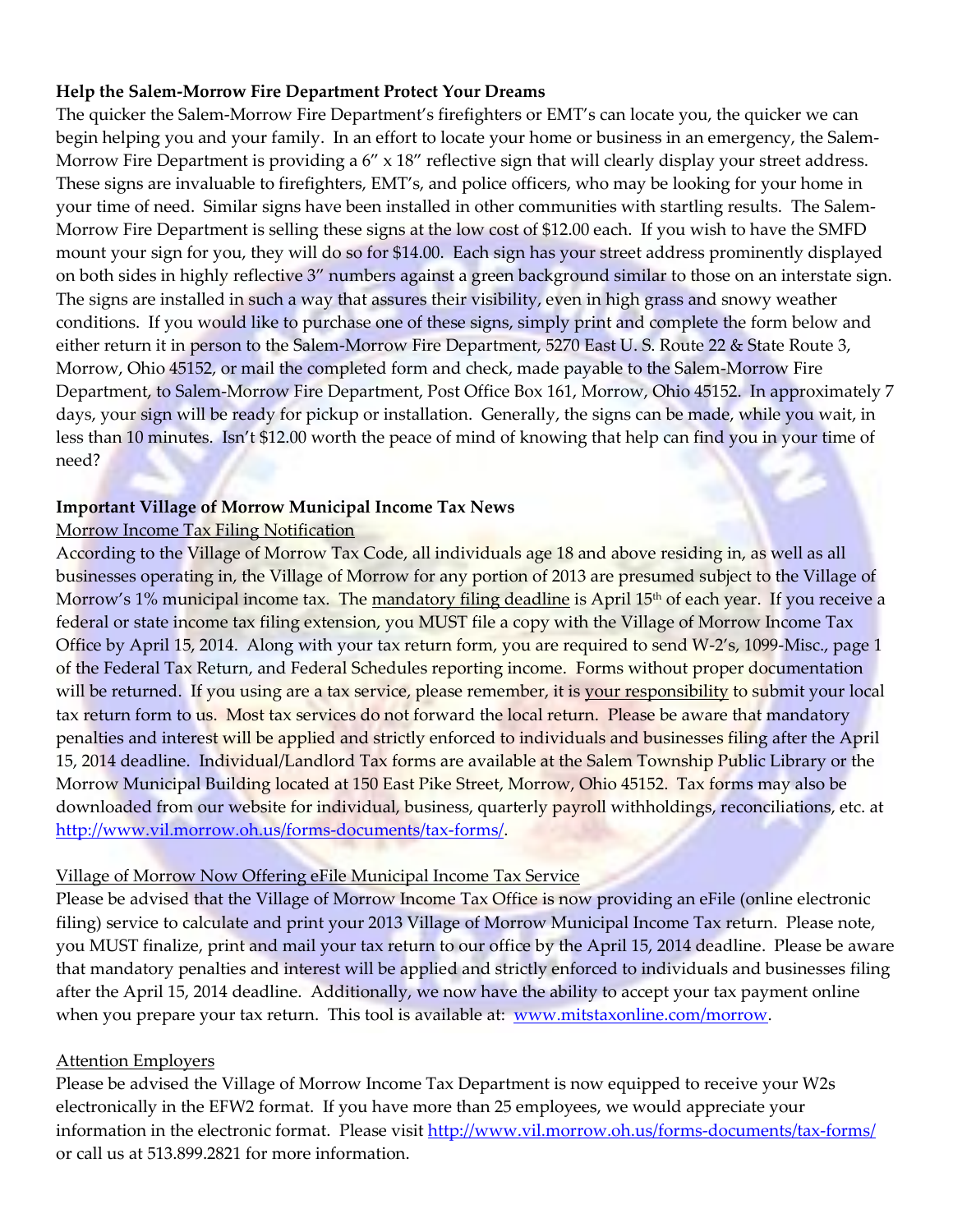**Help the Salem-Morrow Fire Department Protect Your Dreams**

The quicker the Salem-Morrow Fire Department's firefighters or EMT's can locate you, the quicker we can begin helping you and your family. In an effort to locate your home or business in an emergency, the Salem-Morrow Fire Department is providing a 6" x 18" reflective sign that will clearly display your street address. These signs are invaluable to firefighters, EMT's, and police officers, who may be looking for your home in your time of need. Similar signs have been installed in other communities with startling results. The Salem-Morrow Fire Department is selling these signs at the low cost of $12.00 each. If you wish to have the SMFD mount your sign for you, they will do so for $14.00. Each sign has your street address prominently displayed on both sides in highly reflective 3" numbers against a green background similar to those on an interstate sign. The signs are installed in such a way that assures their visibility, even in high grass and snowy weather conditions. If you would like to purchase one of these signs, simply print and complete the form below and either return it in person to the Salem-Morrow Fire Department, 5270 East U. S. Route 22 & State Route 3, Morrow, Ohio 45152, or mail the completed form and check, made payable to the Salem-Morrow Fire Department, to Salem-Morrow Fire Department, Post Office Box 161, Morrow, Ohio 45152. In approximately 7 days, your sign will be ready for pickup or installation. Generally, the signs can be made, while you wait, in less than 10 minutes. Isn't $12.00 worth the peace of mind of knowing that help can find you in your time of need?

**Important Village of Morrow Municipal Income Tax News**

Morrow Income Tax Filing Notification

According to the Village of Morrow Tax Code, all individuals age 18 and above residing in, as well as all businesses operating in, the Village of Morrow for any portion of 2013 are presumed subject to the Village of Morrow's 1% municipal income tax. The mandatory filing deadline is April 15th of each year. If you receive a federal or state income tax filing extension, you MUST file a copy with the Village of Morrow Income Tax Office by April 15, 2014. Along with your tax return form, you are required to send W-2's, 1099-Misc., page 1 of the Federal Tax Return, and Federal Schedules reporting income. Forms without proper documentation will be returned. If you using are a tax service, please remember, it is your responsibility to submit your local tax return form to us. Most tax services do not forward the local return. Please be aware that mandatory penalties and interest will be applied and strictly enforced to individuals and businesses filing after the April 15, 2014 deadline. Individual/Landlord Tax forms are available at the Salem Township Public Library or the Morrow Municipal Building located at 150 East Pike Street, Morrow, Ohio 45152. Tax forms may also be downloaded from our website for individual, business, quarterly payroll withholdings, reconciliations, etc. at http://www.vil.morrow.oh.us/forms-documents/tax-forms/.

Village of Morrow Now Offering eFile Municipal Income Tax Service

Please be advised that the Village of Morrow Income Tax Office is now providing an eFile (online electronic filing) service to calculate and print your 2013 Village of Morrow Municipal Income Tax return. Please note, you MUST finalize, print and mail your tax return to our office by the April 15, 2014 deadline. Please be aware that mandatory penalties and interest will be applied and strictly enforced to individuals and businesses filing after the April 15, 2014 deadline. Additionally, we now have the ability to accept your tax payment online when you prepare your tax return. This tool is available at: www.mitstaxonline.com/morrow.

Attention Employers

Please be advised the Village of Morrow Income Tax Department is now equipped to receive your W2s electronically in the EFW2 format. If you have more than 25 employees, we would appreciate your information in the electronic format. Please visit http://www.vil.morrow.oh.us/forms-documents/tax-forms/ or call us at 513.899.2821 for more information.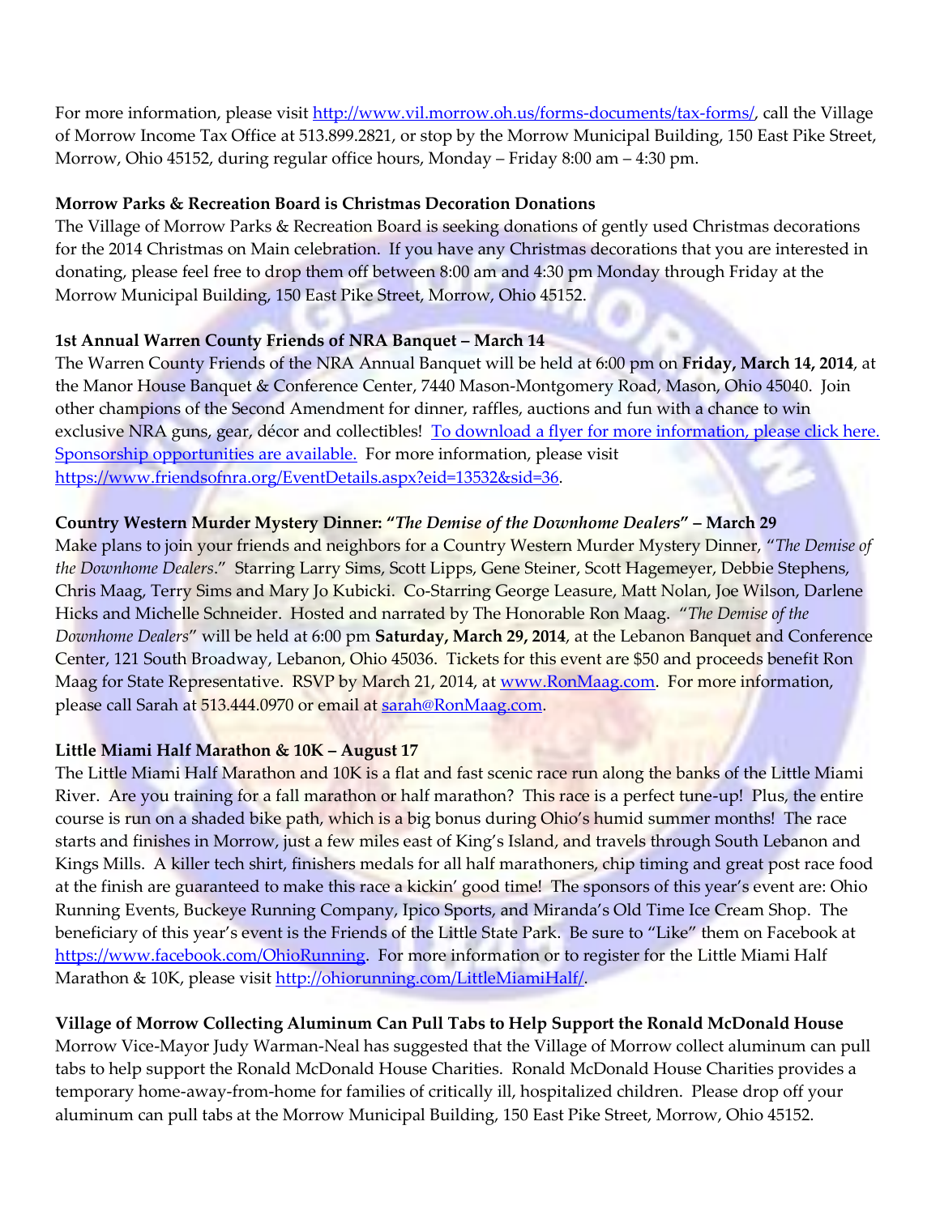For more information, please visit http://www.vil.morrow.oh.us/forms-documents/tax-forms/, call the Village of Morrow Income Tax Office at 513.899.2821, or stop by the Morrow Municipal Building, 150 East Pike Street, Morrow, Ohio 45152, during regular office hours, Monday – Friday 8:00 am – 4:30 pm.

**Morrow Parks & Recreation Board is Christmas Decoration Donations**

The Village of Morrow Parks & Recreation Board is seeking donations of gently used Christmas decorations for the 2014 Christmas on Main celebration. If you have any Christmas decorations that you are interested in donating, please feel free to drop them off between 8:00 am and 4:30 pm Monday through Friday at the Morrow Municipal Building, 150 East Pike Street, Morrow, Ohio 45152.

**1st Annual Warren County Friends of NRA Banquet – March 14**

The Warren County Friends of the NRA Annual Banquet will be held at 6:00 pm on **Friday, March 14, 2014**, at the Manor House Banquet & Conference Center, 7440 Mason-Montgomery Road, Mason, Ohio 45040. Join other champions of the Second Amendment for dinner, raffles, auctions and fun with a chance to win exclusive NRA guns, gear, décor and collectibles! To download a flyer for more information, please click here. Sponsorship opportunities are available. For more information, please visit https://www.friendsofnra.org/EventDetails.aspx?eid=13532&sid=36.

**Country Western Murder Mystery Dinner: "*The Demise of the Downhome Dealers*" – March 29**

Make plans to join your friends and neighbors for a Country Western Murder Mystery Dinner, "*The Demise of the Downhome Dealers*." Starring Larry Sims, Scott Lipps, Gene Steiner, Scott Hagemeyer, Debbie Stephens, Chris Maag, Terry Sims and Mary Jo Kubicki. Co-Starring George Leasure, Matt Nolan, Joe Wilson, Darlene Hicks and Michelle Schneider. Hosted and narrated by The Honorable Ron Maag. "*The Demise of the Downhome Dealers*" will be held at 6:00 pm **Saturday, March 29, 2014**, at the Lebanon Banquet and Conference Center, 121 South Broadway, Lebanon, Ohio 45036. Tickets for this event are $50 and proceeds benefit Ron Maag for State Representative. RSVP by March 21, 2014, at www.RonMaag.com. For more information, please call Sarah at 513.444.0970 or email at sarah@RonMaag.com.

**Little Miami Half Marathon & 10K – August 17**

The Little Miami Half Marathon and 10K is a flat and fast scenic race run along the banks of the Little Miami River. Are you training for a fall marathon or half marathon? This race is a perfect tune-up! Plus, the entire course is run on a shaded bike path, which is a big bonus during Ohio's humid summer months! The race starts and finishes in Morrow, just a few miles east of King's Island, and travels through South Lebanon and Kings Mills. A killer tech shirt, finishers medals for all half marathoners, chip timing and great post race food at the finish are guaranteed to make this race a kickin' good time! The sponsors of this year's event are: Ohio Running Events, Buckeye Running Company, Ipico Sports, and Miranda's Old Time Ice Cream Shop. The beneficiary of this year's event is the Friends of the Little State Park. Be sure to "Like" them on Facebook at https://www.facebook.com/OhioRunning. For more information or to register for the Little Miami Half Marathon & 10K, please visit http://ohiorunning.com/LittleMiamiHalf/.

**Village of Morrow Collecting Aluminum Can Pull Tabs to Help Support the Ronald McDonald House**

Morrow Vice-Mayor Judy Warman-Neal has suggested that the Village of Morrow collect aluminum can pull tabs to help support the Ronald McDonald House Charities. Ronald McDonald House Charities provides a temporary home-away-from-home for families of critically ill, hospitalized children. Please drop off your aluminum can pull tabs at the Morrow Municipal Building, 150 East Pike Street, Morrow, Ohio 45152.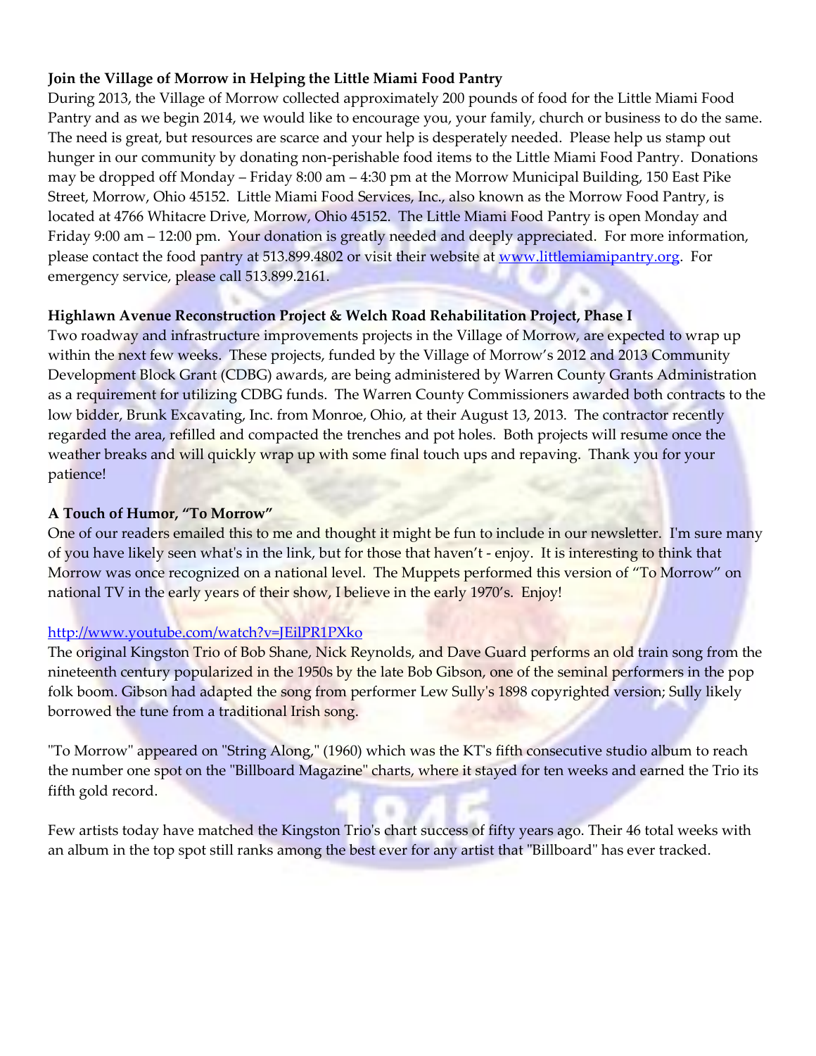**Join the Village of Morrow in Helping the Little Miami Food Pantry**

During 2013, the Village of Morrow collected approximately 200 pounds of food for the Little Miami Food Pantry and as we begin 2014, we would like to encourage you, your family, church or business to do the same. The need is great, but resources are scarce and your help is desperately needed. Please help us stamp out hunger in our community by donating non-perishable food items to the Little Miami Food Pantry. Donations may be dropped off Monday – Friday 8:00 am – 4:30 pm at the Morrow Municipal Building, 150 East Pike Street, Morrow, Ohio 45152. Little Miami Food Services, Inc., also known as the Morrow Food Pantry, is located at 4766 Whitacre Drive, Morrow, Ohio 45152. The Little Miami Food Pantry is open Monday and Friday 9:00 am – 12:00 pm. Your donation is greatly needed and deeply appreciated. For more information, please contact the food pantry at 513.899.4802 or visit their website at [www.littlemiamipantry.org](http://www.littlemiamipantry.org). For emergency service, please call 513.899.2161.

**Highlawn Avenue Reconstruction Project & Welch Road Rehabilitation Project, Phase I**

Two roadway and infrastructure improvements projects in the Village of Morrow, are expected to wrap up within the next few weeks. These projects, funded by the Village of Morrow's 2012 and 2013 Community Development Block Grant (CDBG) awards, are being administered by Warren County Grants Administration as a requirement for utilizing CDBG funds. The Warren County Commissioners awarded both contracts to the low bidder, Brunk Excavating, Inc. from Monroe, Ohio, at their August 13, 2013. The contractor recently regarded the area, refilled and compacted the trenches and pot holes. Both projects will resume once the weather breaks and will quickly wrap up with some final touch ups and repaving. Thank you for your patience!

**A Touch of Humor, "To Morrow"**

One of our readers emailed this to me and thought it might be fun to include in our newsletter. I'm sure many of you have likely seen what's in the link, but for those that haven't - enjoy. It is interesting to think that Morrow was once recognized on a national level. The Muppets performed this version of "To Morrow" on national TV in the early years of their show, I believe in the early 1970's. Enjoy!

[http://www.youtube.com/watch?v=JEilPR1PXko](http://www.youtube.com/watch?v=JEilPR1PXko)

The original Kingston Trio of Bob Shane, Nick Reynolds, and Dave Guard performs an old train song from the nineteenth century popularized in the 1950s by the late Bob Gibson, one of the seminal performers in the pop folk boom. Gibson had adapted the song from performer Lew Sully's 1898 copyrighted version; Sully likely borrowed the tune from a traditional Irish song.

"To Morrow" appeared on "String Along," (1960) which was the KT's fifth consecutive studio album to reach the number one spot on the "Billboard Magazine" charts, where it stayed for ten weeks and earned the Trio its fifth gold record.

Few artists today have matched the Kingston Trio's chart success of fifty years ago. Their 46 total weeks with an album in the top spot still ranks among the best ever for any artist that "Billboard" has ever tracked.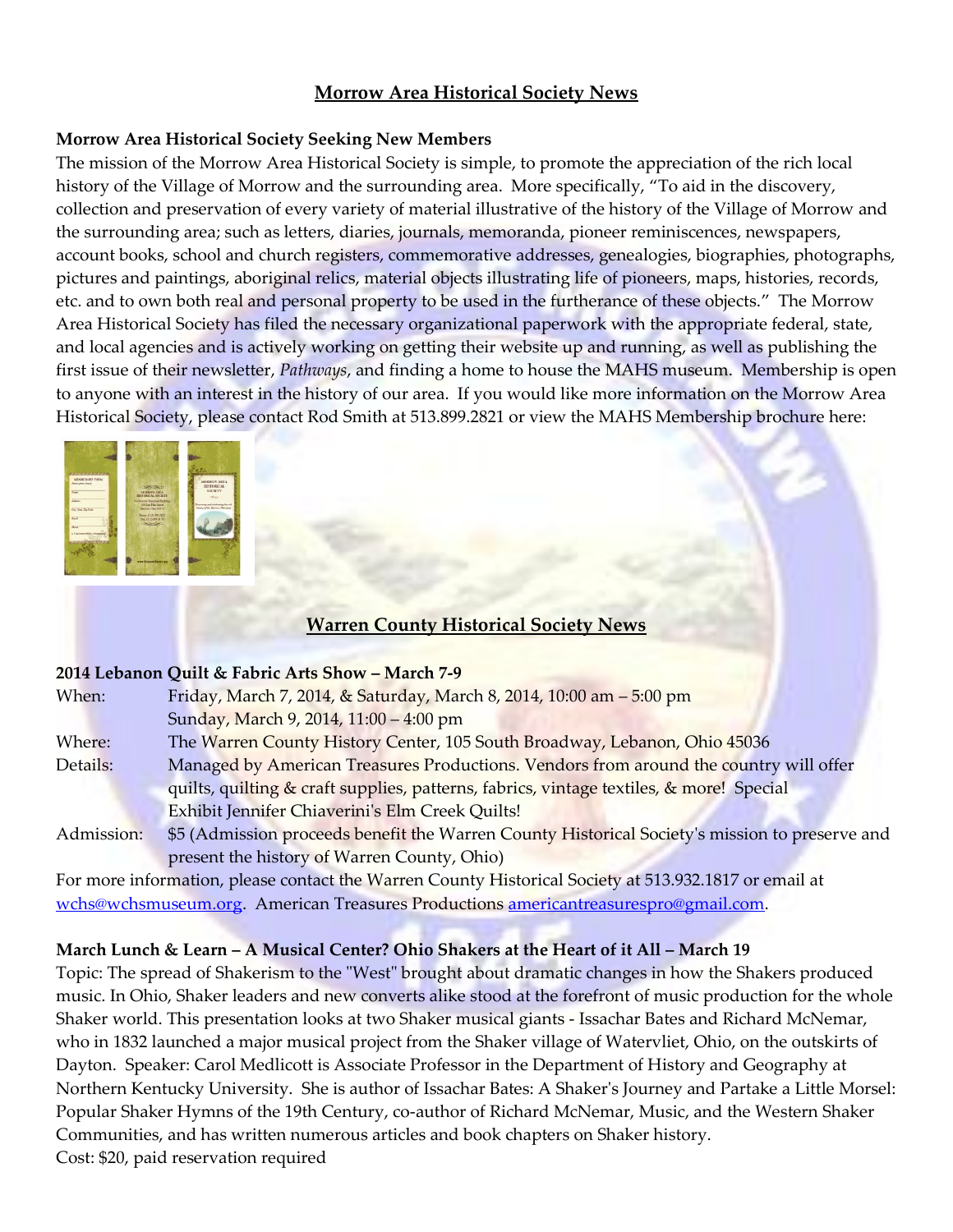## Morrow Area Historical Society News

**Morrow Area Historical Society Seeking New Members**

The mission of the Morrow Area Historical Society is simple, to promote the appreciation of the rich local history of the Village of Morrow and the surrounding area. More specifically, "To aid in the discovery, collection and preservation of every variety of material illustrative of the history of the Village of Morrow and the surrounding area; such as letters, diaries, journals, memoranda, pioneer reminiscences, newspapers, account books, school and church registers, commemorative addresses, genealogies, biographies, photographs, pictures and paintings, aboriginal relics, material objects illustrating life of pioneers, maps, histories, records, etc. and to own both real and personal property to be used in the furtherance of these objects." The Morrow Area Historical Society has filed the necessary organizational paperwork with the appropriate federal, state, and local agencies and is actively working on getting their website up and running, as well as publishing the first issue of their newsletter, *Pathways*, and finding a home to house the MAHS museum. Membership is open to anyone with an interest in the history of our area. If you would like more information on the Morrow Area Historical Society, please contact Rod Smith at 513.899.2821 or view the MAHS Membership brochure here:

## Warren County Historical Society News

**2014 Lebanon Quilt & Fabric Arts Show – March 7-9**

When: Friday, March 7, 2014, & Saturday, March 8, 2014, 10:00 am – 5:00 pm
Sunday, March 9, 2014, 11:00 – 4:00 pm

Where: The Warren County History Center, 105 South Broadway, Lebanon, Ohio 45036

Details: Managed by American Treasures Productions. Vendors from around the country will offer quilts, quilting & craft supplies, patterns, fabrics, vintage textiles, & more! Special Exhibit Jennifer Chiaverini's Elm Creek Quilts!

Admission: $5 (Admission proceeds benefit the Warren County Historical Society's mission to preserve and present the history of Warren County, Ohio)

For more information, please contact the Warren County Historical Society at 513.932.1817 or email at wchs@wchsmuseum.org. American Treasures Productions americantreasurespro@gmail.com.

**March Lunch & Learn – A Musical Center? Ohio Shakers at the Heart of it All – March 19**

Topic: The spread of Shakerism to the "West" brought about dramatic changes in how the Shakers produced music. In Ohio, Shaker leaders and new converts alike stood at the forefront of music production for the whole Shaker world. This presentation looks at two Shaker musical giants - Issachar Bates and Richard McNemar, who in 1832 launched a major musical project from the Shaker village of Watervliet, Ohio, on the outskirts of Dayton. Speaker: Carol Medlicott is Associate Professor in the Department of History and Geography at Northern Kentucky University. She is author of Issachar Bates: A Shaker's Journey and Partake a Little Morsel: Popular Shaker Hymns of the 19th Century, co-author of Richard McNemar, Music, and the Western Shaker Communities, and has written numerous articles and book chapters on Shaker history.
Cost: $20, paid reservation required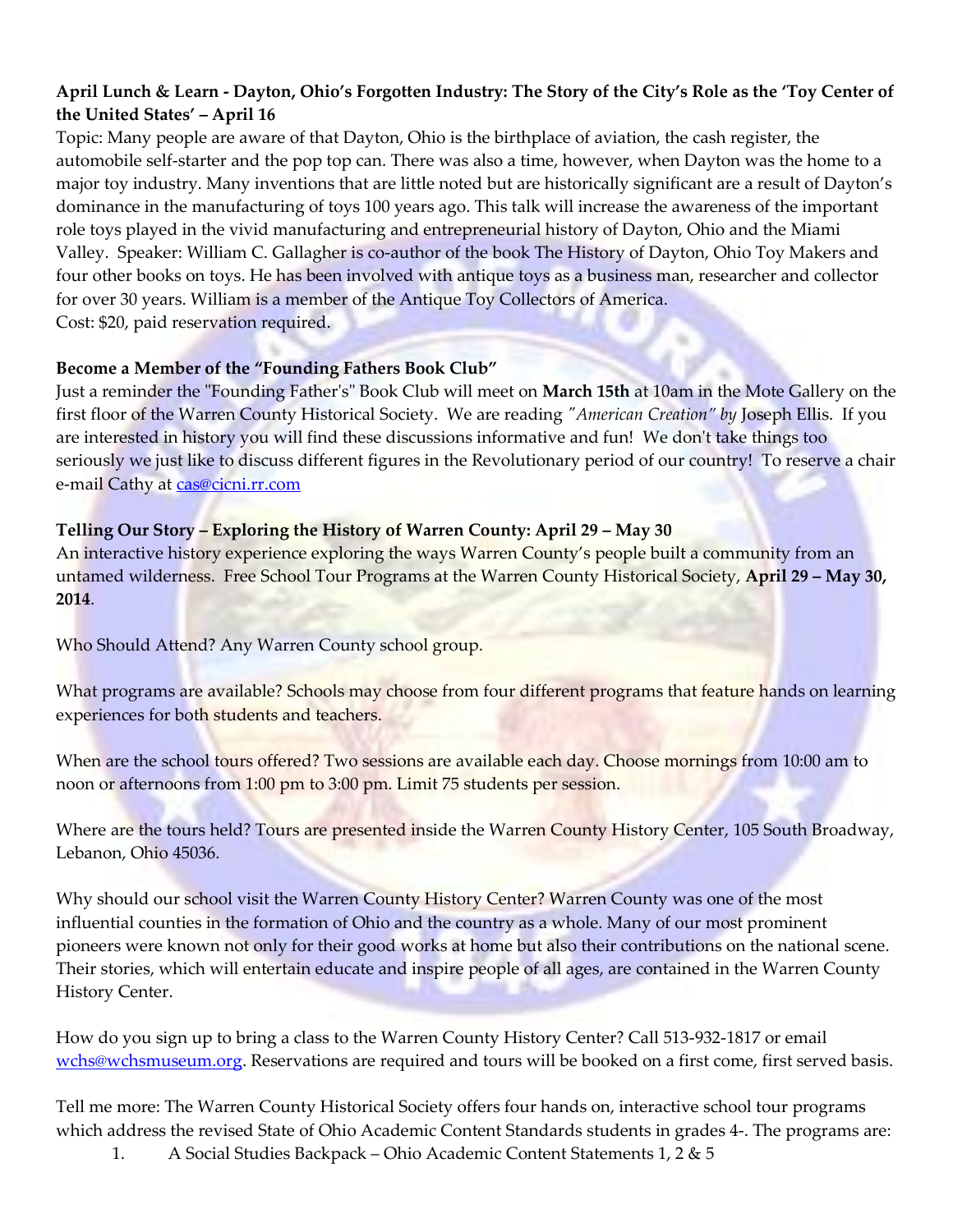**April Lunch & Learn - Dayton, Ohio's Forgotten Industry: The Story of the City's Role as the 'Toy Center of the United States' – April 16**

Topic: Many people are aware of that Dayton, Ohio is the birthplace of aviation, the cash register, the automobile self-starter and the pop top can. There was also a time, however, when Dayton was the home to a major toy industry. Many inventions that are little noted but are historically significant are a result of Dayton's dominance in the manufacturing of toys 100 years ago. This talk will increase the awareness of the important role toys played in the vivid manufacturing and entrepreneurial history of Dayton, Ohio and the Miami Valley. Speaker: William C. Gallagher is co-author of the book The History of Dayton, Ohio Toy Makers and four other books on toys. He has been involved with antique toys as a business man, researcher and collector for over 30 years. William is a member of the Antique Toy Collectors of America.
Cost: $20, paid reservation required.

**Become a Member of the "Founding Fathers Book Club"**

Just a reminder the "Founding Father's" Book Club will meet on **March 15th** at 10am in the Mote Gallery on the first floor of the Warren County Historical Society. We are reading *"American Creation" by* Joseph Ellis. If you are interested in history you will find these discussions informative and fun! We don't take things too seriously we just like to discuss different figures in the Revolutionary period of our country! To reserve a chair e-mail Cathy at cas@cicni.rr.com

**Telling Our Story – Exploring the History of Warren County: April 29 – May 30**

An interactive history experience exploring the ways Warren County's people built a community from an untamed wilderness. Free School Tour Programs at the Warren County Historical Society, **April 29 – May 30, 2014**.

Who Should Attend? Any Warren County school group.

What programs are available? Schools may choose from four different programs that feature hands on learning experiences for both students and teachers.

When are the school tours offered? Two sessions are available each day. Choose mornings from 10:00 am to noon or afternoons from 1:00 pm to 3:00 pm. Limit 75 students per session.

Where are the tours held? Tours are presented inside the Warren County History Center, 105 South Broadway, Lebanon, Ohio 45036.

Why should our school visit the Warren County History Center? Warren County was one of the most influential counties in the formation of Ohio and the country as a whole. Many of our most prominent pioneers were known not only for their good works at home but also their contributions on the national scene. Their stories, which will entertain educate and inspire people of all ages, are contained in the Warren County History Center.

How do you sign up to bring a class to the Warren County History Center? Call 513-932-1817 or email wchs@wchsmuseum.org. Reservations are required and tours will be booked on a first come, first served basis.

Tell me more: The Warren County Historical Society offers four hands on, interactive school tour programs which address the revised State of Ohio Academic Content Standards students in grades 4-. The programs are:

1. A Social Studies Backpack – Ohio Academic Content Statements 1, 2 & 5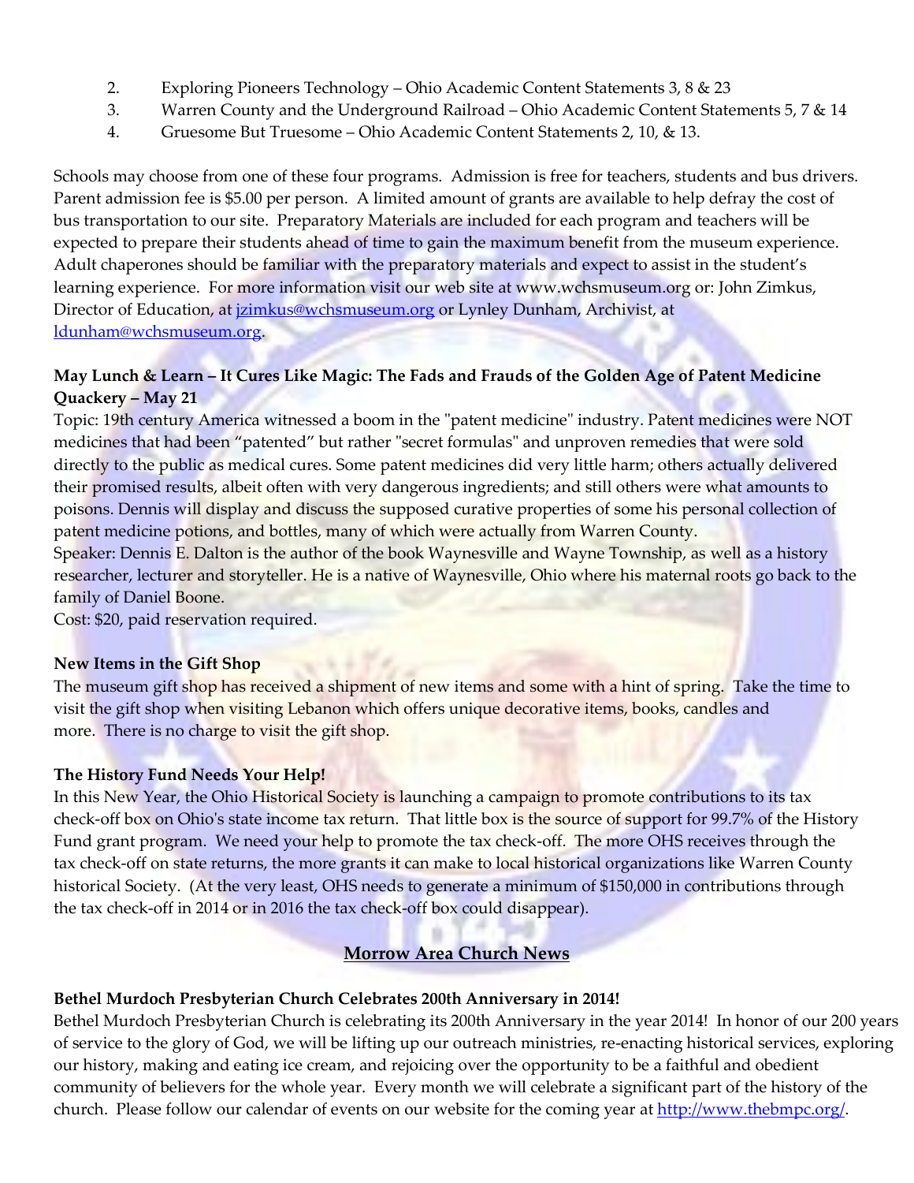2. Exploring Pioneers Technology – Ohio Academic Content Statements 3, 8 & 23
3. Warren County and the Underground Railroad – Ohio Academic Content Statements 5, 7 & 14
4. Gruesome But Truesome – Ohio Academic Content Statements 2, 10, & 13.

Schools may choose from one of these four programs. Admission is free for teachers, students and bus drivers. Parent admission fee is $5.00 per person. A limited amount of grants are available to help defray the cost of bus transportation to our site. Preparatory Materials are included for each program and teachers will be expected to prepare their students ahead of time to gain the maximum benefit from the museum experience. Adult chaperones should be familiar with the preparatory materials and expect to assist in the student's learning experience. For more information visit our web site at www.wchsmuseum.org or: John Zimkus, Director of Education, at jzimkus@wchsmuseum.org or Lynley Dunham, Archivist, at ldunham@wchsmuseum.org.

**May Lunch & Learn – It Cures Like Magic: The Fads and Frauds of the Golden Age of Patent Medicine Quackery – May 21**

Topic: 19th century America witnessed a boom in the "patent medicine" industry. Patent medicines were NOT medicines that had been "patented" but rather "secret formulas" and unproven remedies that were sold directly to the public as medical cures. Some patent medicines did very little harm; others actually delivered their promised results, albeit often with very dangerous ingredients; and still others were what amounts to poisons. Dennis will display and discuss the supposed curative properties of some his personal collection of patent medicine potions, and bottles, many of which were actually from Warren County.

Speaker: Dennis E. Dalton is the author of the book Waynesville and Wayne Township, as well as a history researcher, lecturer and storyteller. He is a native of Waynesville, Ohio where his maternal roots go back to the family of Daniel Boone.

Cost: $20, paid reservation required.

**New Items in the Gift Shop**

The museum gift shop has received a shipment of new items and some with a hint of spring. Take the time to visit the gift shop when visiting Lebanon which offers unique decorative items, books, candles and more. There is no charge to visit the gift shop.

**The History Fund Needs Your Help!**

In this New Year, the Ohio Historical Society is launching a campaign to promote contributions to its tax check-off box on Ohio's state income tax return. That little box is the source of support for 99.7% of the History Fund grant program. We need your help to promote the tax check-off. The more OHS receives through the tax check-off on state returns, the more grants it can make to local historical organizations like Warren County historical Society. (At the very least, OHS needs to generate a minimum of $150,000 in contributions through the tax check-off in 2014 or in 2016 the tax check-off box could disappear).

## Morrow Area Church News

**Bethel Murdoch Presbyterian Church Celebrates 200th Anniversary in 2014!**

Bethel Murdoch Presbyterian Church is celebrating its 200th Anniversary in the year 2014! In honor of our 200 years of service to the glory of God, we will be lifting up our outreach ministries, re-enacting historical services, exploring our history, making and eating ice cream, and rejoicing over the opportunity to be a faithful and obedient community of believers for the whole year. Every month we will celebrate a significant part of the history of the church. Please follow our calendar of events on our website for the coming year at http://www.thebmpc.org/.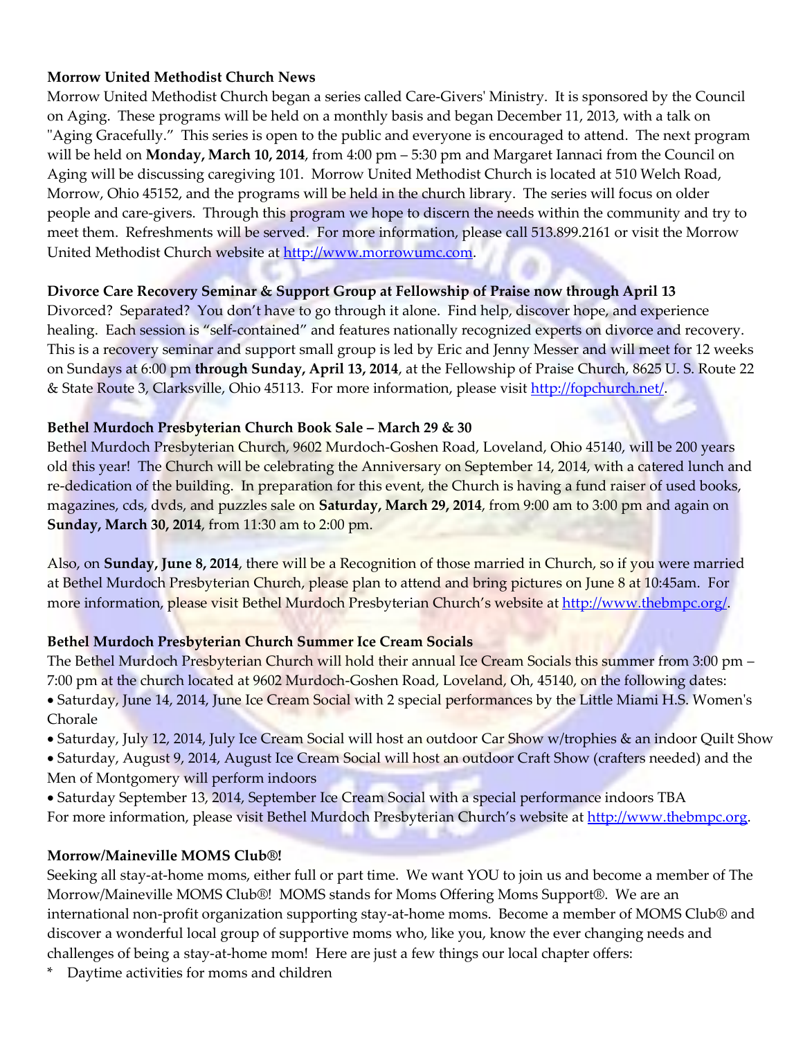**Morrow United Methodist Church News**

Morrow United Methodist Church began a series called Care-Givers' Ministry. It is sponsored by the Council on Aging. These programs will be held on a monthly basis and began December 11, 2013, with a talk on "Aging Gracefully." This series is open to the public and everyone is encouraged to attend. The next program will be held on **Monday, March 10, 2014**, from 4:00 pm – 5:30 pm and Margaret Iannaci from the Council on Aging will be discussing caregiving 101. Morrow United Methodist Church is located at 510 Welch Road, Morrow, Ohio 45152, and the programs will be held in the church library. The series will focus on older people and care-givers. Through this program we hope to discern the needs within the community and try to meet them. Refreshments will be served. For more information, please call 513.899.2161 or visit the Morrow United Methodist Church website at http://www.morrowumc.com.

**Divorce Care Recovery Seminar & Support Group at Fellowship of Praise now through April 13**

Divorced? Separated? You don't have to go through it alone. Find help, discover hope, and experience healing. Each session is "self-contained" and features nationally recognized experts on divorce and recovery. This is a recovery seminar and support small group is led by Eric and Jenny Messer and will meet for 12 weeks on Sundays at 6:00 pm **through Sunday, April 13, 2014**, at the Fellowship of Praise Church, 8625 U. S. Route 22 & State Route 3, Clarksville, Ohio 45113. For more information, please visit http://fopchurch.net/.

**Bethel Murdoch Presbyterian Church Book Sale – March 29 & 30**

Bethel Murdoch Presbyterian Church, 9602 Murdoch-Goshen Road, Loveland, Ohio 45140, will be 200 years old this year! The Church will be celebrating the Anniversary on September 14, 2014, with a catered lunch and re-dedication of the building. In preparation for this event, the Church is having a fund raiser of used books, magazines, cds, dvds, and puzzles sale on **Saturday, March 29, 2014**, from 9:00 am to 3:00 pm and again on **Sunday, March 30, 2014**, from 11:30 am to 2:00 pm.

Also, on **Sunday, June 8, 2014**, there will be a Recognition of those married in Church, so if you were married at Bethel Murdoch Presbyterian Church, please plan to attend and bring pictures on June 8 at 10:45am. For more information, please visit Bethel Murdoch Presbyterian Church's website at http://www.thebmpc.org/.

**Bethel Murdoch Presbyterian Church Summer Ice Cream Socials**

The Bethel Murdoch Presbyterian Church will hold their annual Ice Cream Socials this summer from 3:00 pm – 7:00 pm at the church located at 9602 Murdoch-Goshen Road, Loveland, Oh, 45140, on the following dates:

- Saturday, June 14, 2014, June Ice Cream Social with 2 special performances by the Little Miami H.S. Women's Chorale
- Saturday, July 12, 2014, July Ice Cream Social will host an outdoor Car Show w/trophies & an indoor Quilt Show
- Saturday, August 9, 2014, August Ice Cream Social will host an outdoor Craft Show (crafters needed) and the Men of Montgomery will perform indoors
- Saturday September 13, 2014, September Ice Cream Social with a special performance indoors TBA

For more information, please visit Bethel Murdoch Presbyterian Church's website at http://www.thebmpc.org.

**Morrow/Maineville MOMS Club®!**

Seeking all stay-at-home moms, either full or part time. We want YOU to join us and become a member of The Morrow/Maineville MOMS Club®! MOMS stands for Moms Offering Moms Support®. We are an international non-profit organization supporting stay-at-home moms. Become a member of MOMS Club® and discover a wonderful local group of supportive moms who, like you, know the ever changing needs and challenges of being a stay-at-home mom! Here are just a few things our local chapter offers:

* Daytime activities for moms and children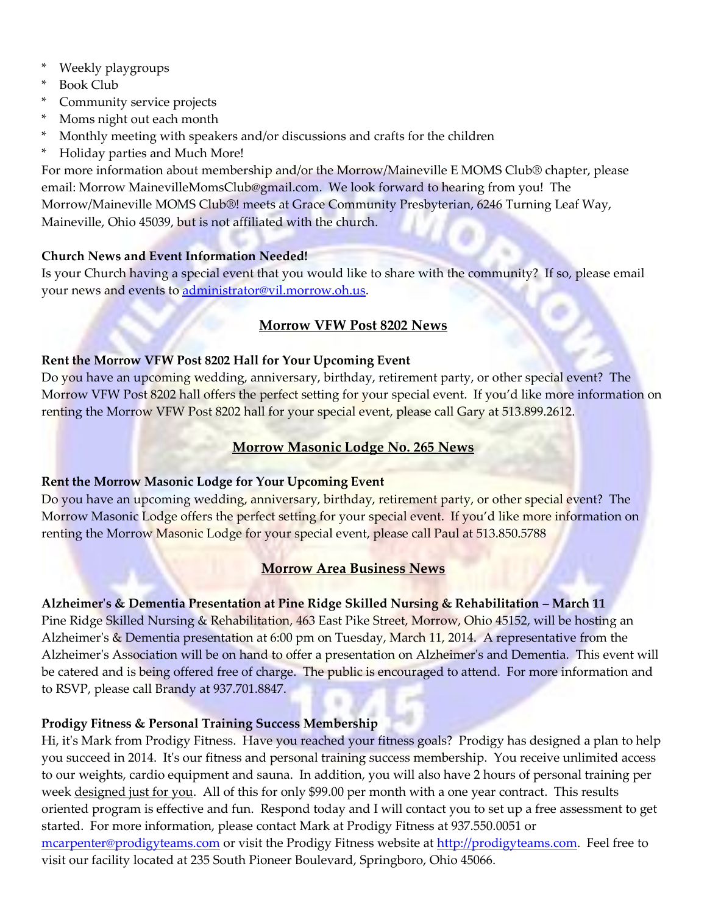* Weekly playgroups
* Book Club
* Community service projects
* Moms night out each month
* Monthly meeting with speakers and/or discussions and crafts for the children
* Holiday parties and Much More!

For more information about membership and/or the Morrow/Maineville E MOMS Club® chapter, please email: Morrow MainevilleMomsClub@gmail.com. We look forward to hearing from you! The Morrow/Maineville MOMS Club®! meets at Grace Community Presbyterian, 6246 Turning Leaf Way, Maineville, Ohio 45039, but is not affiliated with the church.

**Church News and Event Information Needed!**

Is your Church having a special event that you would like to share with the community? If so, please email your news and events to administrator@vil.morrow.oh.us.

## Morrow VFW Post 8202 News

**Rent the Morrow VFW Post 8202 Hall for Your Upcoming Event**

Do you have an upcoming wedding, anniversary, birthday, retirement party, or other special event? The Morrow VFW Post 8202 hall offers the perfect setting for your special event. If you'd like more information on renting the Morrow VFW Post 8202 hall for your special event, please call Gary at 513.899.2612.

## Morrow Masonic Lodge No. 265 News

**Rent the Morrow Masonic Lodge for Your Upcoming Event**

Do you have an upcoming wedding, anniversary, birthday, retirement party, or other special event? The Morrow Masonic Lodge offers the perfect setting for your special event. If you'd like more information on renting the Morrow Masonic Lodge for your special event, please call Paul at 513.850.5788

## Morrow Area Business News

**Alzheimer's & Dementia Presentation at Pine Ridge Skilled Nursing & Rehabilitation – March 11**

Pine Ridge Skilled Nursing & Rehabilitation, 463 East Pike Street, Morrow, Ohio 45152, will be hosting an Alzheimer's & Dementia presentation at 6:00 pm on Tuesday, March 11, 2014. A representative from the Alzheimer's Association will be on hand to offer a presentation on Alzheimer's and Dementia. This event will be catered and is being offered free of charge. The public is encouraged to attend. For more information and to RSVP, please call Brandy at 937.701.8847.

**Prodigy Fitness & Personal Training Success Membership**

Hi, it's Mark from Prodigy Fitness. Have you reached your fitness goals? Prodigy has designed a plan to help you succeed in 2014. It's our fitness and personal training success membership. You receive unlimited access to our weights, cardio equipment and sauna. In addition, you will also have 2 hours of personal training per week designed just for you. All of this for only $99.00 per month with a one year contract. This results oriented program is effective and fun. Respond today and I will contact you to set up a free assessment to get started. For more information, please contact Mark at Prodigy Fitness at 937.550.0051 or mcarpenter@prodigyteams.com or visit the Prodigy Fitness website at http://prodigyteams.com. Feel free to visit our facility located at 235 South Pioneer Boulevard, Springboro, Ohio 45066.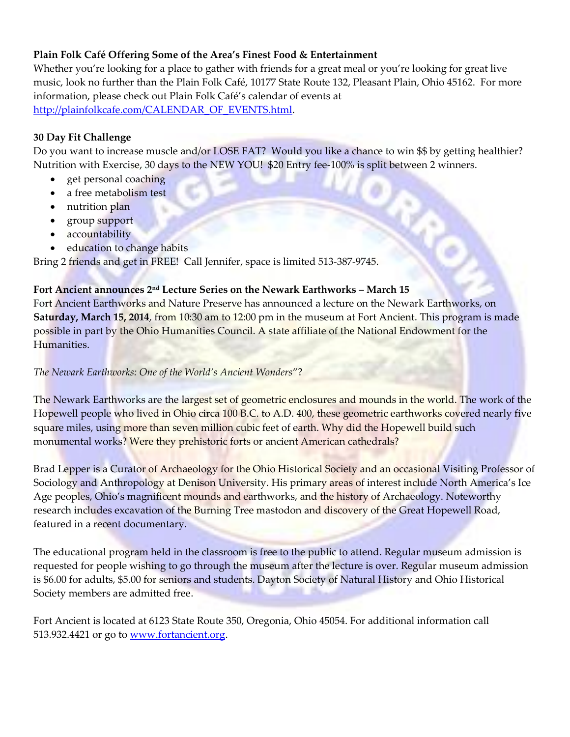**Plain Folk Café Offering Some of the Area's Finest Food & Entertainment**

Whether you're looking for a place to gather with friends for a great meal or you're looking for great live music, look no further than the Plain Folk Café, 10177 State Route 132, Pleasant Plain, Ohio 45162. For more information, please check out Plain Folk Café's calendar of events at [http://plainfolkcafe.com/CALENDAR_OF_EVENTS.html](http://plainfolkcafe.com/CALENDAR_OF_EVENTS.html).

**30 Day Fit Challenge**

Do you want to increase muscle and/or LOSE FAT? Would you like a chance to win $$ by getting healthier? Nutrition with Exercise, 30 days to the NEW YOU! $20 Entry fee-100% is split between 2 winners.

- get personal coaching
- a free metabolism test
- nutrition plan
- group support
- accountability
- education to change habits

Bring 2 friends and get in FREE! Call Jennifer, space is limited 513-387-9745.

**Fort Ancient announces 2nd Lecture Series on the Newark Earthworks – March 15**

Fort Ancient Earthworks and Nature Preserve has announced a lecture on the Newark Earthworks, on **Saturday, March 15, 2014**, from 10:30 am to 12:00 pm in the museum at Fort Ancient. This program is made possible in part by the Ohio Humanities Council. A state affiliate of the National Endowment for the Humanities.

*The Newark Earthworks: One of the World's Ancient Wonders*"?

The Newark Earthworks are the largest set of geometric enclosures and mounds in the world. The work of the Hopewell people who lived in Ohio circa 100 B.C. to A.D. 400, these geometric earthworks covered nearly five square miles, using more than seven million cubic feet of earth. Why did the Hopewell build such monumental works? Were they prehistoric forts or ancient American cathedrals?

Brad Lepper is a Curator of Archaeology for the Ohio Historical Society and an occasional Visiting Professor of Sociology and Anthropology at Denison University. His primary areas of interest include North America's Ice Age peoples, Ohio's magnificent mounds and earthworks, and the history of Archaeology. Noteworthy research includes excavation of the Burning Tree mastodon and discovery of the Great Hopewell Road, featured in a recent documentary.

The educational program held in the classroom is free to the public to attend. Regular museum admission is requested for people wishing to go through the museum after the lecture is over. Regular museum admission is $6.00 for adults, $5.00 for seniors and students. Dayton Society of Natural History and Ohio Historical Society members are admitted free.

Fort Ancient is located at 6123 State Route 350, Oregonia, Ohio 45054. For additional information call 513.932.4421 or go to [www.fortancient.org](http://www.fortancient.org).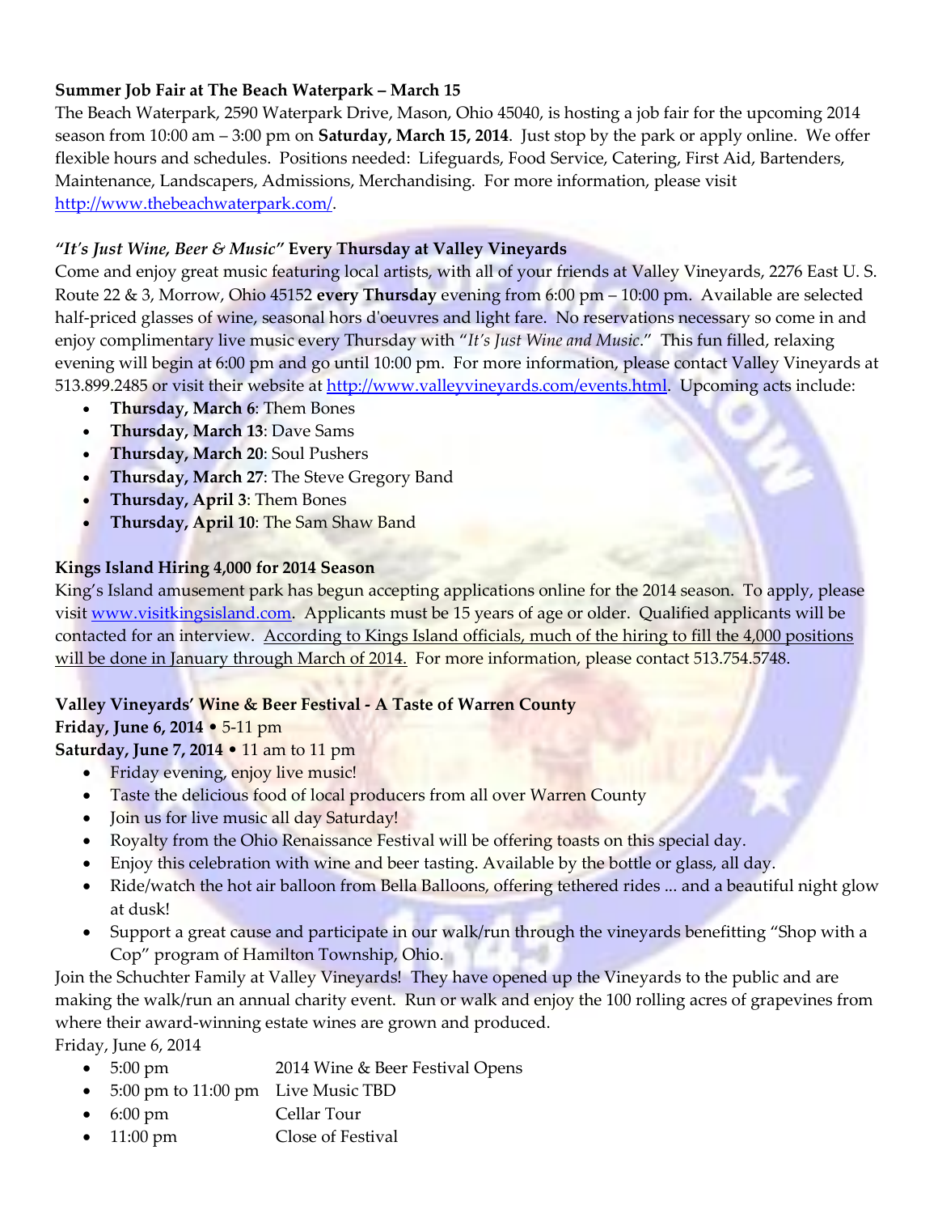**Summer Job Fair at The Beach Waterpark – March 15**

The Beach Waterpark, 2590 Waterpark Drive, Mason, Ohio 45040, is hosting a job fair for the upcoming 2014 season from 10:00 am – 3:00 pm on **Saturday, March 15, 2014**. Just stop by the park or apply online. We offer flexible hours and schedules. Positions needed: Lifeguards, Food Service, Catering, First Aid, Bartenders, Maintenance, Landscapers, Admissions, Merchandising. For more information, please visit http://www.thebeachwaterpark.com/.

***"It's Just Wine, Beer & Music"* Every Thursday at Valley Vineyards**

Come and enjoy great music featuring local artists, with all of your friends at Valley Vineyards, 2276 East U. S. Route 22 & 3, Morrow, Ohio 45152 **every Thursday** evening from 6:00 pm – 10:00 pm. Available are selected half-priced glasses of wine, seasonal hors d'oeuvres and light fare. No reservations necessary so come in and enjoy complimentary live music every Thursday with "*It's Just Wine and Music*." This fun filled, relaxing evening will begin at 6:00 pm and go until 10:00 pm. For more information, please contact Valley Vineyards at 513.899.2485 or visit their website at http://www.valleyvineyards.com/events.html. Upcoming acts include:

- **Thursday, March 6**: Them Bones
- **Thursday, March 13**: Dave Sams
- **Thursday, March 20**: Soul Pushers
- **Thursday, March 27**: The Steve Gregory Band
- **Thursday, April 3**: Them Bones
- **Thursday, April 10**: The Sam Shaw Band

**Kings Island Hiring 4,000 for 2014 Season**

King's Island amusement park has begun accepting applications online for the 2014 season. To apply, please visit www.visitkingsisland.com. Applicants must be 15 years of age or older. Qualified applicants will be contacted for an interview. According to Kings Island officials, much of the hiring to fill the 4,000 positions will be done in January through March of 2014. For more information, please contact 513.754.5748.

**Valley Vineyards' Wine & Beer Festival - A Taste of Warren County**

**Friday, June 6, 2014** • 5-11 pm
**Saturday, June 7, 2014** • 11 am to 11 pm

- Friday evening, enjoy live music!
- Taste the delicious food of local producers from all over Warren County
- Join us for live music all day Saturday!
- Royalty from the Ohio Renaissance Festival will be offering toasts on this special day.
- Enjoy this celebration with wine and beer tasting. Available by the bottle or glass, all day.
- Ride/watch the hot air balloon from Bella Balloons, offering tethered rides ... and a beautiful night glow at dusk!
- Support a great cause and participate in our walk/run through the vineyards benefitting "Shop with a Cop" program of Hamilton Township, Ohio.

Join the Schuchter Family at Valley Vineyards! They have opened up the Vineyards to the public and are making the walk/run an annual charity event. Run or walk and enjoy the 100 rolling acres of grapevines from where their award-winning estate wines are grown and produced.

Friday, June 6, 2014

- 5:00 pm — 2014 Wine & Beer Festival Opens
- 5:00 pm to 11:00 pm — Live Music TBD
- 6:00 pm — Cellar Tour
- 11:00 pm — Close of Festival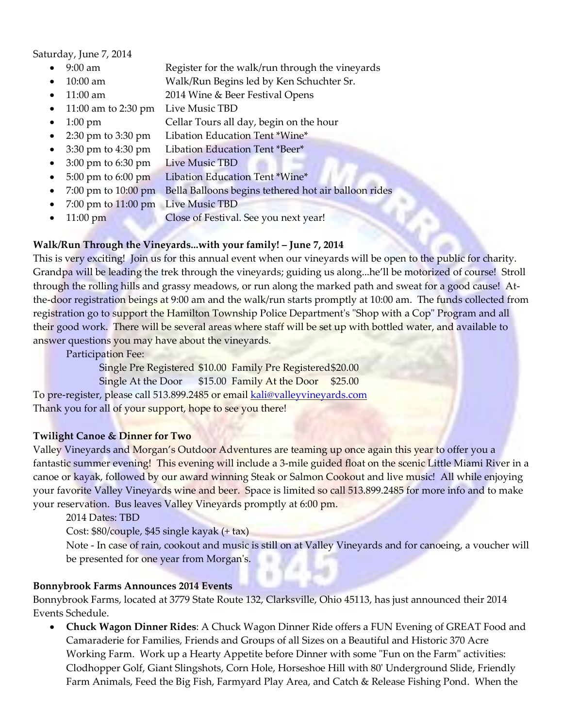Saturday, June 7, 2014

- 9:00 am Register for the walk/run through the vineyards
- 10:00 am Walk/Run Begins led by Ken Schuchter Sr.
- 11:00 am 2014 Wine & Beer Festival Opens
- 11:00 am to 2:30 pm Live Music TBD
- 1:00 pm Cellar Tours all day, begin on the hour
- 2:30 pm to 3:30 pm Libation Education Tent *Wine*
- 3:30 pm to 4:30 pm Libation Education Tent *Beer*
- 3:00 pm to 6:30 pm Live Music TBD
- 5:00 pm to 6:00 pm Libation Education Tent *Wine*
- 7:00 pm to 10:00 pm Bella Balloons begins tethered hot air balloon rides
- 7:00 pm to 11:00 pm Live Music TBD
- 11:00 pm Close of Festival. See you next year!

**Walk/Run Through the Vineyards...with your family! – June 7, 2014**

This is very exciting! Join us for this annual event when our vineyards will be open to the public for charity. Grandpa will be leading the trek through the vineyards; guiding us along...he'll be motorized of course! Stroll through the rolling hills and grassy meadows, or run along the marked path and sweat for a good cause! At-the-door registration beings at 9:00 am and the walk/run starts promptly at 10:00 am. The funds collected from registration go to support the Hamilton Township Police Department's "Shop with a Cop" Program and all their good work. There will be several areas where staff will be set up with bottled water, and available to answer questions you may have about the vineyards.

Participation Fee:

Single Pre Registered $10.00 Family Pre Registered $20.00
Single At the Door $15.00 Family At the Door $25.00

To pre-register, please call 513.899.2485 or email kali@valleyvineyards.com
Thank you for all of your support, hope to see you there!

**Twilight Canoe & Dinner for Two**

Valley Vineyards and Morgan's Outdoor Adventures are teaming up once again this year to offer you a fantastic summer evening! This evening will include a 3-mile guided float on the scenic Little Miami River in a canoe or kayak, followed by our award winning Steak or Salmon Cookout and live music! All while enjoying your favorite Valley Vineyards wine and beer. Space is limited so call 513.899.2485 for more info and to make your reservation. Bus leaves Valley Vineyards promptly at 6:00 pm.

2014 Dates: TBD
Cost: $80/couple, $45 single kayak (+ tax)
Note - In case of rain, cookout and music is still on at Valley Vineyards and for canoeing, a voucher will be presented for one year from Morgan's.

**Bonnybrook Farms Announces 2014 Events**

Bonnybrook Farms, located at 3779 State Route 132, Clarksville, Ohio 45113, has just announced their 2014 Events Schedule.

- **Chuck Wagon Dinner Rides**: A Chuck Wagon Dinner Ride offers a FUN Evening of GREAT Food and Camaraderie for Families, Friends and Groups of all Sizes on a Beautiful and Historic 370 Acre Working Farm. Work up a Hearty Appetite before Dinner with some "Fun on the Farm" activities: Clodhopper Golf, Giant Slingshots, Corn Hole, Horseshoe Hill with 80' Underground Slide, Friendly Farm Animals, Feed the Big Fish, Farmyard Play Area, and Catch & Release Fishing Pond. When the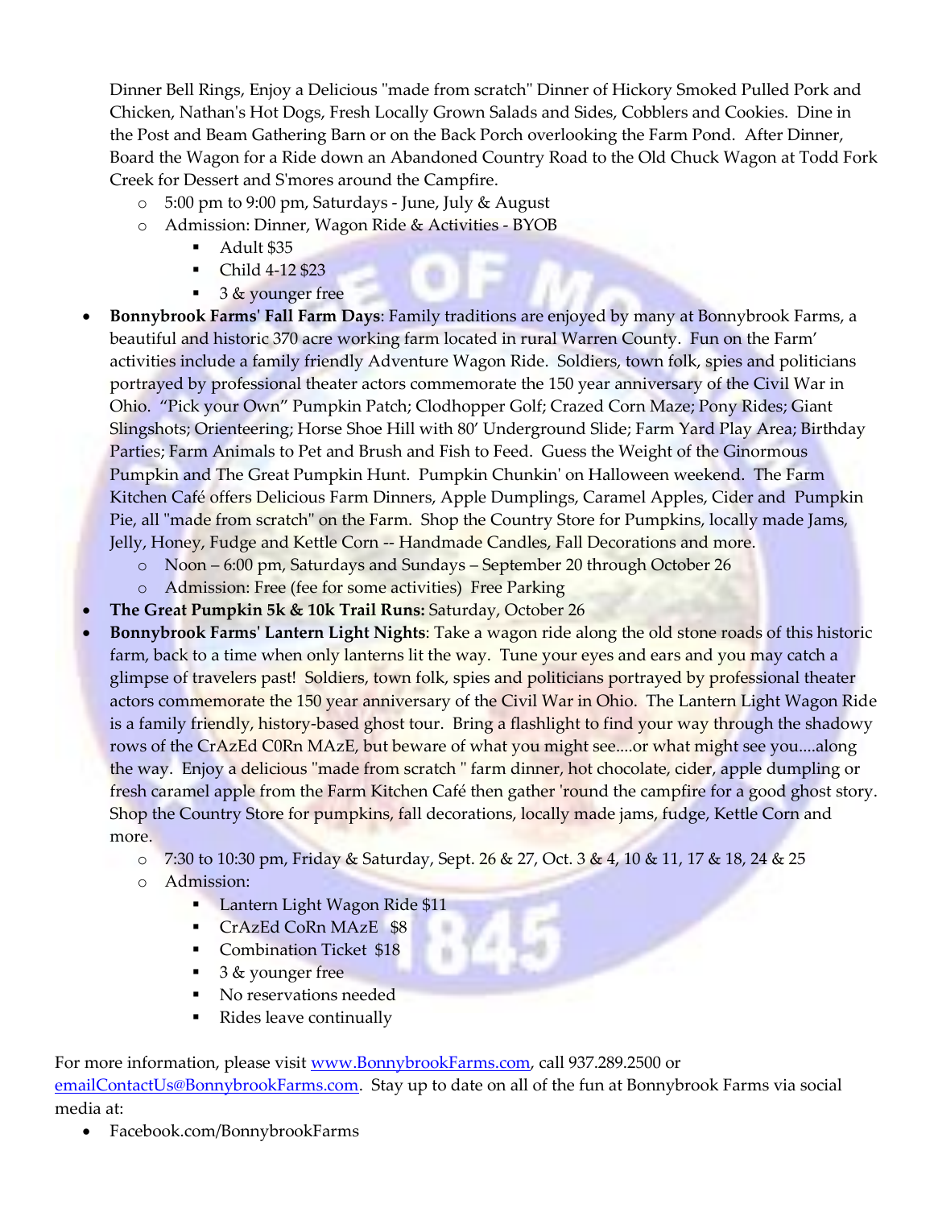Dinner Bell Rings, Enjoy a Delicious "made from scratch" Dinner of Hickory Smoked Pulled Pork and Chicken, Nathan's Hot Dogs, Fresh Locally Grown Salads and Sides, Cobblers and Cookies. Dine in the Post and Beam Gathering Barn or on the Back Porch overlooking the Farm Pond. After Dinner, Board the Wagon for a Ride down an Abandoned Country Road to the Old Chuck Wagon at Todd Fork Creek for Dessert and S'mores around the Campfire.

  - 5:00 pm to 9:00 pm, Saturdays - June, July & August
  - Admission: Dinner, Wagon Ride & Activities - BYOB
    - Adult $35
    - Child 4-12 $23
    - 3 & younger free

- **Bonnybrook Farms' Fall Farm Days**: Family traditions are enjoyed by many at Bonnybrook Farms, a beautiful and historic 370 acre working farm located in rural Warren County. Fun on the Farm' activities include a family friendly Adventure Wagon Ride. Soldiers, town folk, spies and politicians portrayed by professional theater actors commemorate the 150 year anniversary of the Civil War in Ohio. "Pick your Own" Pumpkin Patch; Clodhopper Golf; Crazed Corn Maze; Pony Rides; Giant Slingshots; Orienteering; Horse Shoe Hill with 80' Underground Slide; Farm Yard Play Area; Birthday Parties; Farm Animals to Pet and Brush and Fish to Feed. Guess the Weight of the Ginormous Pumpkin and The Great Pumpkin Hunt. Pumpkin Chunkin' on Halloween weekend. The Farm Kitchen Café offers Delicious Farm Dinners, Apple Dumplings, Caramel Apples, Cider and Pumpkin Pie, all "made from scratch" on the Farm. Shop the Country Store for Pumpkins, locally made Jams, Jelly, Honey, Fudge and Kettle Corn -- Handmade Candles, Fall Decorations and more.
  - Noon – 6:00 pm, Saturdays and Sundays – September 20 through October 26
  - Admission: Free (fee for some activities) Free Parking
- **The Great Pumpkin 5k & 10k Trail Runs:** Saturday, October 26
- **Bonnybrook Farms' Lantern Light Nights**: Take a wagon ride along the old stone roads of this historic farm, back to a time when only lanterns lit the way. Tune your eyes and ears and you may catch a glimpse of travelers past! Soldiers, town folk, spies and politicians portrayed by professional theater actors commemorate the 150 year anniversary of the Civil War in Ohio. The Lantern Light Wagon Ride is a family friendly, history-based ghost tour. Bring a flashlight to find your way through the shadowy rows of the CrAzEd C0Rn MAzE, but beware of what you might see....or what might see you....along the way. Enjoy a delicious "made from scratch " farm dinner, hot chocolate, cider, apple dumpling or fresh caramel apple from the Farm Kitchen Café then gather 'round the campfire for a good ghost story. Shop the Country Store for pumpkins, fall decorations, locally made jams, fudge, Kettle Corn and more.
  - 7:30 to 10:30 pm, Friday & Saturday, Sept. 26 & 27, Oct. 3 & 4, 10 & 11, 17 & 18, 24 & 25
  - Admission:
    - Lantern Light Wagon Ride $11
    - CrAzEd CoRn MAzE $8
    - Combination Ticket $18
    - 3 & younger free
    - No reservations needed
    - Rides leave continually

For more information, please visit www.BonnybrookFarms.com, call 937.289.2500 or emailContactUs@BonnybrookFarms.com. Stay up to date on all of the fun at Bonnybrook Farms via social media at:

- Facebook.com/BonnybrookFarms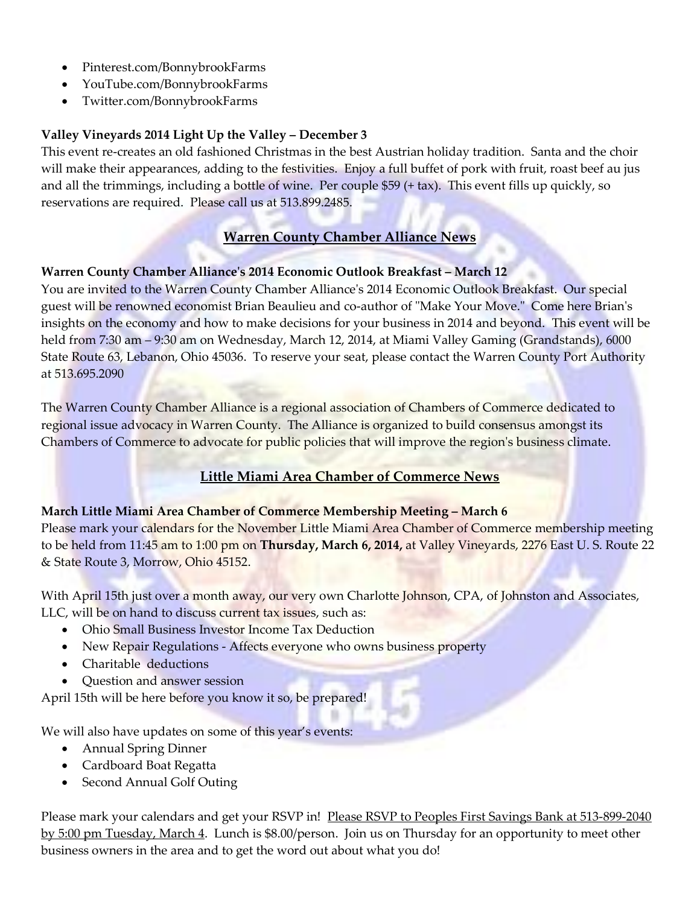- Pinterest.com/BonnybrookFarms
- YouTube.com/BonnybrookFarms
- Twitter.com/BonnybrookFarms

**Valley Vineyards 2014 Light Up the Valley – December 3**
This event re-creates an old fashioned Christmas in the best Austrian holiday tradition. Santa and the choir will make their appearances, adding to the festivities. Enjoy a full buffet of pork with fruit, roast beef au jus and all the trimmings, including a bottle of wine. Per couple $59 (+ tax). This event fills up quickly, so reservations are required. Please call us at 513.899.2485.

## Warren County Chamber Alliance News

**Warren County Chamber Alliance's 2014 Economic Outlook Breakfast – March 12**
You are invited to the Warren County Chamber Alliance's 2014 Economic Outlook Breakfast. Our special guest will be renowned economist Brian Beaulieu and co-author of "Make Your Move." Come here Brian's insights on the economy and how to make decisions for your business in 2014 and beyond. This event will be held from 7:30 am – 9:30 am on Wednesday, March 12, 2014, at Miami Valley Gaming (Grandstands), 6000 State Route 63, Lebanon, Ohio 45036. To reserve your seat, please contact the Warren County Port Authority at 513.695.2090

The Warren County Chamber Alliance is a regional association of Chambers of Commerce dedicated to regional issue advocacy in Warren County. The Alliance is organized to build consensus amongst its Chambers of Commerce to advocate for public policies that will improve the region's business climate.

## Little Miami Area Chamber of Commerce News

**March Little Miami Area Chamber of Commerce Membership Meeting – March 6**
Please mark your calendars for the November Little Miami Area Chamber of Commerce membership meeting to be held from 11:45 am to 1:00 pm on **Thursday, March 6, 2014,** at Valley Vineyards, 2276 East U. S. Route 22 & State Route 3, Morrow, Ohio 45152.

With April 15th just over a month away, our very own Charlotte Johnson, CPA, of Johnston and Associates, LLC, will be on hand to discuss current tax issues, such as:

- Ohio Small Business Investor Income Tax Deduction
- New Repair Regulations - Affects everyone who owns business property
- Charitable deductions
- Question and answer session

April 15th will be here before you know it so, be prepared!

We will also have updates on some of this year's events:

- Annual Spring Dinner
- Cardboard Boat Regatta
- Second Annual Golf Outing

Please mark your calendars and get your RSVP in! Please RSVP to Peoples First Savings Bank at 513-899-2040 by 5:00 pm Tuesday, March 4. Lunch is $8.00/person. Join us on Thursday for an opportunity to meet other business owners in the area and to get the word out about what you do!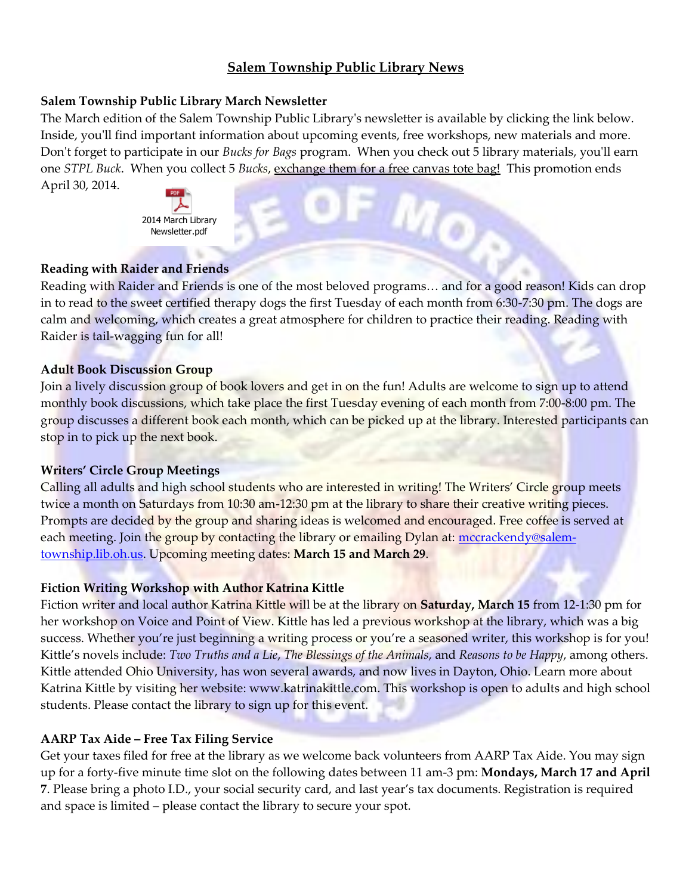# Salem Township Public Library News

## Salem Township Public Library March Newsletter

The March edition of the Salem Township Public Library's newsletter is available by clicking the link below. Inside, you'll find important information about upcoming events, free workshops, new materials and more. Don't forget to participate in our *Bucks for Bags* program. When you check out 5 library materials, you'll earn one *STPL Buck*. When you collect 5 *Bucks*, exchange them for a free canvas tote bag! This promotion ends April 30, 2014.

2014 March Library Newsletter.pdf

## Reading with Raider and Friends

Reading with Raider and Friends is one of the most beloved programs… and for a good reason! Kids can drop in to read to the sweet certified therapy dogs the first Tuesday of each month from 6:30-7:30 pm. The dogs are calm and welcoming, which creates a great atmosphere for children to practice their reading. Reading with Raider is tail-wagging fun for all!

## Adult Book Discussion Group

Join a lively discussion group of book lovers and get in on the fun! Adults are welcome to sign up to attend monthly book discussions, which take place the first Tuesday evening of each month from 7:00-8:00 pm. The group discusses a different book each month, which can be picked up at the library. Interested participants can stop in to pick up the next book.

## Writers' Circle Group Meetings

Calling all adults and high school students who are interested in writing! The Writers' Circle group meets twice a month on Saturdays from 10:30 am-12:30 pm at the library to share their creative writing pieces. Prompts are decided by the group and sharing ideas is welcomed and encouraged. Free coffee is served at each meeting. Join the group by contacting the library or emailing Dylan at: mccrackendy@salem-township.lib.oh.us. Upcoming meeting dates: **March 15 and March 29**.

## Fiction Writing Workshop with Author Katrina Kittle

Fiction writer and local author Katrina Kittle will be at the library on **Saturday, March 15** from 12-1:30 pm for her workshop on Voice and Point of View. Kittle has led a previous workshop at the library, which was a big success. Whether you're just beginning a writing process or you're a seasoned writer, this workshop is for you! Kittle's novels include: *Two Truths and a Lie*, *The Blessings of the Animals*, and *Reasons to be Happy*, among others. Kittle attended Ohio University, has won several awards, and now lives in Dayton, Ohio. Learn more about Katrina Kittle by visiting her website: www.katrinakittle.com. This workshop is open to adults and high school students. Please contact the library to sign up for this event.

## AARP Tax Aide – Free Tax Filing Service

Get your taxes filed for free at the library as we welcome back volunteers from AARP Tax Aide. You may sign up for a forty-five minute time slot on the following dates between 11 am-3 pm: **Mondays, March 17 and April 7**. Please bring a photo I.D., your social security card, and last year's tax documents. Registration is required and space is limited – please contact the library to secure your spot.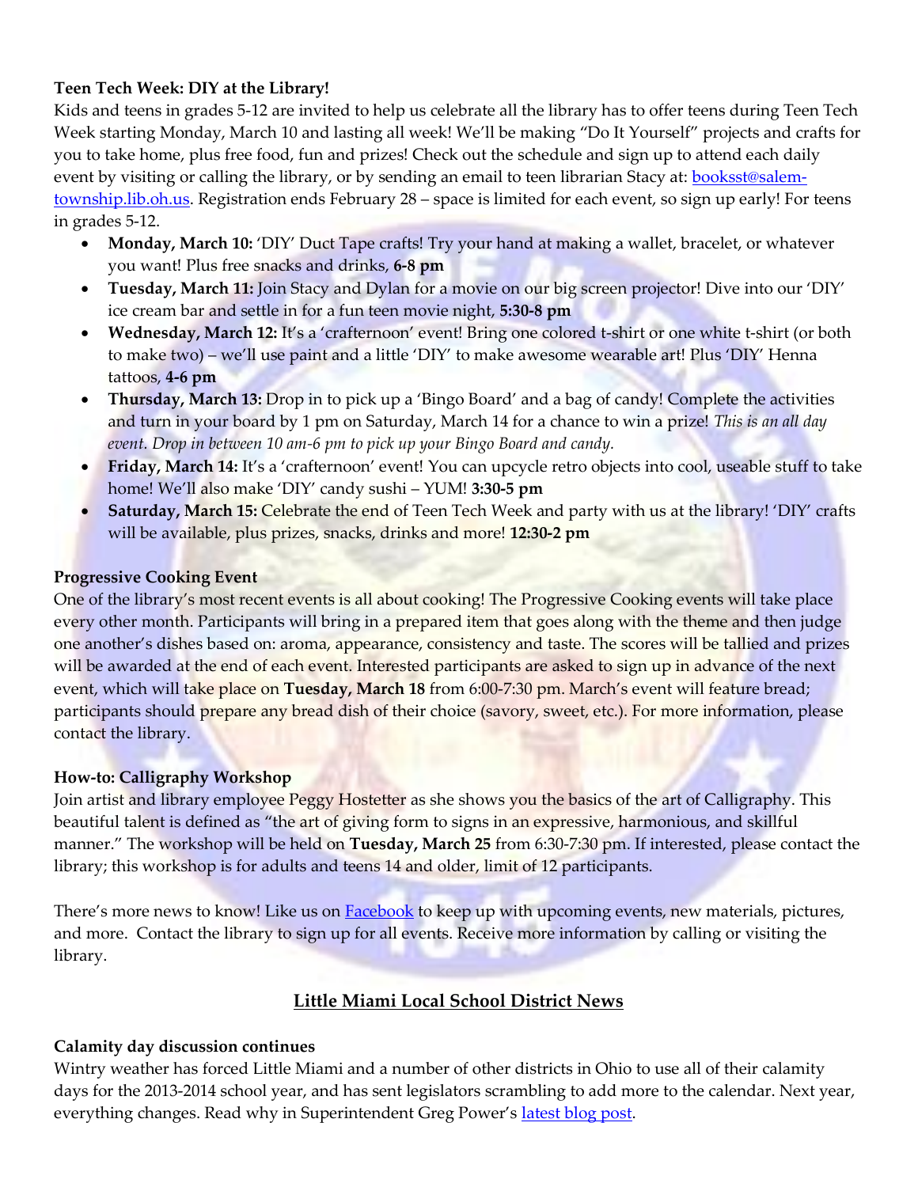**Teen Tech Week: DIY at the Library!**

Kids and teens in grades 5-12 are invited to help us celebrate all the library has to offer teens during Teen Tech Week starting Monday, March 10 and lasting all week! We'll be making "Do It Yourself" projects and crafts for you to take home, plus free food, fun and prizes! Check out the schedule and sign up to attend each daily event by visiting or calling the library, or by sending an email to teen librarian Stacy at: [booksst@salem-township.lib.oh.us](mailto:booksst@salem-township.lib.oh.us). Registration ends February 28 – space is limited for each event, so sign up early! For teens in grades 5-12.

- **Monday, March 10:** 'DIY' Duct Tape crafts! Try your hand at making a wallet, bracelet, or whatever you want! Plus free snacks and drinks, **6-8 pm**
- **Tuesday, March 11:** Join Stacy and Dylan for a movie on our big screen projector! Dive into our 'DIY' ice cream bar and settle in for a fun teen movie night, **5:30-8 pm**
- **Wednesday, March 12:** It's a 'crafternoon' event! Bring one colored t-shirt or one white t-shirt (or both to make two) – we'll use paint and a little 'DIY' to make awesome wearable art! Plus 'DIY' Henna tattoos, **4-6 pm**
- **Thursday, March 13:** Drop in to pick up a 'Bingo Board' and a bag of candy! Complete the activities and turn in your board by 1 pm on Saturday, March 14 for a chance to win a prize! *This is an all day event. Drop in between 10 am-6 pm to pick up your Bingo Board and candy.*
- **Friday, March 14:** It's a 'crafternoon' event! You can upcycle retro objects into cool, useable stuff to take home! We'll also make 'DIY' candy sushi – YUM! **3:30-5 pm**
- **Saturday, March 15:** Celebrate the end of Teen Tech Week and party with us at the library! 'DIY' crafts will be available, plus prizes, snacks, drinks and more! **12:30-2 pm**

**Progressive Cooking Event**

One of the library's most recent events is all about cooking! The Progressive Cooking events will take place every other month. Participants will bring in a prepared item that goes along with the theme and then judge one another's dishes based on: aroma, appearance, consistency and taste. The scores will be tallied and prizes will be awarded at the end of each event. Interested participants are asked to sign up in advance of the next event, which will take place on **Tuesday, March 18** from 6:00-7:30 pm. March's event will feature bread; participants should prepare any bread dish of their choice (savory, sweet, etc.). For more information, please contact the library.

**How-to: Calligraphy Workshop**

Join artist and library employee Peggy Hostetter as she shows you the basics of the art of Calligraphy. This beautiful talent is defined as "the art of giving form to signs in an expressive, harmonious, and skillful manner." The workshop will be held on **Tuesday, March 25** from 6:30-7:30 pm. If interested, please contact the library; this workshop is for adults and teens 14 and older, limit of 12 participants.

There's more news to know! Like us on Facebook to keep up with upcoming events, new materials, pictures, and more. Contact the library to sign up for all events. Receive more information by calling or visiting the library.

## Little Miami Local School District News

**Calamity day discussion continues**

Wintry weather has forced Little Miami and a number of other districts in Ohio to use all of their calamity days for the 2013-2014 school year, and has sent legislators scrambling to add more to the calendar. Next year, everything changes. Read why in Superintendent Greg Power's latest blog post.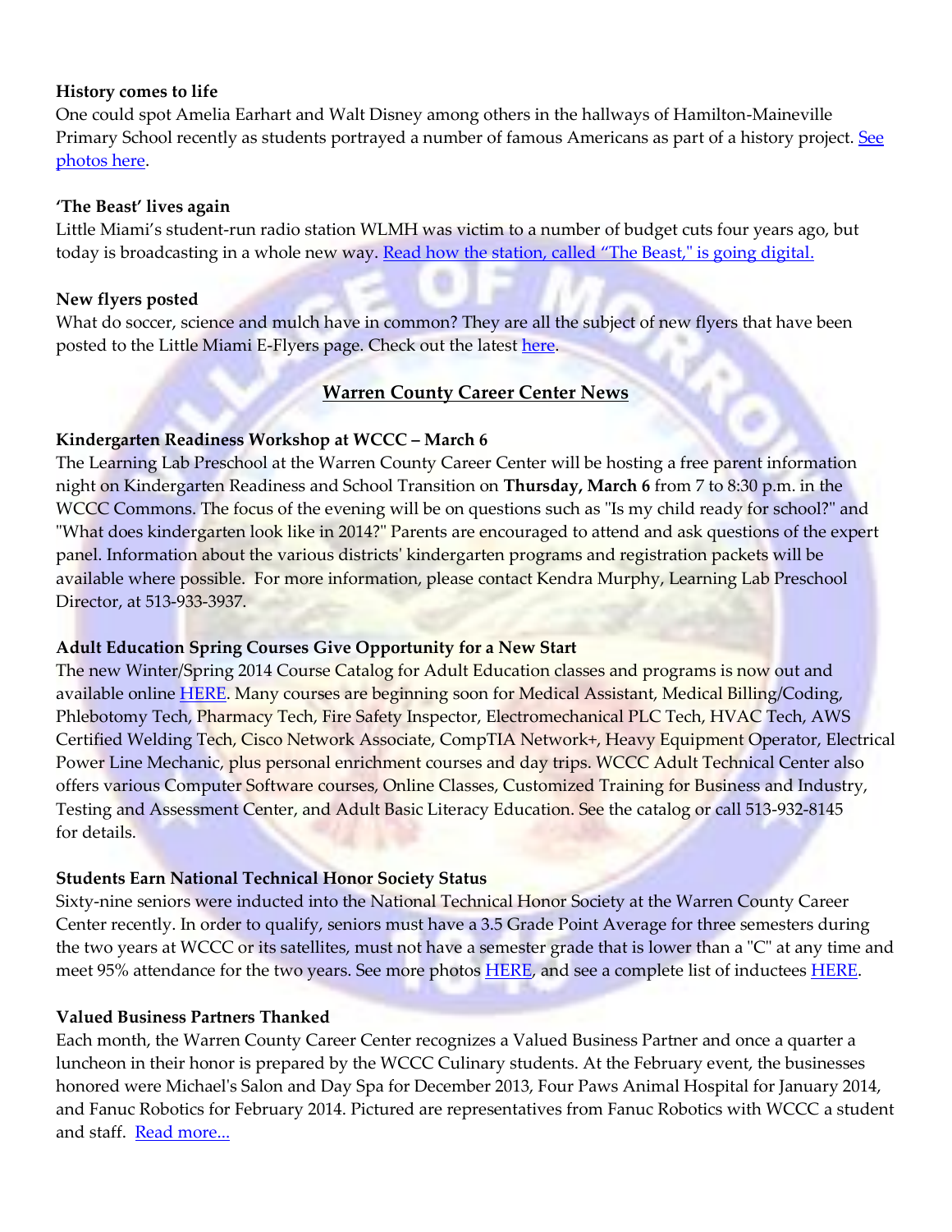**History comes to life**
One could spot Amelia Earhart and Walt Disney among others in the hallways of Hamilton-Maineville Primary School recently as students portrayed a number of famous Americans as part of a history project. See photos here.

**'The Beast' lives again**
Little Miami's student-run radio station WLMH was victim to a number of budget cuts four years ago, but today is broadcasting in a whole new way. Read how the station, called "The Beast," is going digital.

**New flyers posted**
What do soccer, science and mulch have in common? They are all the subject of new flyers that have been posted to the Little Miami E-Flyers page. Check out the latest here.

## Warren County Career Center News

**Kindergarten Readiness Workshop at WCCC – March 6**
The Learning Lab Preschool at the Warren County Career Center will be hosting a free parent information night on Kindergarten Readiness and School Transition on **Thursday, March 6** from 7 to 8:30 p.m. in the WCCC Commons. The focus of the evening will be on questions such as "Is my child ready for school?" and "What does kindergarten look like in 2014?" Parents are encouraged to attend and ask questions of the expert panel. Information about the various districts' kindergarten programs and registration packets will be available where possible. For more information, please contact Kendra Murphy, Learning Lab Preschool Director, at 513-933-3937.

**Adult Education Spring Courses Give Opportunity for a New Start**
The new Winter/Spring 2014 Course Catalog for Adult Education classes and programs is now out and available online HERE. Many courses are beginning soon for Medical Assistant, Medical Billing/Coding, Phlebotomy Tech, Pharmacy Tech, Fire Safety Inspector, Electromechanical PLC Tech, HVAC Tech, AWS Certified Welding Tech, Cisco Network Associate, CompTIA Network+, Heavy Equipment Operator, Electrical Power Line Mechanic, plus personal enrichment courses and day trips. WCCC Adult Technical Center also offers various Computer Software courses, Online Classes, Customized Training for Business and Industry, Testing and Assessment Center, and Adult Basic Literacy Education. See the catalog or call 513-932-8145 for details.

**Students Earn National Technical Honor Society Status**
Sixty-nine seniors were inducted into the National Technical Honor Society at the Warren County Career Center recently. In order to qualify, seniors must have a 3.5 Grade Point Average for three semesters during the two years at WCCC or its satellites, must not have a semester grade that is lower than a "C" at any time and meet 95% attendance for the two years. See more photos HERE, and see a complete list of inductees HERE.

**Valued Business Partners Thanked**
Each month, the Warren County Career Center recognizes a Valued Business Partner and once a quarter a luncheon in their honor is prepared by the WCCC Culinary students. At the February event, the businesses honored were Michael's Salon and Day Spa for December 2013, Four Paws Animal Hospital for January 2014, and Fanuc Robotics for February 2014. Pictured are representatives from Fanuc Robotics with WCCC a student and staff. Read more...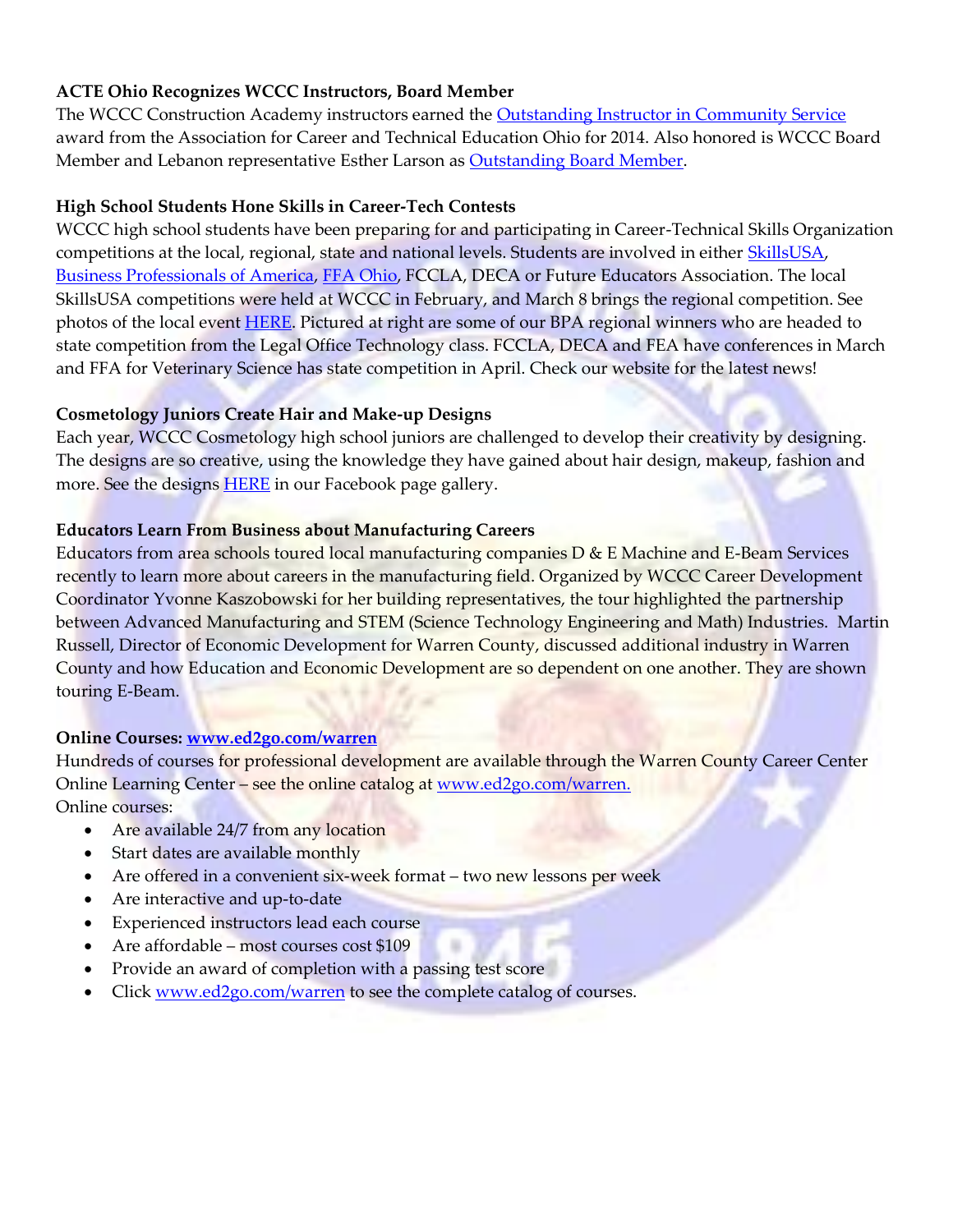**ACTE Ohio Recognizes WCCC Instructors, Board Member**

The WCCC Construction Academy instructors earned the Outstanding Instructor in Community Service award from the Association for Career and Technical Education Ohio for 2014. Also honored is WCCC Board Member and Lebanon representative Esther Larson as Outstanding Board Member.

**High School Students Hone Skills in Career-Tech Contests**

WCCC high school students have been preparing for and participating in Career-Technical Skills Organization competitions at the local, regional, state and national levels. Students are involved in either SkillsUSA, Business Professionals of America, FFA Ohio, FCCLA, DECA or Future Educators Association. The local SkillsUSA competitions were held at WCCC in February, and March 8 brings the regional competition. See photos of the local event HERE. Pictured at right are some of our BPA regional winners who are headed to state competition from the Legal Office Technology class. FCCLA, DECA and FEA have conferences in March and FFA for Veterinary Science has state competition in April. Check our website for the latest news!

**Cosmetology Juniors Create Hair and Make-up Designs**

Each year, WCCC Cosmetology high school juniors are challenged to develop their creativity by designing. The designs are so creative, using the knowledge they have gained about hair design, makeup, fashion and more. See the designs HERE in our Facebook page gallery.

**Educators Learn From Business about Manufacturing Careers**

Educators from area schools toured local manufacturing companies D & E Machine and E-Beam Services recently to learn more about careers in the manufacturing field. Organized by WCCC Career Development Coordinator Yvonne Kaszobowski for her building representatives, the tour highlighted the partnership between Advanced Manufacturing and STEM (Science Technology Engineering and Math) Industries. Martin Russell, Director of Economic Development for Warren County, discussed additional industry in Warren County and how Education and Economic Development are so dependent on one another. They are shown touring E-Beam.

**Online Courses: www.ed2go.com/warren**

Hundreds of courses for professional development are available through the Warren County Career Center Online Learning Center – see the online catalog at www.ed2go.com/warren.

Online courses:

- Are available 24/7 from any location
- Start dates are available monthly
- Are offered in a convenient six-week format – two new lessons per week
- Are interactive and up-to-date
- Experienced instructors lead each course
- Are affordable – most courses cost $109
- Provide an award of completion with a passing test score
- Click www.ed2go.com/warren to see the complete catalog of courses.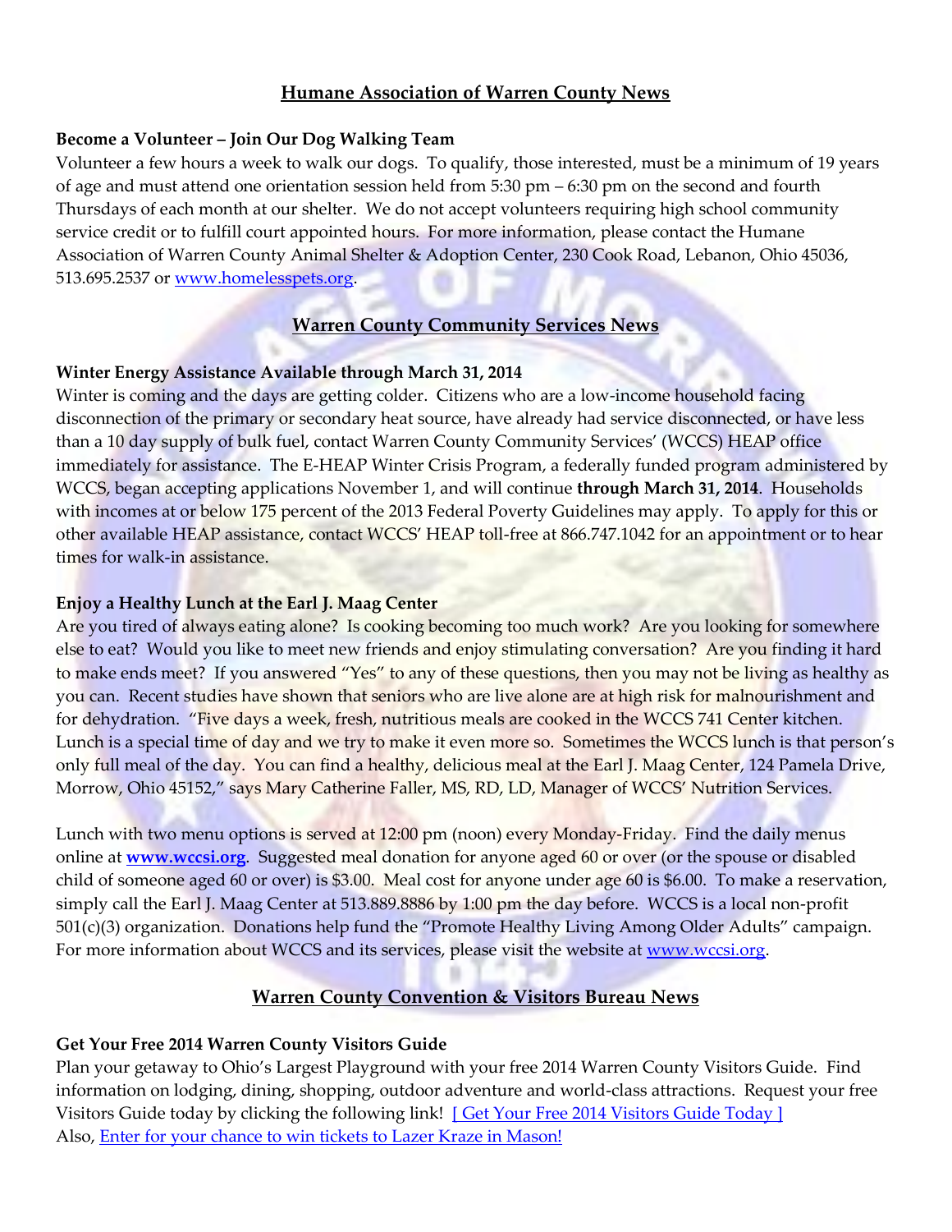## Humane Association of Warren County News

**Become a Volunteer – Join Our Dog Walking Team**

Volunteer a few hours a week to walk our dogs. To qualify, those interested, must be a minimum of 19 years of age and must attend one orientation session held from 5:30 pm – 6:30 pm on the second and fourth Thursdays of each month at our shelter. We do not accept volunteers requiring high school community service credit or to fulfill court appointed hours. For more information, please contact the Humane Association of Warren County Animal Shelter & Adoption Center, 230 Cook Road, Lebanon, Ohio 45036, 513.695.2537 or [www.homelesspets.org](www.homelesspets.org).

## Warren County Community Services News

**Winter Energy Assistance Available through March 31, 2014**

Winter is coming and the days are getting colder. Citizens who are a low-income household facing disconnection of the primary or secondary heat source, have already had service disconnected, or have less than a 10 day supply of bulk fuel, contact Warren County Community Services' (WCCS) HEAP office immediately for assistance. The E-HEAP Winter Crisis Program, a federally funded program administered by WCCS, began accepting applications November 1, and will continue **through March 31, 2014**. Households with incomes at or below 175 percent of the 2013 Federal Poverty Guidelines may apply. To apply for this or other available HEAP assistance, contact WCCS' HEAP toll-free at 866.747.1042 for an appointment or to hear times for walk-in assistance.

**Enjoy a Healthy Lunch at the Earl J. Maag Center**

Are you tired of always eating alone? Is cooking becoming too much work? Are you looking for somewhere else to eat? Would you like to meet new friends and enjoy stimulating conversation? Are you finding it hard to make ends meet? If you answered "Yes" to any of these questions, then you may not be living as healthy as you can. Recent studies have shown that seniors who are live alone are at high risk for malnourishment and for dehydration. "Five days a week, fresh, nutritious meals are cooked in the WCCS 741 Center kitchen. Lunch is a special time of day and we try to make it even more so. Sometimes the WCCS lunch is that person's only full meal of the day. You can find a healthy, delicious meal at the Earl J. Maag Center, 124 Pamela Drive, Morrow, Ohio 45152," says Mary Catherine Faller, MS, RD, LD, Manager of WCCS' Nutrition Services.

Lunch with two menu options is served at 12:00 pm (noon) every Monday-Friday. Find the daily menus online at **[www.wccsi.org](www.wccsi.org)**. Suggested meal donation for anyone aged 60 or over (or the spouse or disabled child of someone aged 60 or over) is $3.00. Meal cost for anyone under age 60 is $6.00. To make a reservation, simply call the Earl J. Maag Center at 513.889.8886 by 1:00 pm the day before. WCCS is a local non-profit 501(c)(3) organization. Donations help fund the "Promote Healthy Living Among Older Adults" campaign. For more information about WCCS and its services, please visit the website at [www.wccsi.org](www.wccsi.org).

## Warren County Convention & Visitors Bureau News

**Get Your Free 2014 Warren County Visitors Guide**

Plan your getaway to Ohio's Largest Playground with your free 2014 Warren County Visitors Guide. Find information on lodging, dining, shopping, outdoor adventure and world-class attractions. Request your free Visitors Guide today by clicking the following link! [ Get Your Free 2014 Visitors Guide Today ]
Also, Enter for your chance to win tickets to Lazer Kraze in Mason!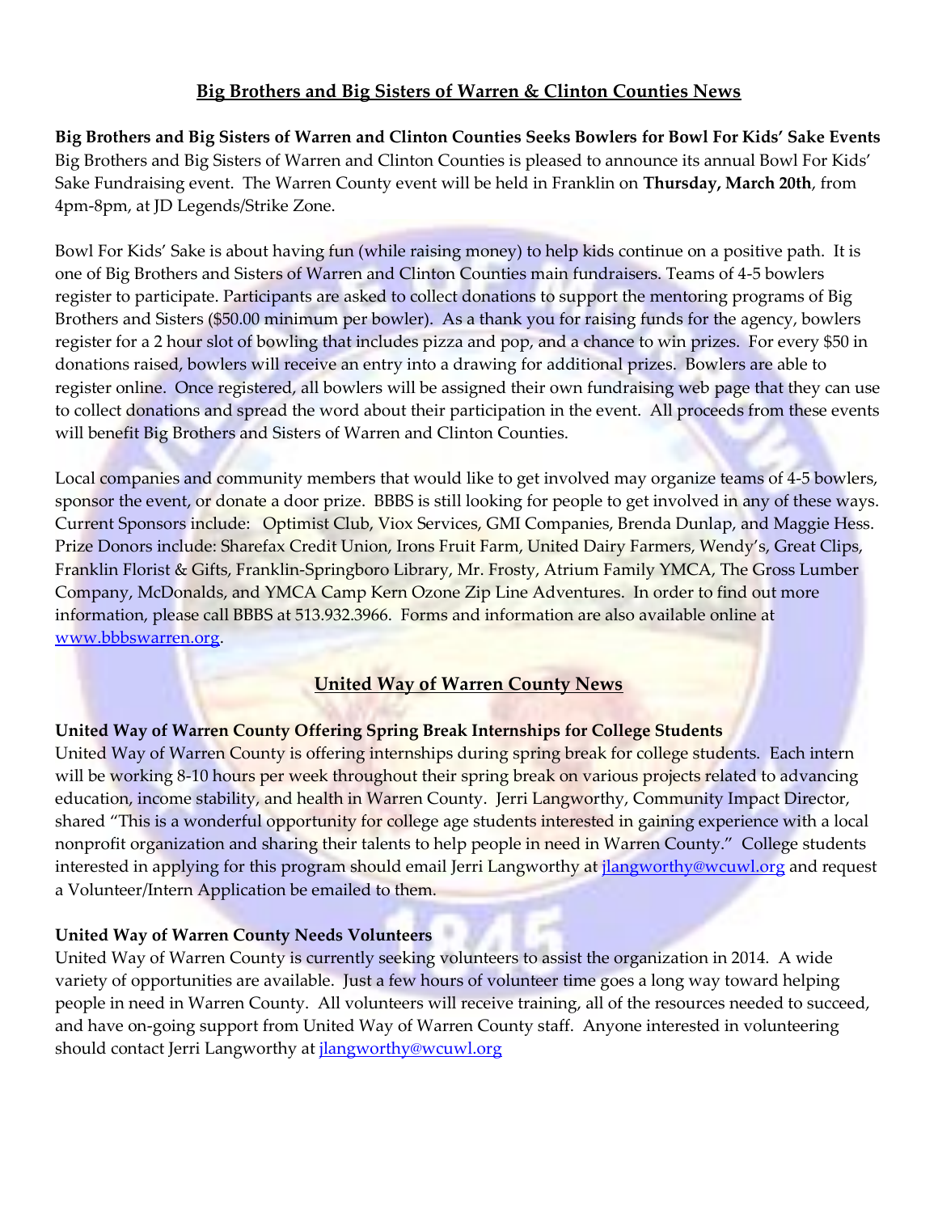## Big Brothers and Big Sisters of Warren & Clinton Counties News

**Big Brothers and Big Sisters of Warren and Clinton Counties Seeks Bowlers for Bowl For Kids' Sake Events**
Big Brothers and Big Sisters of Warren and Clinton Counties is pleased to announce its annual Bowl For Kids' Sake Fundraising event. The Warren County event will be held in Franklin on **Thursday, March 20th**, from 4pm-8pm, at JD Legends/Strike Zone.

Bowl For Kids' Sake is about having fun (while raising money) to help kids continue on a positive path. It is one of Big Brothers and Sisters of Warren and Clinton Counties main fundraisers. Teams of 4-5 bowlers register to participate. Participants are asked to collect donations to support the mentoring programs of Big Brothers and Sisters ($50.00 minimum per bowler). As a thank you for raising funds for the agency, bowlers register for a 2 hour slot of bowling that includes pizza and pop, and a chance to win prizes. For every $50 in donations raised, bowlers will receive an entry into a drawing for additional prizes. Bowlers are able to register online. Once registered, all bowlers will be assigned their own fundraising web page that they can use to collect donations and spread the word about their participation in the event. All proceeds from these events will benefit Big Brothers and Sisters of Warren and Clinton Counties.

Local companies and community members that would like to get involved may organize teams of 4-5 bowlers, sponsor the event, or donate a door prize. BBBS is still looking for people to get involved in any of these ways. Current Sponsors include: Optimist Club, Viox Services, GMI Companies, Brenda Dunlap, and Maggie Hess. Prize Donors include: Sharefax Credit Union, Irons Fruit Farm, United Dairy Farmers, Wendy's, Great Clips, Franklin Florist & Gifts, Franklin-Springboro Library, Mr. Frosty, Atrium Family YMCA, The Gross Lumber Company, McDonalds, and YMCA Camp Kern Ozone Zip Line Adventures. In order to find out more information, please call BBBS at 513.932.3966. Forms and information are also available online at www.bbbswarren.org.

## United Way of Warren County News

**United Way of Warren County Offering Spring Break Internships for College Students**
United Way of Warren County is offering internships during spring break for college students. Each intern will be working 8-10 hours per week throughout their spring break on various projects related to advancing education, income stability, and health in Warren County. Jerri Langworthy, Community Impact Director, shared "This is a wonderful opportunity for college age students interested in gaining experience with a local nonprofit organization and sharing their talents to help people in need in Warren County." College students interested in applying for this program should email Jerri Langworthy at jlangworthy@wcuwl.org and request a Volunteer/Intern Application be emailed to them.

**United Way of Warren County Needs Volunteers**
United Way of Warren County is currently seeking volunteers to assist the organization in 2014. A wide variety of opportunities are available. Just a few hours of volunteer time goes a long way toward helping people in need in Warren County. All volunteers will receive training, all of the resources needed to succeed, and have on-going support from United Way of Warren County staff. Anyone interested in volunteering should contact Jerri Langworthy at jlangworthy@wcuwl.org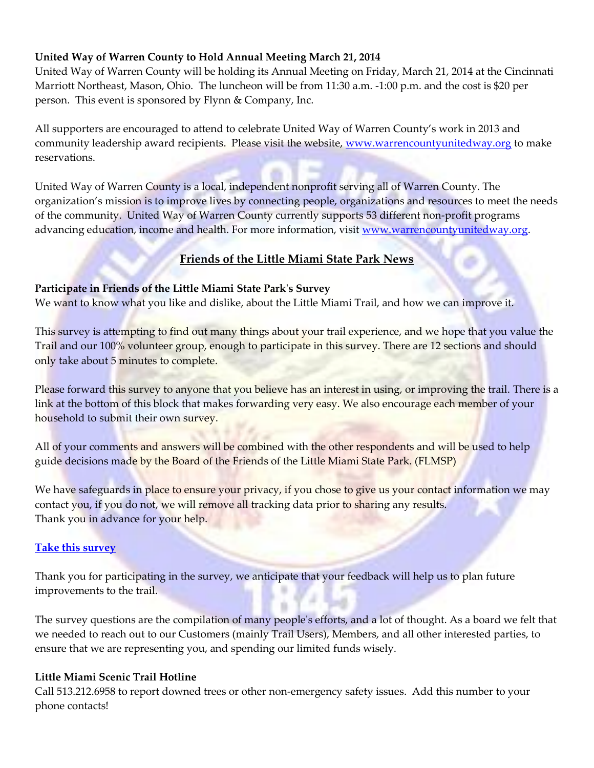**United Way of Warren County to Hold Annual Meeting March 21, 2014**

United Way of Warren County will be holding its Annual Meeting on Friday, March 21, 2014 at the Cincinnati Marriott Northeast, Mason, Ohio. The luncheon will be from 11:30 a.m. -1:00 p.m. and the cost is $20 per person. This event is sponsored by Flynn & Company, Inc.

All supporters are encouraged to attend to celebrate United Way of Warren County's work in 2013 and community leadership award recipients. Please visit the website, www.warrencountyunitedway.org to make reservations.

United Way of Warren County is a local, independent nonprofit serving all of Warren County. The organization's mission is to improve lives by connecting people, organizations and resources to meet the needs of the community. United Way of Warren County currently supports 53 different non-profit programs advancing education, income and health. For more information, visit www.warrencountyunitedway.org.

## Friends of the Little Miami State Park News

**Participate in Friends of the Little Miami State Park's Survey**

We want to know what you like and dislike, about the Little Miami Trail, and how we can improve it.

This survey is attempting to find out many things about your trail experience, and we hope that you value the Trail and our 100% volunteer group, enough to participate in this survey. There are 12 sections and should only take about 5 minutes to complete.

Please forward this survey to anyone that you believe has an interest in using, or improving the trail. There is a link at the bottom of this block that makes forwarding very easy. We also encourage each member of your household to submit their own survey.

All of your comments and answers will be combined with the other respondents and will be used to help guide decisions made by the Board of the Friends of the Little Miami State Park. (FLMSP)

We have safeguards in place to ensure your privacy, if you chose to give us your contact information we may contact you, if you do not, we will remove all tracking data prior to sharing any results.
Thank you in advance for your help.

**Take this survey**

Thank you for participating in the survey, we anticipate that your feedback will help us to plan future improvements to the trail.

The survey questions are the compilation of many people's efforts, and a lot of thought. As a board we felt that we needed to reach out to our Customers (mainly Trail Users), Members, and all other interested parties, to ensure that we are representing you, and spending our limited funds wisely.

**Little Miami Scenic Trail Hotline**

Call 513.212.6958 to report downed trees or other non-emergency safety issues. Add this number to your phone contacts!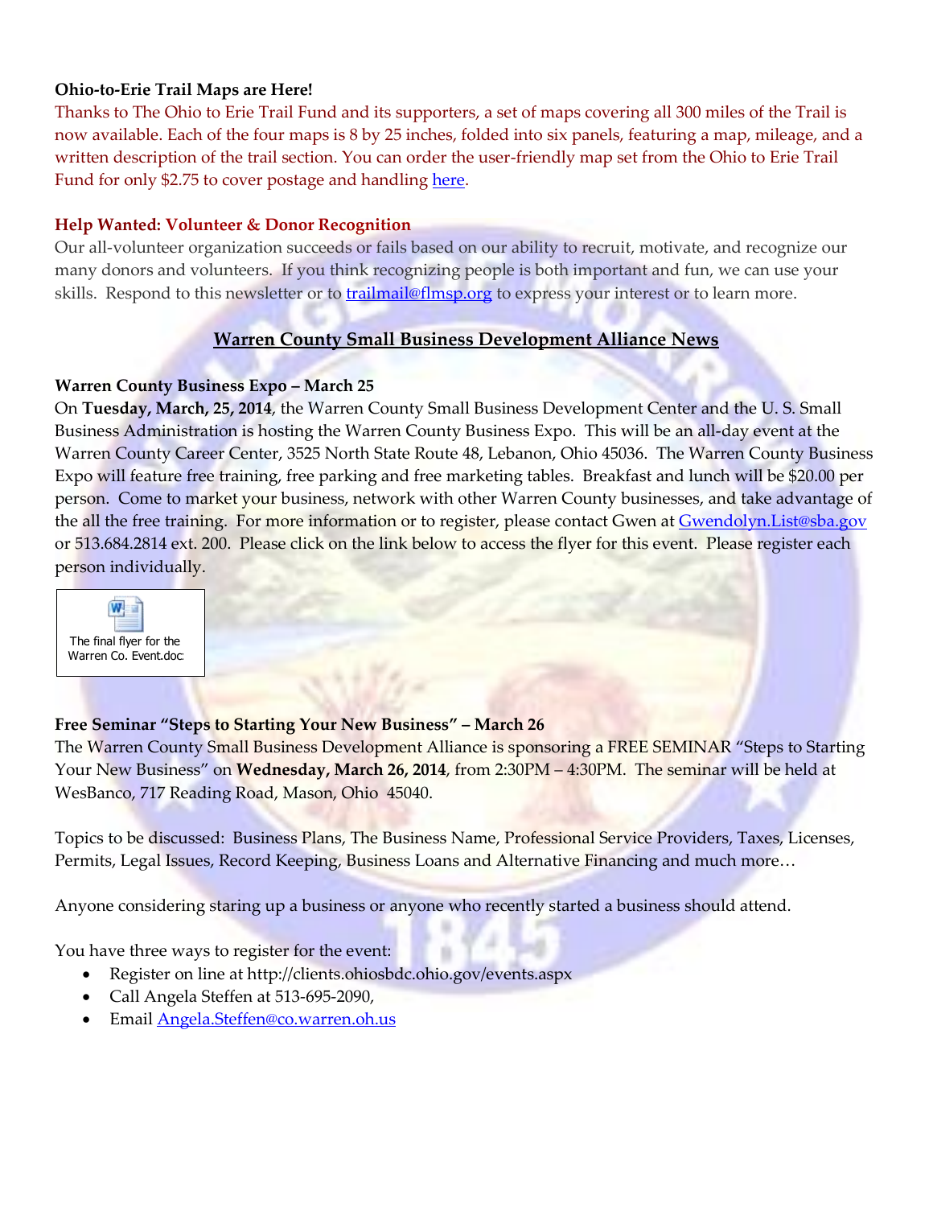**Ohio-to-Erie Trail Maps are Here!**

Thanks to The Ohio to Erie Trail Fund and its supporters, a set of maps covering all 300 miles of the Trail is now available. Each of the four maps is 8 by 25 inches, folded into six panels, featuring a map, mileage, and a written description of the trail section. You can order the user-friendly map set from the Ohio to Erie Trail Fund for only $2.75 to cover postage and handling here.

**Help Wanted: Volunteer & Donor Recognition**

Our all-volunteer organization succeeds or fails based on our ability to recruit, motivate, and recognize our many donors and volunteers. If you think recognizing people is both important and fun, we can use your skills. Respond to this newsletter or to trailmail@flmsp.org to express your interest or to learn more.

## Warren County Small Business Development Alliance News

**Warren County Business Expo – March 25**

On **Tuesday, March, 25, 2014**, the Warren County Small Business Development Center and the U. S. Small Business Administration is hosting the Warren County Business Expo. This will be an all-day event at the Warren County Career Center, 3525 North State Route 48, Lebanon, Ohio 45036. The Warren County Business Expo will feature free training, free parking and free marketing tables. Breakfast and lunch will be $20.00 per person. Come to market your business, network with other Warren County businesses, and take advantage of the all the free training. For more information or to register, please contact Gwen at Gwendolyn.List@sba.gov or 513.684.2814 ext. 200. Please click on the link below to access the flyer for this event. Please register each person individually.

The final flyer for the Warren Co. Event.doc

**Free Seminar "Steps to Starting Your New Business" – March 26**

The Warren County Small Business Development Alliance is sponsoring a FREE SEMINAR "Steps to Starting Your New Business" on **Wednesday, March 26, 2014**, from 2:30PM – 4:30PM. The seminar will be held at WesBanco, 717 Reading Road, Mason, Ohio 45040.

Topics to be discussed: Business Plans, The Business Name, Professional Service Providers, Taxes, Licenses, Permits, Legal Issues, Record Keeping, Business Loans and Alternative Financing and much more…

Anyone considering staring up a business or anyone who recently started a business should attend.

You have three ways to register for the event:

- Register on line at http://clients.ohiosbdc.ohio.gov/events.aspx
- Call Angela Steffen at 513-695-2090,
- Email Angela.Steffen@co.warren.oh.us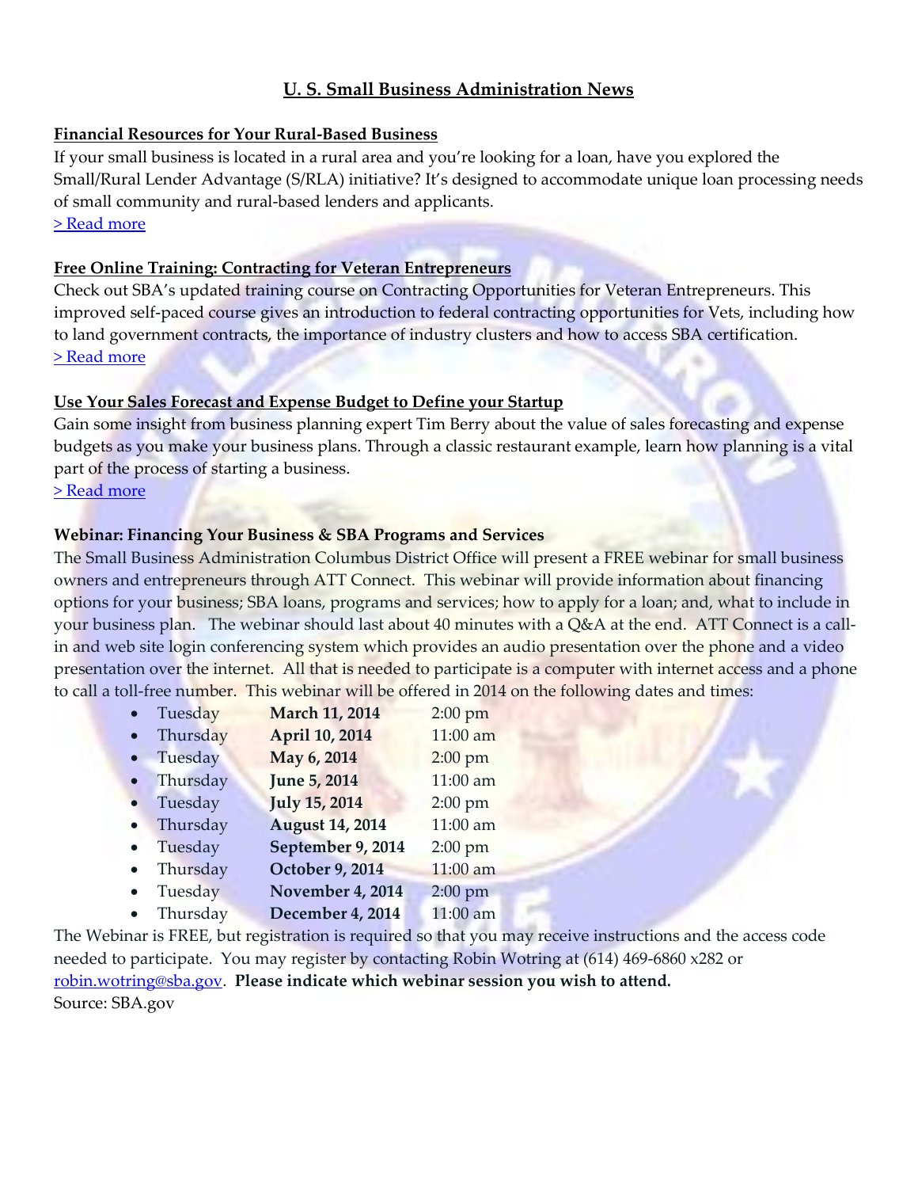## U. S. Small Business Administration News

### Financial Resources for Your Rural-Based Business

If your small business is located in a rural area and you're looking for a loan, have you explored the Small/Rural Lender Advantage (S/RLA) initiative? It's designed to accommodate unique loan processing needs of small community and rural-based lenders and applicants.

> Read more

### Free Online Training: Contracting for Veteran Entrepreneurs

Check out SBA's updated training course on Contracting Opportunities for Veteran Entrepreneurs. This improved self-paced course gives an introduction to federal contracting opportunities for Vets, including how to land government contracts, the importance of industry clusters and how to access SBA certification.

> Read more

### Use Your Sales Forecast and Expense Budget to Define your Startup

Gain some insight from business planning expert Tim Berry about the value of sales forecasting and expense budgets as you make your business plans. Through a classic restaurant example, learn how planning is a vital part of the process of starting a business.

> Read more

**Webinar: Financing Your Business & SBA Programs and Services**

The Small Business Administration Columbus District Office will present a FREE webinar for small business owners and entrepreneurs through ATT Connect. This webinar will provide information about financing options for your business; SBA loans, programs and services; how to apply for a loan; and, what to include in your business plan. The webinar should last about 40 minutes with a Q&A at the end. ATT Connect is a call-in and web site login conferencing system which provides an audio presentation over the phone and a video presentation over the internet. All that is needed to participate is a computer with internet access and a phone to call a toll-free number. This webinar will be offered in 2014 on the following dates and times:

- Tuesday **March 11, 2014** 2:00 pm
- Thursday **April 10, 2014** 11:00 am
- Tuesday **May 6, 2014** 2:00 pm
- Thursday **June 5, 2014** 11:00 am
- Tuesday **July 15, 2014** 2:00 pm
- Thursday **August 14, 2014** 11:00 am
- Tuesday **September 9, 2014** 2:00 pm
- Thursday **October 9, 2014** 11:00 am
- Tuesday **November 4, 2014** 2:00 pm
- Thursday **December 4, 2014** 11:00 am

The Webinar is FREE, but registration is required so that you may receive instructions and the access code needed to participate. You may register by contacting Robin Wotring at (614) 469-6860 x282 or robin.wotring@sba.gov. **Please indicate which webinar session you wish to attend.**

Source: SBA.gov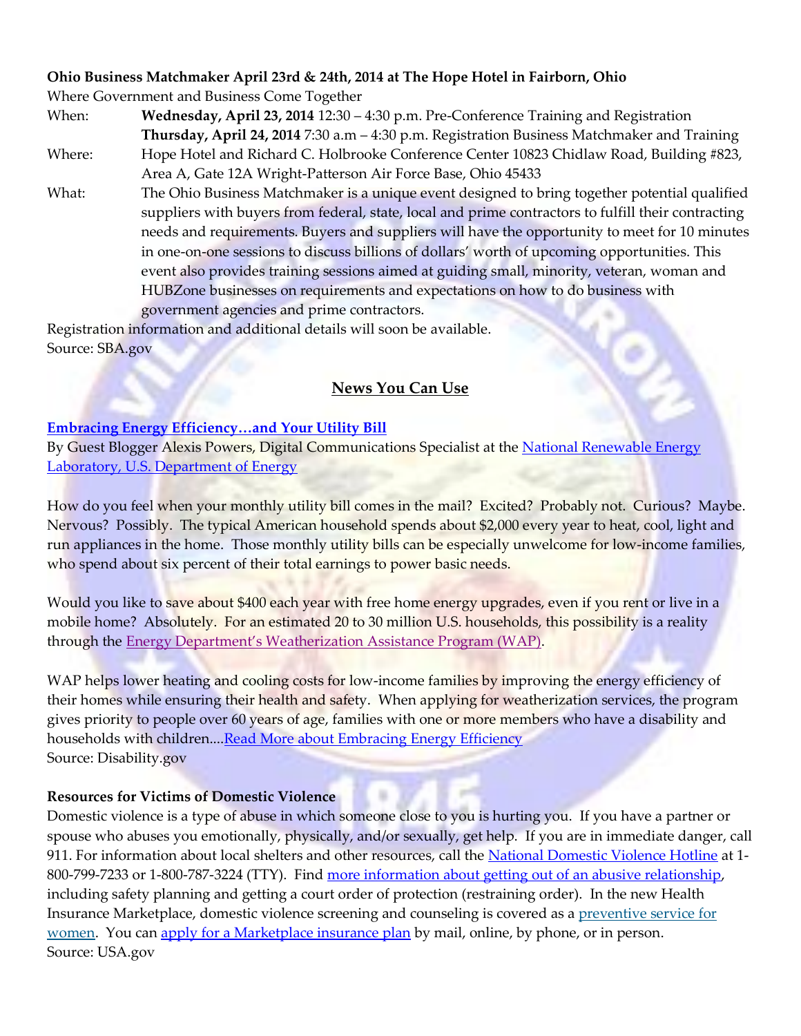**Ohio Business Matchmaker April 23rd & 24th, 2014 at The Hope Hotel in Fairborn, Ohio**

Where Government and Business Come Together

When: **Wednesday, April 23, 2014** 12:30 – 4:30 p.m. Pre-Conference Training and Registration
**Thursday, April 24, 2014** 7:30 a.m – 4:30 p.m. Registration Business Matchmaker and Training

Where: Hope Hotel and Richard C. Holbrooke Conference Center 10823 Chidlaw Road, Building #823, Area A, Gate 12A Wright-Patterson Air Force Base, Ohio 45433

What: The Ohio Business Matchmaker is a unique event designed to bring together potential qualified suppliers with buyers from federal, state, local and prime contractors to fulfill their contracting needs and requirements. Buyers and suppliers will have the opportunity to meet for 10 minutes in one-on-one sessions to discuss billions of dollars' worth of upcoming opportunities. This event also provides training sessions aimed at guiding small, minority, veteran, woman and HUBZone businesses on requirements and expectations on how to do business with government agencies and prime contractors.

Registration information and additional details will soon be available.
Source: SBA.gov

## News You Can Use

### Embracing Energy Efficiency…and Your Utility Bill

By Guest Blogger Alexis Powers, Digital Communications Specialist at the National Renewable Energy Laboratory, U.S. Department of Energy

How do you feel when your monthly utility bill comes in the mail? Excited? Probably not. Curious? Maybe. Nervous? Possibly. The typical American household spends about $2,000 every year to heat, cool, light and run appliances in the home. Those monthly utility bills can be especially unwelcome for low-income families, who spend about six percent of their total earnings to power basic needs.

Would you like to save about $400 each year with free home energy upgrades, even if you rent or live in a mobile home? Absolutely. For an estimated 20 to 30 million U.S. households, this possibility is a reality through the Energy Department's Weatherization Assistance Program (WAP).

WAP helps lower heating and cooling costs for low-income families by improving the energy efficiency of their homes while ensuring their health and safety. When applying for weatherization services, the program gives priority to people over 60 years of age, families with one or more members who have a disability and households with children....Read More about Embracing Energy Efficiency
Source: Disability.gov

**Resources for Victims of Domestic Violence**

Domestic violence is a type of abuse in which someone close to you is hurting you. If you have a partner or spouse who abuses you emotionally, physically, and/or sexually, get help. If you are in immediate danger, call 911. For information about local shelters and other resources, call the National Domestic Violence Hotline at 1-800-799-7233 or 1-800-787-3224 (TTY). Find more information about getting out of an abusive relationship, including safety planning and getting a court order of protection (restraining order). In the new Health Insurance Marketplace, domestic violence screening and counseling is covered as a preventive service for women. You can apply for a Marketplace insurance plan by mail, online, by phone, or in person.
Source: USA.gov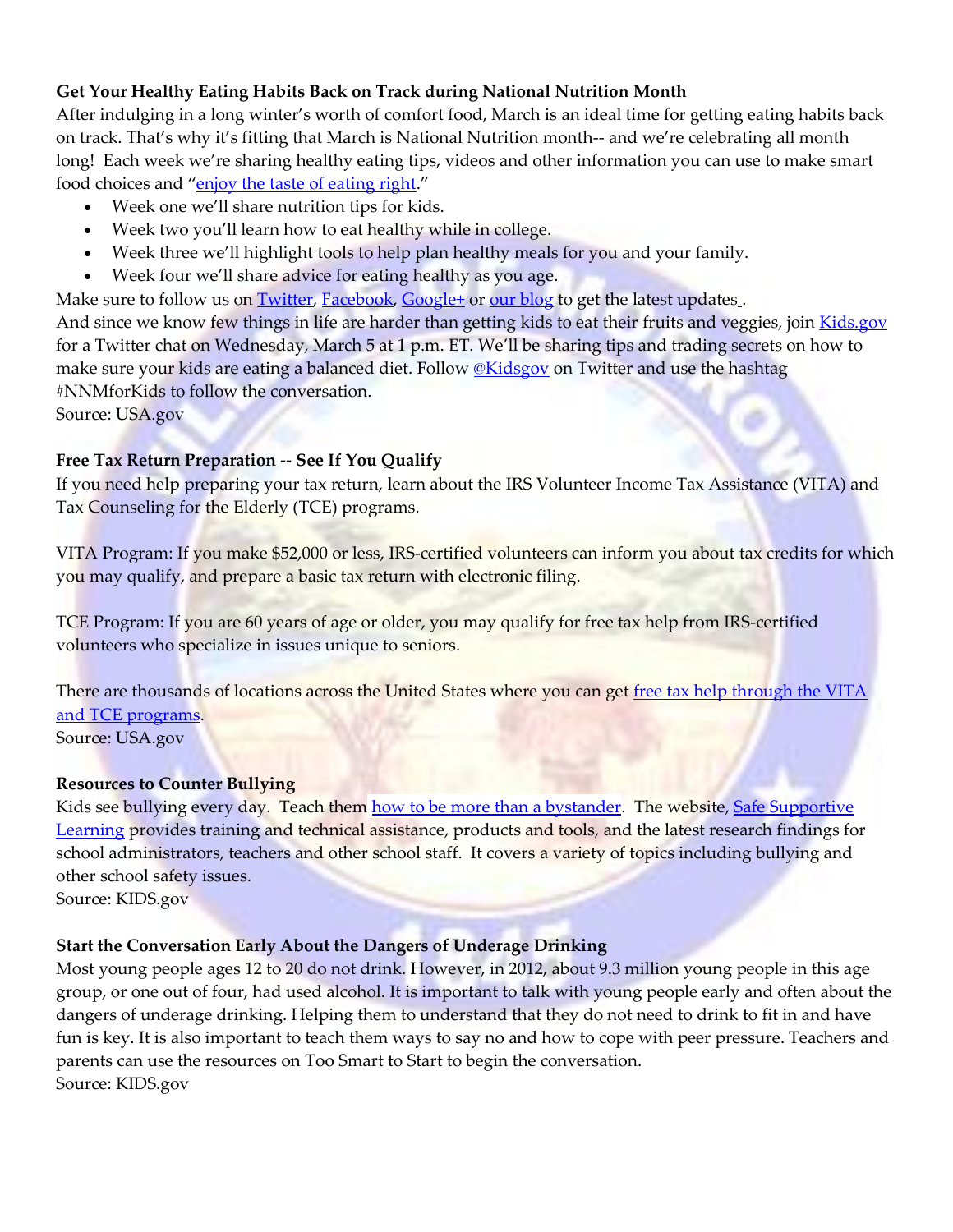**Get Your Healthy Eating Habits Back on Track during National Nutrition Month**

After indulging in a long winter's worth of comfort food, March is an ideal time for getting eating habits back on track. That's why it's fitting that March is National Nutrition month-- and we're celebrating all month long! Each week we're sharing healthy eating tips, videos and other information you can use to make smart food choices and "enjoy the taste of eating right."

- Week one we'll share nutrition tips for kids.
- Week two you'll learn how to eat healthy while in college.
- Week three we'll highlight tools to help plan healthy meals for you and your family.
- Week four we'll share advice for eating healthy as you age.

Make sure to follow us on Twitter, Facebook, Google+ or our blog to get the latest updates.

And since we know few things in life are harder than getting kids to eat their fruits and veggies, join Kids.gov for a Twitter chat on Wednesday, March 5 at 1 p.m. ET. We'll be sharing tips and trading secrets on how to make sure your kids are eating a balanced diet. Follow @Kidsgov on Twitter and use the hashtag #NNMforKids to follow the conversation.

Source: USA.gov

**Free Tax Return Preparation -- See If You Qualify**

If you need help preparing your tax return, learn about the IRS Volunteer Income Tax Assistance (VITA) and Tax Counseling for the Elderly (TCE) programs.

VITA Program: If you make $52,000 or less, IRS-certified volunteers can inform you about tax credits for which you may qualify, and prepare a basic tax return with electronic filing.

TCE Program: If you are 60 years of age or older, you may qualify for free tax help from IRS-certified volunteers who specialize in issues unique to seniors.

There are thousands of locations across the United States where you can get free tax help through the VITA and TCE programs.

Source: USA.gov

**Resources to Counter Bullying**

Kids see bullying every day. Teach them how to be more than a bystander. The website, Safe Supportive Learning provides training and technical assistance, products and tools, and the latest research findings for school administrators, teachers and other school staff. It covers a variety of topics including bullying and other school safety issues.

Source: KIDS.gov

**Start the Conversation Early About the Dangers of Underage Drinking**

Most young people ages 12 to 20 do not drink. However, in 2012, about 9.3 million young people in this age group, or one out of four, had used alcohol. It is important to talk with young people early and often about the dangers of underage drinking. Helping them to understand that they do not need to drink to fit in and have fun is key. It is also important to teach them ways to say no and how to cope with peer pressure. Teachers and parents can use the resources on Too Smart to Start to begin the conversation.

Source: KIDS.gov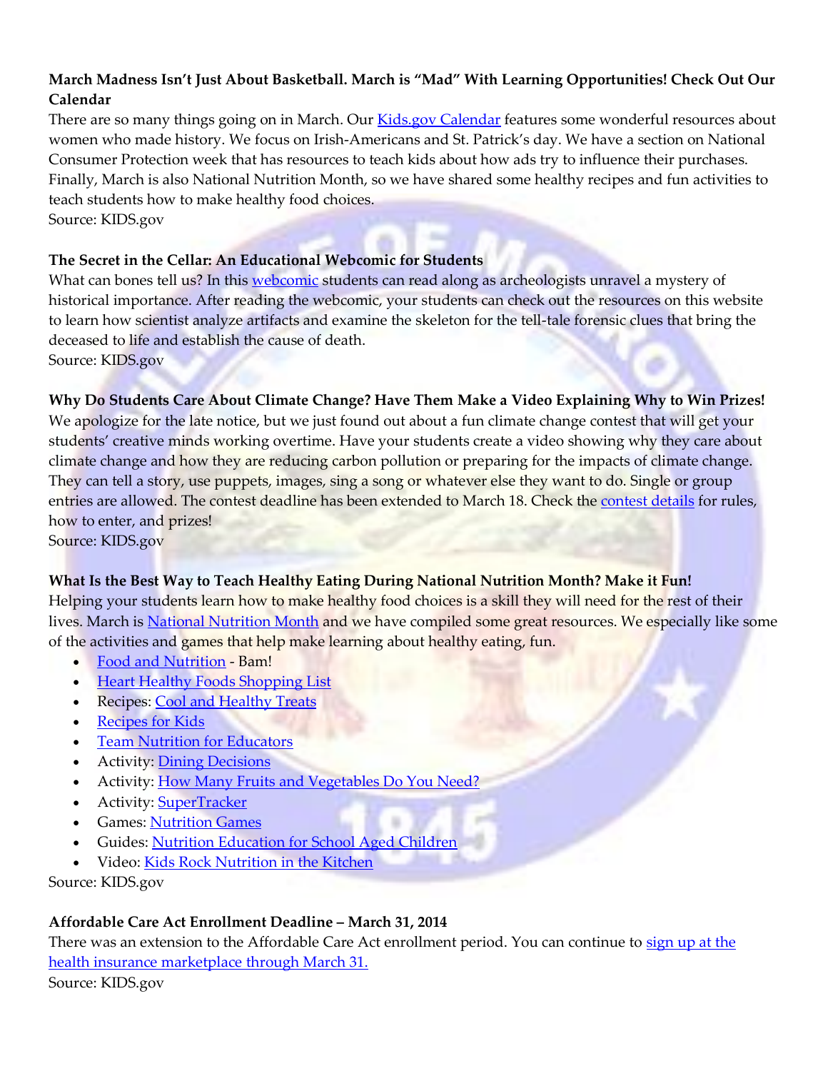**March Madness Isn't Just About Basketball. March is "Mad" With Learning Opportunities! Check Out Our Calendar**

There are so many things going on in March. Our Kids.gov Calendar features some wonderful resources about women who made history. We focus on Irish-Americans and St. Patrick's day. We have a section on National Consumer Protection week that has resources to teach kids about how ads try to influence their purchases. Finally, March is also National Nutrition Month, so we have shared some healthy recipes and fun activities to teach students how to make healthy food choices.
Source: KIDS.gov

**The Secret in the Cellar: An Educational Webcomic for Students**

What can bones tell us? In this webcomic students can read along as archeologists unravel a mystery of historical importance. After reading the webcomic, your students can check out the resources on this website to learn how scientist analyze artifacts and examine the skeleton for the tell-tale forensic clues that bring the deceased to life and establish the cause of death.
Source: KIDS.gov

**Why Do Students Care About Climate Change? Have Them Make a Video Explaining Why to Win Prizes!**

We apologize for the late notice, but we just found out about a fun climate change contest that will get your students' creative minds working overtime. Have your students create a video showing why they care about climate change and how they are reducing carbon pollution or preparing for the impacts of climate change. They can tell a story, use puppets, images, sing a song or whatever else they want to do. Single or group entries are allowed. The contest deadline has been extended to March 18. Check the contest details for rules, how to enter, and prizes!
Source: KIDS.gov

**What Is the Best Way to Teach Healthy Eating During National Nutrition Month? Make it Fun!**

Helping your students learn how to make healthy food choices is a skill they will need for the rest of their lives. March is National Nutrition Month and we have compiled some great resources. We especially like some of the activities and games that help make learning about healthy eating, fun.

- Food and Nutrition - Bam!
- Heart Healthy Foods Shopping List
- Recipes: Cool and Healthy Treats
- Recipes for Kids
- Team Nutrition for Educators
- Activity: Dining Decisions
- Activity: How Many Fruits and Vegetables Do You Need?
- Activity: SuperTracker
- Games: Nutrition Games
- Guides: Nutrition Education for School Aged Children
- Video: Kids Rock Nutrition in the Kitchen

Source: KIDS.gov

**Affordable Care Act Enrollment Deadline – March 31, 2014**

There was an extension to the Affordable Care Act enrollment period. You can continue to sign up at the health insurance marketplace through March 31.
Source: KIDS.gov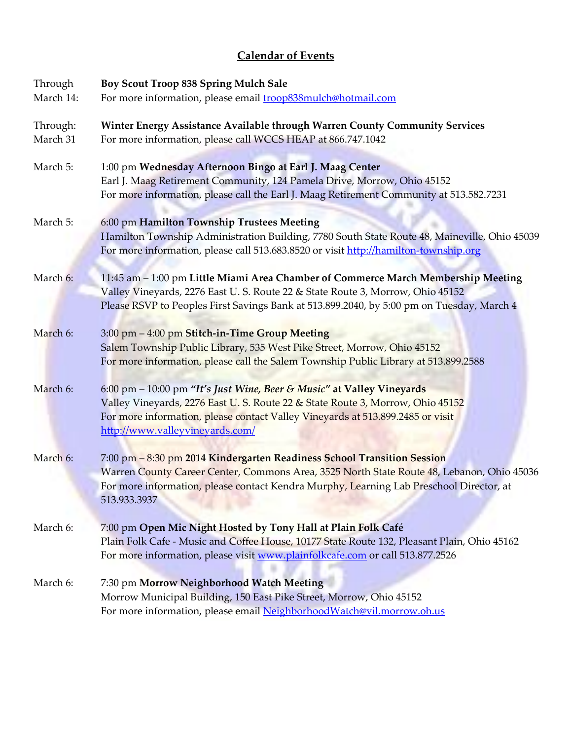# Calendar of Events

Through March 14: **Boy Scout Troop 838 Spring Mulch Sale**
For more information, please email troop838mulch@hotmail.com

Through: March 31 **Winter Energy Assistance Available through Warren County Community Services**
For more information, please call WCCS HEAP at 866.747.1042

March 5: 1:00 pm **Wednesday Afternoon Bingo at Earl J. Maag Center**
Earl J. Maag Retirement Community, 124 Pamela Drive, Morrow, Ohio 45152
For more information, please call the Earl J. Maag Retirement Community at 513.582.7231

March 5: 6:00 pm **Hamilton Township Trustees Meeting**
Hamilton Township Administration Building, 7780 South State Route 48, Maineville, Ohio 45039
For more information, please call 513.683.8520 or visit http://hamilton-township.org

March 6: 11:45 am – 1:00 pm **Little Miami Area Chamber of Commerce March Membership Meeting**
Valley Vineyards, 2276 East U. S. Route 22 & State Route 3, Morrow, Ohio 45152
Please RSVP to Peoples First Savings Bank at 513.899.2040, by 5:00 pm on Tuesday, March 4

March 6: 3:00 pm – 4:00 pm **Stitch-in-Time Group Meeting**
Salem Township Public Library, 535 West Pike Street, Morrow, Ohio 45152
For more information, please call the Salem Township Public Library at 513.899.2588

March 6: 6:00 pm – 10:00 pm ***"It's Just Wine, Beer & Music"* at Valley Vineyards**
Valley Vineyards, 2276 East U. S. Route 22 & State Route 3, Morrow, Ohio 45152
For more information, please contact Valley Vineyards at 513.899.2485 or visit http://www.valleyvineyards.com/

March 6: 7:00 pm – 8:30 pm **2014 Kindergarten Readiness School Transition Session**
Warren County Career Center, Commons Area, 3525 North State Route 48, Lebanon, Ohio 45036
For more information, please contact Kendra Murphy, Learning Lab Preschool Director, at 513.933.3937

March 6: 7:00 pm **Open Mic Night Hosted by Tony Hall at Plain Folk Café**
Plain Folk Cafe - Music and Coffee House, 10177 State Route 132, Pleasant Plain, Ohio 45162
For more information, please visit www.plainfolkcafe.com or call 513.877.2526

March 6: 7:30 pm **Morrow Neighborhood Watch Meeting**
Morrow Municipal Building, 150 East Pike Street, Morrow, Ohio 45152
For more information, please email NeighborhoodWatch@vil.morrow.oh.us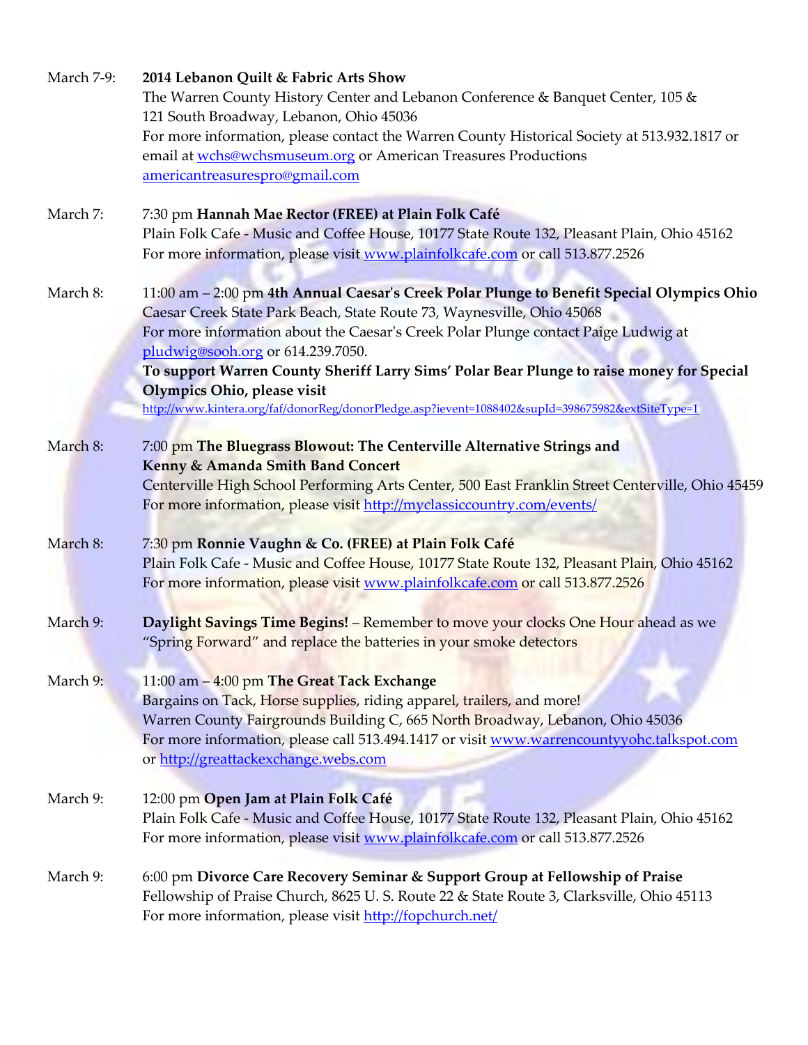March 7-9: **2014 Lebanon Quilt & Fabric Arts Show**
The Warren County History Center and Lebanon Conference & Banquet Center, 105 & 121 South Broadway, Lebanon, Ohio 45036
For more information, please contact the Warren County Historical Society at 513.932.1817 or email at wchs@wchsmuseum.org or American Treasures Productions americantreasurespro@gmail.com

March 7: 7:30 pm **Hannah Mae Rector (FREE) at Plain Folk Café**
Plain Folk Cafe - Music and Coffee House, 10177 State Route 132, Pleasant Plain, Ohio 45162
For more information, please visit www.plainfolkcafe.com or call 513.877.2526

March 8: 11:00 am – 2:00 pm **4th Annual Caesar's Creek Polar Plunge to Benefit Special Olympics Ohio**
Caesar Creek State Park Beach, State Route 73, Waynesville, Ohio 45068
For more information about the Caesar's Creek Polar Plunge contact Paige Ludwig at pludwig@sooh.org or 614.239.7050.
**To support Warren County Sheriff Larry Sims' Polar Bear Plunge to raise money for Special Olympics Ohio, please visit**
http://www.kintera.org/faf/donorReg/donorPledge.asp?ievent=1088402&supId=398675982&extSiteType=1

March 8: 7:00 pm **The Bluegrass Blowout: The Centerville Alternative Strings and Kenny & Amanda Smith Band Concert**
Centerville High School Performing Arts Center, 500 East Franklin Street Centerville, Ohio 45459
For more information, please visit http://myclassiccountry.com/events/

March 8: 7:30 pm **Ronnie Vaughn & Co. (FREE) at Plain Folk Café**
Plain Folk Cafe - Music and Coffee House, 10177 State Route 132, Pleasant Plain, Ohio 45162
For more information, please visit www.plainfolkcafe.com or call 513.877.2526

March 9: **Daylight Savings Time Begins!** – Remember to move your clocks One Hour ahead as we "Spring Forward" and replace the batteries in your smoke detectors

March 9: 11:00 am – 4:00 pm **The Great Tack Exchange**
Bargains on Tack, Horse supplies, riding apparel, trailers, and more!
Warren County Fairgrounds Building C, 665 North Broadway, Lebanon, Ohio 45036
For more information, please call 513.494.1417 or visit www.warrencountyyohc.talkspot.com or http://greattackexchange.webs.com

March 9: 12:00 pm **Open Jam at Plain Folk Café**
Plain Folk Cafe - Music and Coffee House, 10177 State Route 132, Pleasant Plain, Ohio 45162
For more information, please visit www.plainfolkcafe.com or call 513.877.2526

March 9: 6:00 pm **Divorce Care Recovery Seminar & Support Group at Fellowship of Praise**
Fellowship of Praise Church, 8625 U. S. Route 22 & State Route 3, Clarksville, Ohio 45113
For more information, please visit http://fopchurch.net/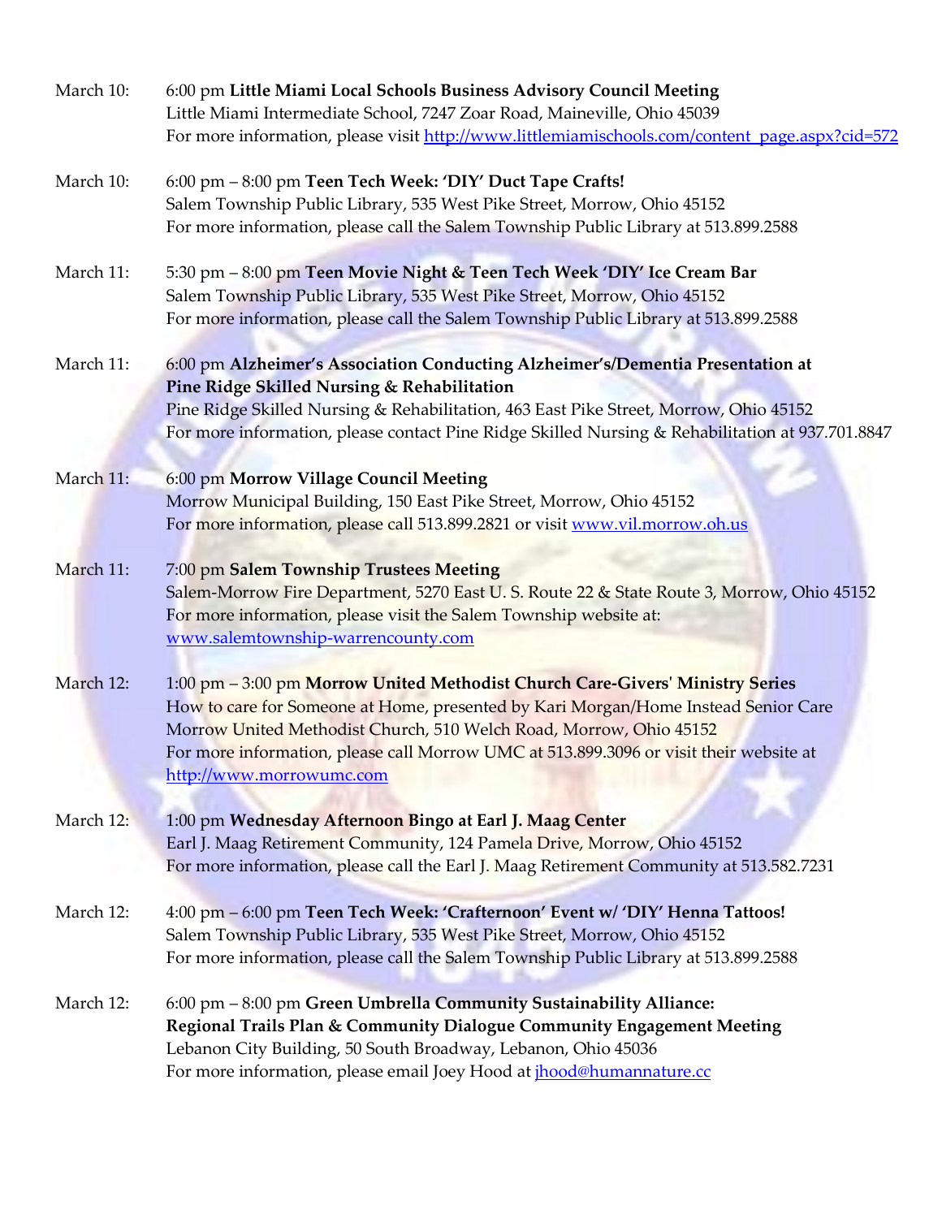March 10: 6:00 pm **Little Miami Local Schools Business Advisory Council Meeting**
Little Miami Intermediate School, 7247 Zoar Road, Maineville, Ohio 45039
For more information, please visit http://www.littlemiamischools.com/content_page.aspx?cid=572

March 10: 6:00 pm – 8:00 pm **Teen Tech Week: 'DIY' Duct Tape Crafts!**
Salem Township Public Library, 535 West Pike Street, Morrow, Ohio 45152
For more information, please call the Salem Township Public Library at 513.899.2588

March 11: 5:30 pm – 8:00 pm **Teen Movie Night & Teen Tech Week 'DIY' Ice Cream Bar**
Salem Township Public Library, 535 West Pike Street, Morrow, Ohio 45152
For more information, please call the Salem Township Public Library at 513.899.2588

March 11: 6:00 pm **Alzheimer's Association Conducting Alzheimer's/Dementia Presentation at Pine Ridge Skilled Nursing & Rehabilitation**
Pine Ridge Skilled Nursing & Rehabilitation, 463 East Pike Street, Morrow, Ohio 45152
For more information, please contact Pine Ridge Skilled Nursing & Rehabilitation at 937.701.8847

March 11: 6:00 pm **Morrow Village Council Meeting**
Morrow Municipal Building, 150 East Pike Street, Morrow, Ohio 45152
For more information, please call 513.899.2821 or visit www.vil.morrow.oh.us

March 11: 7:00 pm **Salem Township Trustees Meeting**
Salem-Morrow Fire Department, 5270 East U. S. Route 22 & State Route 3, Morrow, Ohio 45152
For more information, please visit the Salem Township website at:
www.salemtownship-warrencounty.com

March 12: 1:00 pm – 3:00 pm **Morrow United Methodist Church Care-Givers' Ministry Series**
How to care for Someone at Home, presented by Kari Morgan/Home Instead Senior Care
Morrow United Methodist Church, 510 Welch Road, Morrow, Ohio 45152
For more information, please call Morrow UMC at 513.899.3096 or visit their website at
http://www.morrowumc.com

March 12: 1:00 pm **Wednesday Afternoon Bingo at Earl J. Maag Center**
Earl J. Maag Retirement Community, 124 Pamela Drive, Morrow, Ohio 45152
For more information, please call the Earl J. Maag Retirement Community at 513.582.7231

March 12: 4:00 pm – 6:00 pm **Teen Tech Week: 'Crafternoon' Event w/ 'DIY' Henna Tattoos!**
Salem Township Public Library, 535 West Pike Street, Morrow, Ohio 45152
For more information, please call the Salem Township Public Library at 513.899.2588

March 12: 6:00 pm – 8:00 pm **Green Umbrella Community Sustainability Alliance: Regional Trails Plan & Community Dialogue Community Engagement Meeting**
Lebanon City Building, 50 South Broadway, Lebanon, Ohio 45036
For more information, please email Joey Hood at jhood@humannature.cc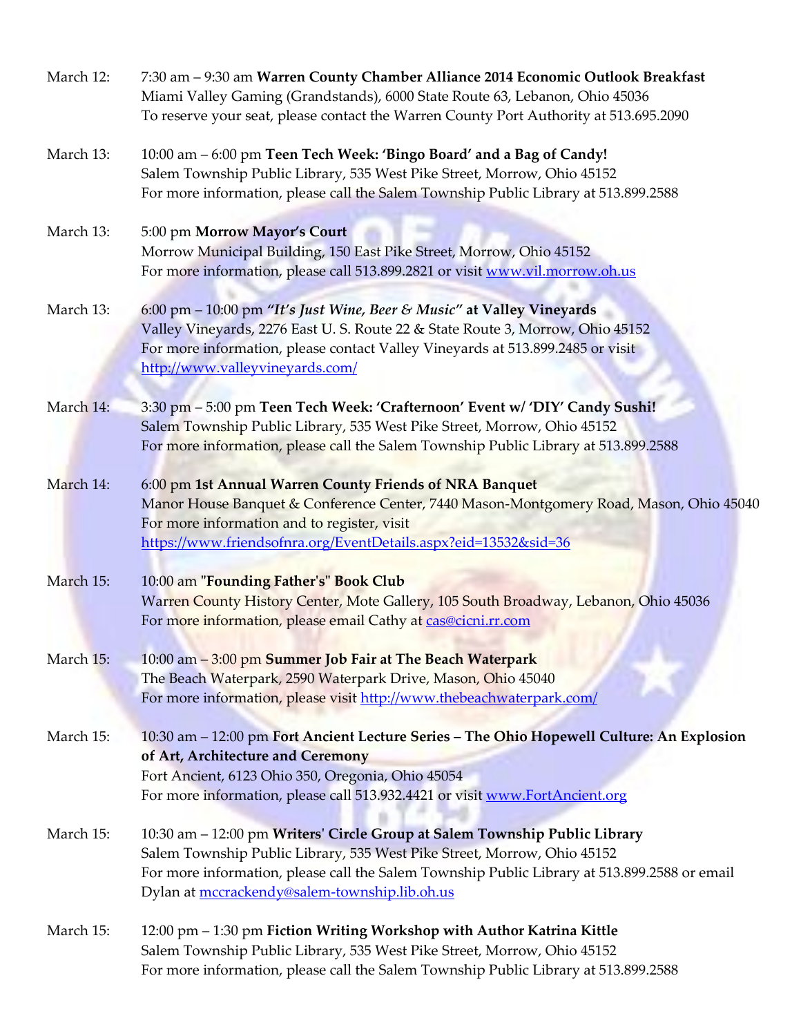March 12: 7:30 am – 9:30 am **Warren County Chamber Alliance 2014 Economic Outlook Breakfast**
Miami Valley Gaming (Grandstands), 6000 State Route 63, Lebanon, Ohio 45036
To reserve your seat, please contact the Warren County Port Authority at 513.695.2090

March 13: 10:00 am – 6:00 pm **Teen Tech Week: 'Bingo Board' and a Bag of Candy!**
Salem Township Public Library, 535 West Pike Street, Morrow, Ohio 45152
For more information, please call the Salem Township Public Library at 513.899.2588

March 13: 5:00 pm **Morrow Mayor's Court**
Morrow Municipal Building, 150 East Pike Street, Morrow, Ohio 45152
For more information, please call 513.899.2821 or visit www.vil.morrow.oh.us

March 13: 6:00 pm – 10:00 pm ***"It's Just Wine, Beer & Music"* at Valley Vineyards**
Valley Vineyards, 2276 East U. S. Route 22 & State Route 3, Morrow, Ohio 45152
For more information, please contact Valley Vineyards at 513.899.2485 or visit http://www.valleyvineyards.com/

March 14: 3:30 pm – 5:00 pm **Teen Tech Week: 'Crafternoon' Event w/ 'DIY' Candy Sushi!**
Salem Township Public Library, 535 West Pike Street, Morrow, Ohio 45152
For more information, please call the Salem Township Public Library at 513.899.2588

March 14: 6:00 pm **1st Annual Warren County Friends of NRA Banquet**
Manor House Banquet & Conference Center, 7440 Mason-Montgomery Road, Mason, Ohio 45040
For more information and to register, visit https://www.friendsofnra.org/EventDetails.aspx?eid=13532&sid=36

March 15: 10:00 am "**Founding Father's" Book Club**
Warren County History Center, Mote Gallery, 105 South Broadway, Lebanon, Ohio 45036
For more information, please email Cathy at cas@cicni.rr.com

March 15: 10:00 am – 3:00 pm **Summer Job Fair at The Beach Waterpark**
The Beach Waterpark, 2590 Waterpark Drive, Mason, Ohio 45040
For more information, please visit http://www.thebeachwaterpark.com/

March 15: 10:30 am – 12:00 pm **Fort Ancient Lecture Series – The Ohio Hopewell Culture: An Explosion of Art, Architecture and Ceremony**
Fort Ancient, 6123 Ohio 350, Oregonia, Ohio 45054
For more information, please call 513.932.4421 or visit www.FortAncient.org

March 15: 10:30 am – 12:00 pm **Writers' Circle Group at Salem Township Public Library**
Salem Township Public Library, 535 West Pike Street, Morrow, Ohio 45152
For more information, please call the Salem Township Public Library at 513.899.2588 or email Dylan at mccrackendy@salem-township.lib.oh.us

March 15: 12:00 pm – 1:30 pm **Fiction Writing Workshop with Author Katrina Kittle**
Salem Township Public Library, 535 West Pike Street, Morrow, Ohio 45152
For more information, please call the Salem Township Public Library at 513.899.2588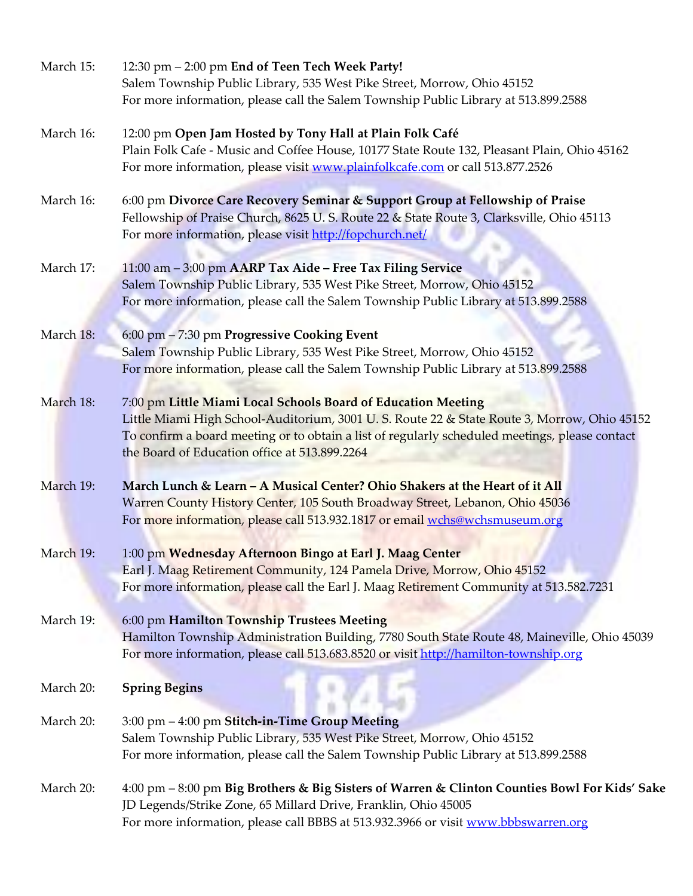March 15: 12:30 pm – 2:00 pm **End of Teen Tech Week Party!**
Salem Township Public Library, 535 West Pike Street, Morrow, Ohio 45152
For more information, please call the Salem Township Public Library at 513.899.2588

March 16: 12:00 pm **Open Jam Hosted by Tony Hall at Plain Folk Café**
Plain Folk Cafe - Music and Coffee House, 10177 State Route 132, Pleasant Plain, Ohio 45162
For more information, please visit www.plainfolkcafe.com or call 513.877.2526

March 16: 6:00 pm **Divorce Care Recovery Seminar & Support Group at Fellowship of Praise**
Fellowship of Praise Church, 8625 U. S. Route 22 & State Route 3, Clarksville, Ohio 45113
For more information, please visit http://fopchurch.net/

March 17: 11:00 am – 3:00 pm **AARP Tax Aide – Free Tax Filing Service**
Salem Township Public Library, 535 West Pike Street, Morrow, Ohio 45152
For more information, please call the Salem Township Public Library at 513.899.2588

March 18: 6:00 pm – 7:30 pm **Progressive Cooking Event**
Salem Township Public Library, 535 West Pike Street, Morrow, Ohio 45152
For more information, please call the Salem Township Public Library at 513.899.2588

March 18: 7:00 pm **Little Miami Local Schools Board of Education Meeting**
Little Miami High School-Auditorium, 3001 U. S. Route 22 & State Route 3, Morrow, Ohio 45152
To confirm a board meeting or to obtain a list of regularly scheduled meetings, please contact the Board of Education office at 513.899.2264

March 19: **March Lunch & Learn – A Musical Center? Ohio Shakers at the Heart of it All**
Warren County History Center, 105 South Broadway Street, Lebanon, Ohio 45036
For more information, please call 513.932.1817 or email wchs@wchsmuseum.org

March 19: 1:00 pm **Wednesday Afternoon Bingo at Earl J. Maag Center**
Earl J. Maag Retirement Community, 124 Pamela Drive, Morrow, Ohio 45152
For more information, please call the Earl J. Maag Retirement Community at 513.582.7231

March 19: 6:00 pm **Hamilton Township Trustees Meeting**
Hamilton Township Administration Building, 7780 South State Route 48, Maineville, Ohio 45039
For more information, please call 513.683.8520 or visit http://hamilton-township.org

March 20: **Spring Begins**

March 20: 3:00 pm – 4:00 pm **Stitch-in-Time Group Meeting**
Salem Township Public Library, 535 West Pike Street, Morrow, Ohio 45152
For more information, please call the Salem Township Public Library at 513.899.2588

March 20: 4:00 pm – 8:00 pm **Big Brothers & Big Sisters of Warren & Clinton Counties Bowl For Kids' Sake**
JD Legends/Strike Zone, 65 Millard Drive, Franklin, Ohio 45005
For more information, please call BBBS at 513.932.3966 or visit www.bbbswarren.org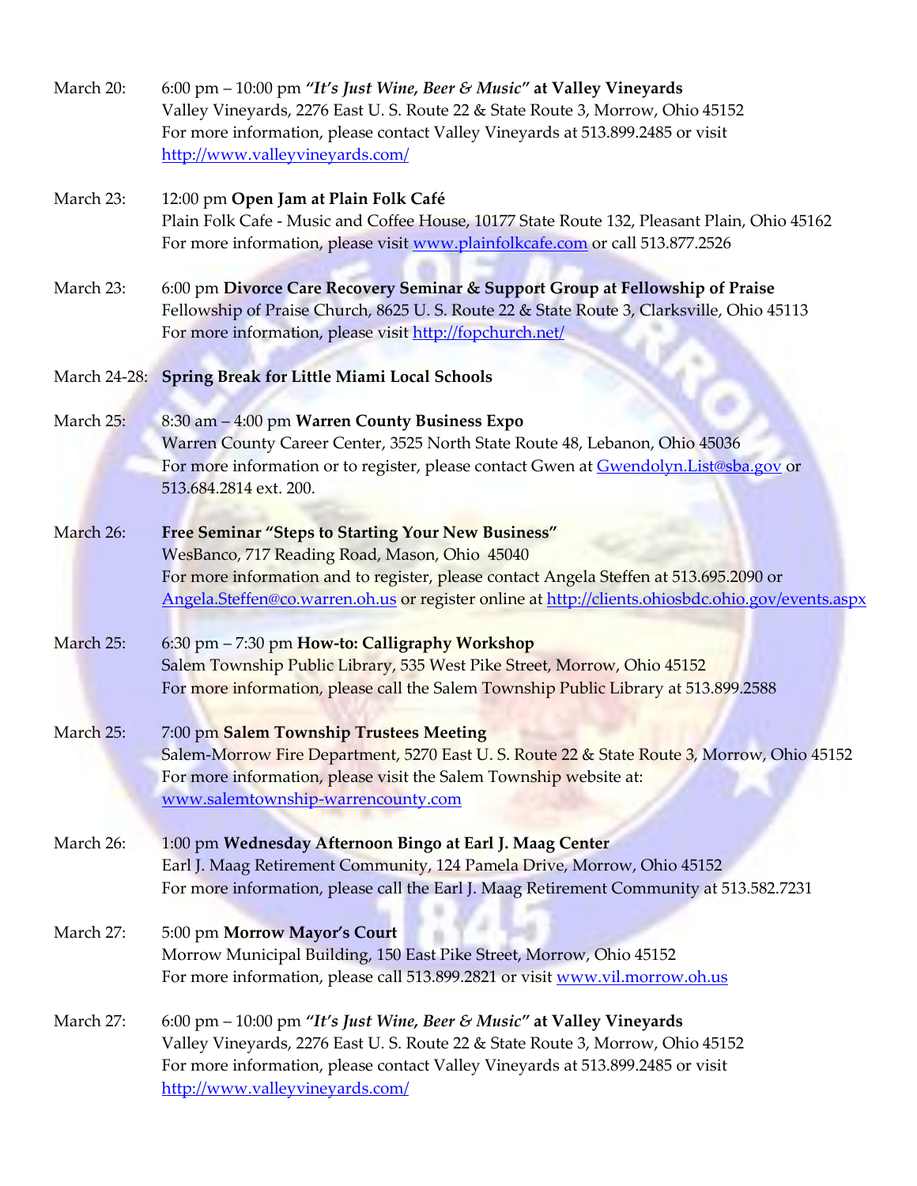March 20: 6:00 pm – 10:00 pm ***"It's Just Wine, Beer & Music"* at Valley Vineyards**
Valley Vineyards, 2276 East U. S. Route 22 & State Route 3, Morrow, Ohio 45152
For more information, please contact Valley Vineyards at 513.899.2485 or visit http://www.valleyvineyards.com/

March 23: 12:00 pm **Open Jam at Plain Folk Café**
Plain Folk Cafe - Music and Coffee House, 10177 State Route 132, Pleasant Plain, Ohio 45162
For more information, please visit www.plainfolkcafe.com or call 513.877.2526

March 23: 6:00 pm **Divorce Care Recovery Seminar & Support Group at Fellowship of Praise**
Fellowship of Praise Church, 8625 U. S. Route 22 & State Route 3, Clarksville, Ohio 45113
For more information, please visit http://fopchurch.net/

March 24-28: **Spring Break for Little Miami Local Schools**

March 25: 8:30 am – 4:00 pm **Warren County Business Expo**
Warren County Career Center, 3525 North State Route 48, Lebanon, Ohio 45036
For more information or to register, please contact Gwen at Gwendolyn.List@sba.gov or 513.684.2814 ext. 200.

March 26: **Free Seminar "Steps to Starting Your New Business"**
WesBanco, 717 Reading Road, Mason, Ohio 45040
For more information and to register, please contact Angela Steffen at 513.695.2090 or Angela.Steffen@co.warren.oh.us or register online at http://clients.ohiosbdc.ohio.gov/events.aspx

March 25: 6:30 pm – 7:30 pm **How-to: Calligraphy Workshop**
Salem Township Public Library, 535 West Pike Street, Morrow, Ohio 45152
For more information, please call the Salem Township Public Library at 513.899.2588

March 25: 7:00 pm **Salem Township Trustees Meeting**
Salem-Morrow Fire Department, 5270 East U. S. Route 22 & State Route 3, Morrow, Ohio 45152
For more information, please visit the Salem Township website at: www.salemtownship-warrencounty.com

March 26: 1:00 pm **Wednesday Afternoon Bingo at Earl J. Maag Center**
Earl J. Maag Retirement Community, 124 Pamela Drive, Morrow, Ohio 45152
For more information, please call the Earl J. Maag Retirement Community at 513.582.7231

March 27: 5:00 pm **Morrow Mayor's Court**
Morrow Municipal Building, 150 East Pike Street, Morrow, Ohio 45152
For more information, please call 513.899.2821 or visit www.vil.morrow.oh.us

March 27: 6:00 pm – 10:00 pm ***"It's Just Wine, Beer & Music"* at Valley Vineyards**
Valley Vineyards, 2276 East U. S. Route 22 & State Route 3, Morrow, Ohio 45152
For more information, please contact Valley Vineyards at 513.899.2485 or visit http://www.valleyvineyards.com/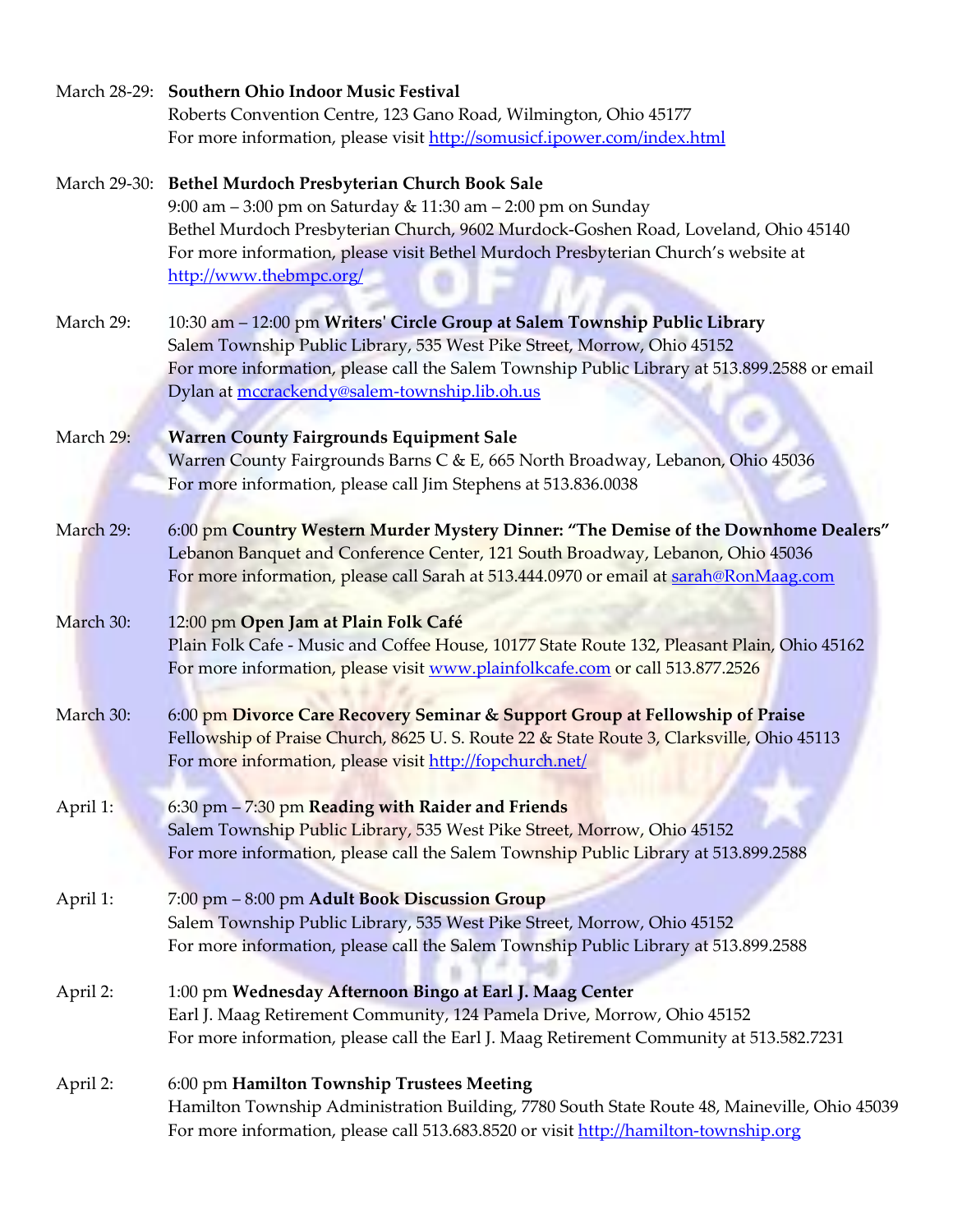March 28-29: **Southern Ohio Indoor Music Festival**
Roberts Convention Centre, 123 Gano Road, Wilmington, Ohio 45177
For more information, please visit http://somusicf.ipower.com/index.html

March 29-30: **Bethel Murdoch Presbyterian Church Book Sale**
9:00 am – 3:00 pm on Saturday & 11:30 am – 2:00 pm on Sunday
Bethel Murdoch Presbyterian Church, 9602 Murdock-Goshen Road, Loveland, Ohio 45140
For more information, please visit Bethel Murdoch Presbyterian Church's website at http://www.thebmpc.org/

March 29: 10:30 am – 12:00 pm **Writers' Circle Group at Salem Township Public Library**
Salem Township Public Library, 535 West Pike Street, Morrow, Ohio 45152
For more information, please call the Salem Township Public Library at 513.899.2588 or email Dylan at mccrackendy@salem-township.lib.oh.us

March 29: **Warren County Fairgrounds Equipment Sale**
Warren County Fairgrounds Barns C & E, 665 North Broadway, Lebanon, Ohio 45036
For more information, please call Jim Stephens at 513.836.0038

March 29: 6:00 pm **Country Western Murder Mystery Dinner: "The Demise of the Downhome Dealers"**
Lebanon Banquet and Conference Center, 121 South Broadway, Lebanon, Ohio 45036
For more information, please call Sarah at 513.444.0970 or email at sarah@RonMaag.com

March 30: 12:00 pm **Open Jam at Plain Folk Café**
Plain Folk Cafe - Music and Coffee House, 10177 State Route 132, Pleasant Plain, Ohio 45162
For more information, please visit www.plainfolkcafe.com or call 513.877.2526

March 30: 6:00 pm **Divorce Care Recovery Seminar & Support Group at Fellowship of Praise**
Fellowship of Praise Church, 8625 U. S. Route 22 & State Route 3, Clarksville, Ohio 45113
For more information, please visit http://fopchurch.net/

April 1: 6:30 pm – 7:30 pm **Reading with Raider and Friends**
Salem Township Public Library, 535 West Pike Street, Morrow, Ohio 45152
For more information, please call the Salem Township Public Library at 513.899.2588

April 1: 7:00 pm – 8:00 pm **Adult Book Discussion Group**
Salem Township Public Library, 535 West Pike Street, Morrow, Ohio 45152
For more information, please call the Salem Township Public Library at 513.899.2588

April 2: 1:00 pm **Wednesday Afternoon Bingo at Earl J. Maag Center**
Earl J. Maag Retirement Community, 124 Pamela Drive, Morrow, Ohio 45152
For more information, please call the Earl J. Maag Retirement Community at 513.582.7231

April 2: 6:00 pm **Hamilton Township Trustees Meeting**
Hamilton Township Administration Building, 7780 South State Route 48, Maineville, Ohio 45039
For more information, please call 513.683.8520 or visit http://hamilton-township.org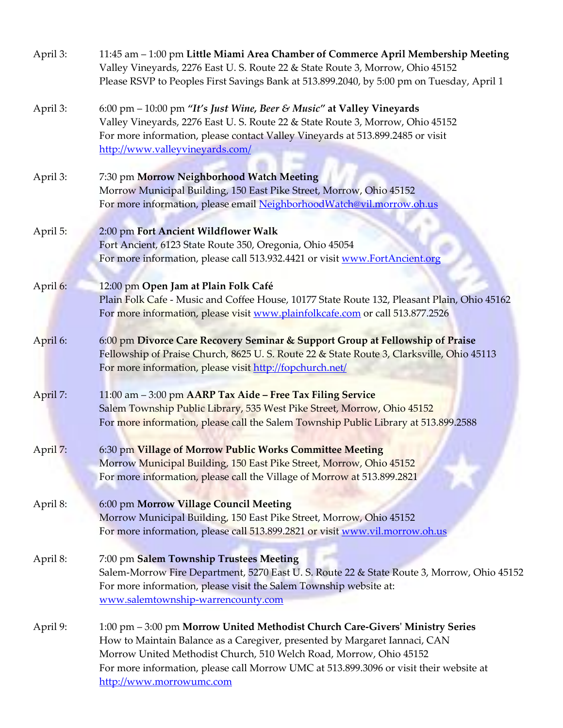April 3: 11:45 am – 1:00 pm **Little Miami Area Chamber of Commerce April Membership Meeting**
Valley Vineyards, 2276 East U. S. Route 22 & State Route 3, Morrow, Ohio 45152
Please RSVP to Peoples First Savings Bank at 513.899.2040, by 5:00 pm on Tuesday, April 1

April 3: 6:00 pm – 10:00 pm ***"It's Just Wine, Beer & Music"* at Valley Vineyards**
Valley Vineyards, 2276 East U. S. Route 22 & State Route 3, Morrow, Ohio 45152
For more information, please contact Valley Vineyards at 513.899.2485 or visit http://www.valleyvineyards.com/

April 3: 7:30 pm **Morrow Neighborhood Watch Meeting**
Morrow Municipal Building, 150 East Pike Street, Morrow, Ohio 45152
For more information, please email NeighborhoodWatch@vil.morrow.oh.us

April 5: 2:00 pm **Fort Ancient Wildflower Walk**
Fort Ancient, 6123 State Route 350, Oregonia, Ohio 45054
For more information, please call 513.932.4421 or visit www.FortAncient.org

April 6: 12:00 pm **Open Jam at Plain Folk Café**
Plain Folk Cafe - Music and Coffee House, 10177 State Route 132, Pleasant Plain, Ohio 45162
For more information, please visit www.plainfolkcafe.com or call 513.877.2526

April 6: 6:00 pm **Divorce Care Recovery Seminar & Support Group at Fellowship of Praise**
Fellowship of Praise Church, 8625 U. S. Route 22 & State Route 3, Clarksville, Ohio 45113
For more information, please visit http://fopchurch.net/

April 7: 11:00 am – 3:00 pm **AARP Tax Aide – Free Tax Filing Service**
Salem Township Public Library, 535 West Pike Street, Morrow, Ohio 45152
For more information, please call the Salem Township Public Library at 513.899.2588

April 7: 6:30 pm **Village of Morrow Public Works Committee Meeting**
Morrow Municipal Building, 150 East Pike Street, Morrow, Ohio 45152
For more information, please call the Village of Morrow at 513.899.2821

April 8: 6:00 pm **Morrow Village Council Meeting**
Morrow Municipal Building, 150 East Pike Street, Morrow, Ohio 45152
For more information, please call 513.899.2821 or visit www.vil.morrow.oh.us

April 8: 7:00 pm **Salem Township Trustees Meeting**
Salem-Morrow Fire Department, 5270 East U. S. Route 22 & State Route 3, Morrow, Ohio 45152
For more information, please visit the Salem Township website at: www.salemtownship-warrencounty.com

April 9: 1:00 pm – 3:00 pm **Morrow United Methodist Church Care-Givers' Ministry Series**
How to Maintain Balance as a Caregiver, presented by Margaret Iannaci, CAN
Morrow United Methodist Church, 510 Welch Road, Morrow, Ohio 45152
For more information, please call Morrow UMC at 513.899.3096 or visit their website at http://www.morrowumc.com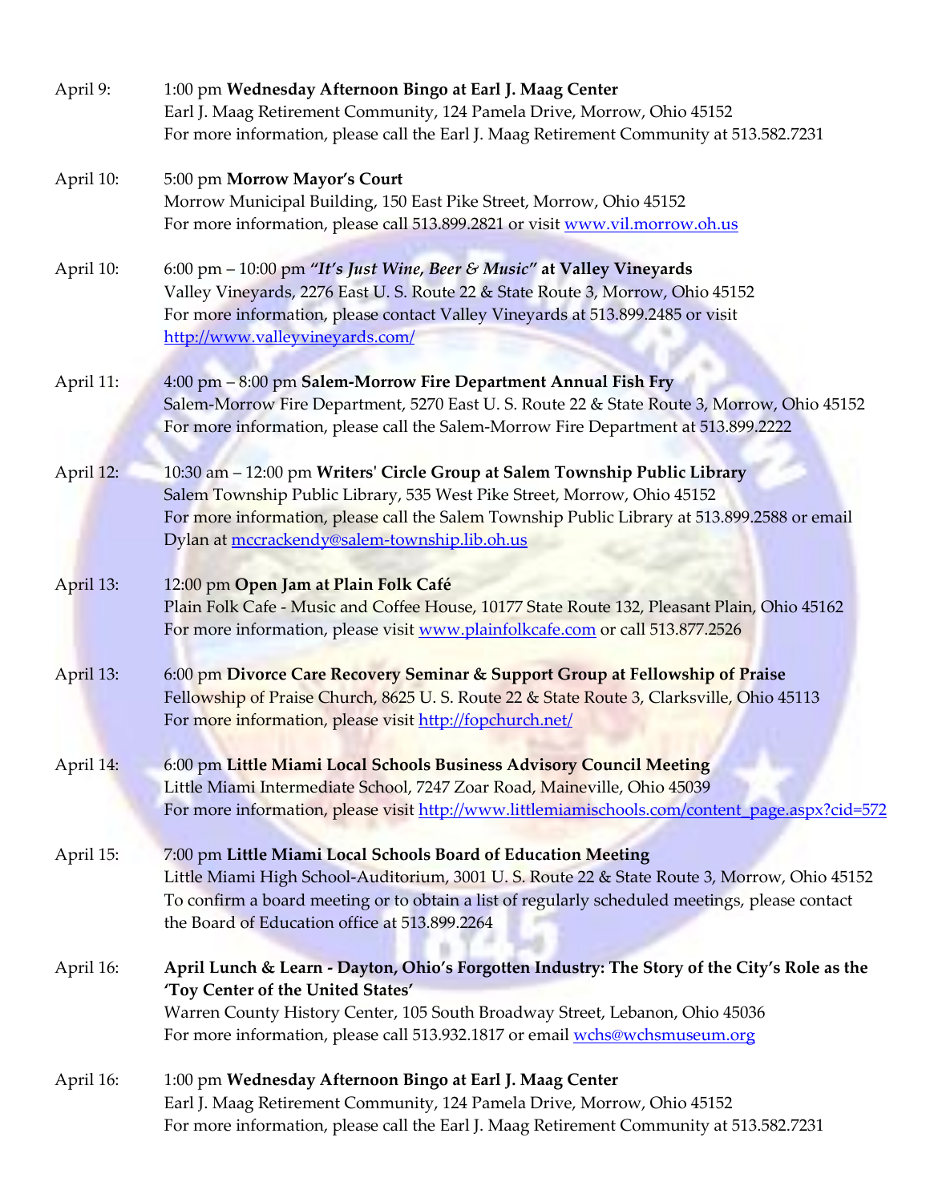April 9: 1:00 pm **Wednesday Afternoon Bingo at Earl J. Maag Center**
Earl J. Maag Retirement Community, 124 Pamela Drive, Morrow, Ohio 45152
For more information, please call the Earl J. Maag Retirement Community at 513.582.7231

April 10: 5:00 pm **Morrow Mayor's Court**
Morrow Municipal Building, 150 East Pike Street, Morrow, Ohio 45152
For more information, please call 513.899.2821 or visit www.vil.morrow.oh.us

April 10: 6:00 pm – 10:00 pm ***"It's Just Wine, Beer & Music"* at Valley Vineyards**
Valley Vineyards, 2276 East U. S. Route 22 & State Route 3, Morrow, Ohio 45152
For more information, please contact Valley Vineyards at 513.899.2485 or visit http://www.valleyvineyards.com/

April 11: 4:00 pm – 8:00 pm **Salem-Morrow Fire Department Annual Fish Fry**
Salem-Morrow Fire Department, 5270 East U. S. Route 22 & State Route 3, Morrow, Ohio 45152
For more information, please call the Salem-Morrow Fire Department at 513.899.2222

April 12: 10:30 am – 12:00 pm **Writers' Circle Group at Salem Township Public Library**
Salem Township Public Library, 535 West Pike Street, Morrow, Ohio 45152
For more information, please call the Salem Township Public Library at 513.899.2588 or email Dylan at mccrackendy@salem-township.lib.oh.us

April 13: 12:00 pm **Open Jam at Plain Folk Café**
Plain Folk Cafe - Music and Coffee House, 10177 State Route 132, Pleasant Plain, Ohio 45162
For more information, please visit www.plainfolkcafe.com or call 513.877.2526

April 13: 6:00 pm **Divorce Care Recovery Seminar & Support Group at Fellowship of Praise**
Fellowship of Praise Church, 8625 U. S. Route 22 & State Route 3, Clarksville, Ohio 45113
For more information, please visit http://fopchurch.net/

April 14: 6:00 pm **Little Miami Local Schools Business Advisory Council Meeting**
Little Miami Intermediate School, 7247 Zoar Road, Maineville, Ohio 45039
For more information, please visit http://www.littlemiamischools.com/content_page.aspx?cid=572

April 15: 7:00 pm **Little Miami Local Schools Board of Education Meeting**
Little Miami High School-Auditorium, 3001 U. S. Route 22 & State Route 3, Morrow, Ohio 45152
To confirm a board meeting or to obtain a list of regularly scheduled meetings, please contact the Board of Education office at 513.899.2264

April 16: **April Lunch & Learn - Dayton, Ohio's Forgotten Industry: The Story of the City's Role as the 'Toy Center of the United States'**
Warren County History Center, 105 South Broadway Street, Lebanon, Ohio 45036
For more information, please call 513.932.1817 or email wchs@wchsmuseum.org

April 16: 1:00 pm **Wednesday Afternoon Bingo at Earl J. Maag Center**
Earl J. Maag Retirement Community, 124 Pamela Drive, Morrow, Ohio 45152
For more information, please call the Earl J. Maag Retirement Community at 513.582.7231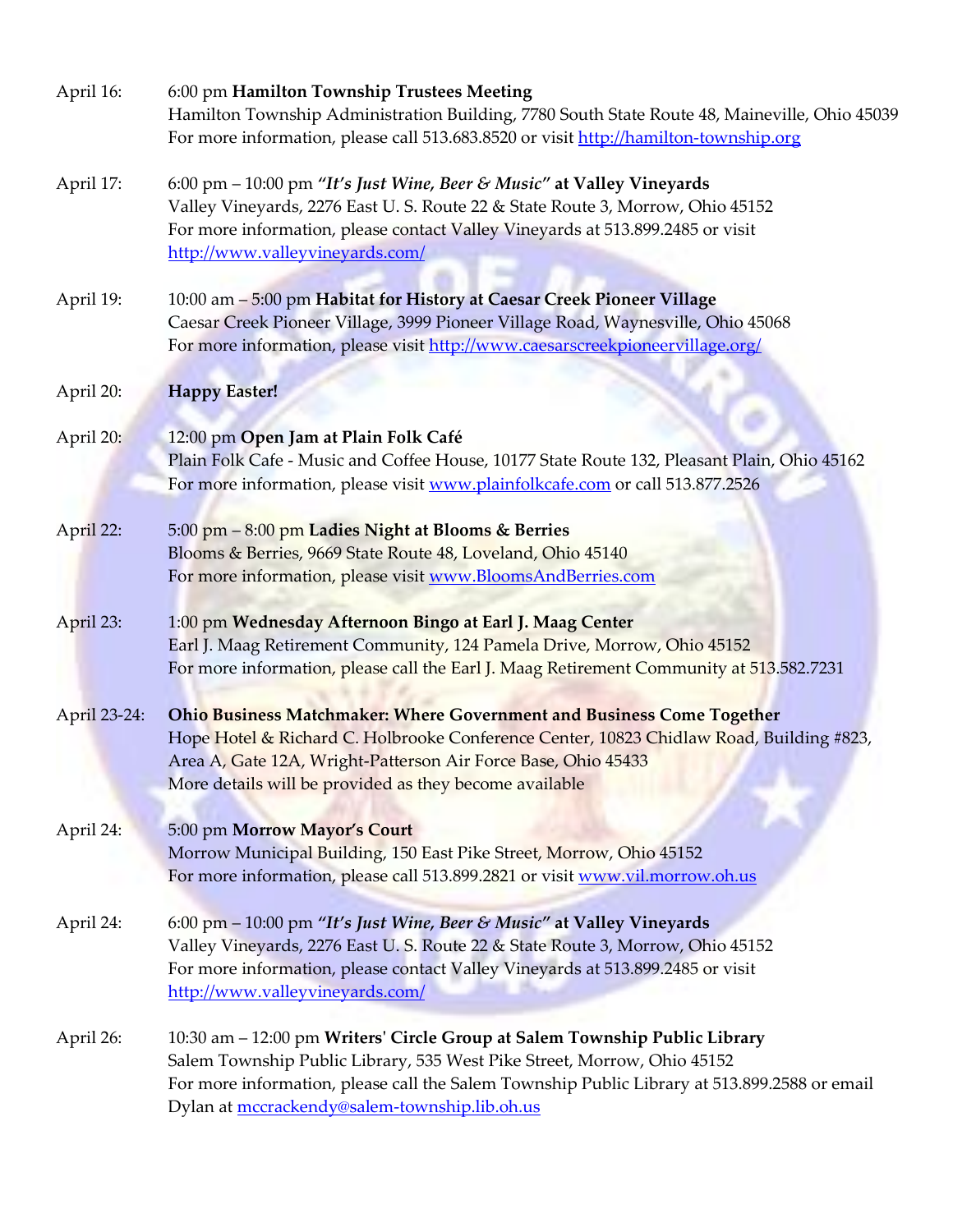April 16: 6:00 pm **Hamilton Township Trustees Meeting**
Hamilton Township Administration Building, 7780 South State Route 48, Maineville, Ohio 45039
For more information, please call 513.683.8520 or visit http://hamilton-township.org

April 17: 6:00 pm – 10:00 pm ***"It's Just Wine, Beer & Music"* at Valley Vineyards**
Valley Vineyards, 2276 East U. S. Route 22 & State Route 3, Morrow, Ohio 45152
For more information, please contact Valley Vineyards at 513.899.2485 or visit http://www.valleyvineyards.com/

April 19: 10:00 am – 5:00 pm **Habitat for History at Caesar Creek Pioneer Village**
Caesar Creek Pioneer Village, 3999 Pioneer Village Road, Waynesville, Ohio 45068
For more information, please visit http://www.caesarscreekpioneervillage.org/

April 20: **Happy Easter!**

April 20: 12:00 pm **Open Jam at Plain Folk Café**
Plain Folk Cafe - Music and Coffee House, 10177 State Route 132, Pleasant Plain, Ohio 45162
For more information, please visit www.plainfolkcafe.com or call 513.877.2526

April 22: 5:00 pm – 8:00 pm **Ladies Night at Blooms & Berries**
Blooms & Berries, 9669 State Route 48, Loveland, Ohio 45140
For more information, please visit www.BloomsAndBerries.com

April 23: 1:00 pm **Wednesday Afternoon Bingo at Earl J. Maag Center**
Earl J. Maag Retirement Community, 124 Pamela Drive, Morrow, Ohio 45152
For more information, please call the Earl J. Maag Retirement Community at 513.582.7231

April 23-24: **Ohio Business Matchmaker: Where Government and Business Come Together**
Hope Hotel & Richard C. Holbrooke Conference Center, 10823 Chidlaw Road, Building #823, Area A, Gate 12A, Wright-Patterson Air Force Base, Ohio 45433
More details will be provided as they become available

April 24: 5:00 pm **Morrow Mayor's Court**
Morrow Municipal Building, 150 East Pike Street, Morrow, Ohio 45152
For more information, please call 513.899.2821 or visit www.vil.morrow.oh.us

April 24: 6:00 pm – 10:00 pm ***"It's Just Wine, Beer & Music"* at Valley Vineyards**
Valley Vineyards, 2276 East U. S. Route 22 & State Route 3, Morrow, Ohio 45152
For more information, please contact Valley Vineyards at 513.899.2485 or visit http://www.valleyvineyards.com/

April 26: 10:30 am – 12:00 pm **Writers' Circle Group at Salem Township Public Library**
Salem Township Public Library, 535 West Pike Street, Morrow, Ohio 45152
For more information, please call the Salem Township Public Library at 513.899.2588 or email Dylan at mccrackendy@salem-township.lib.oh.us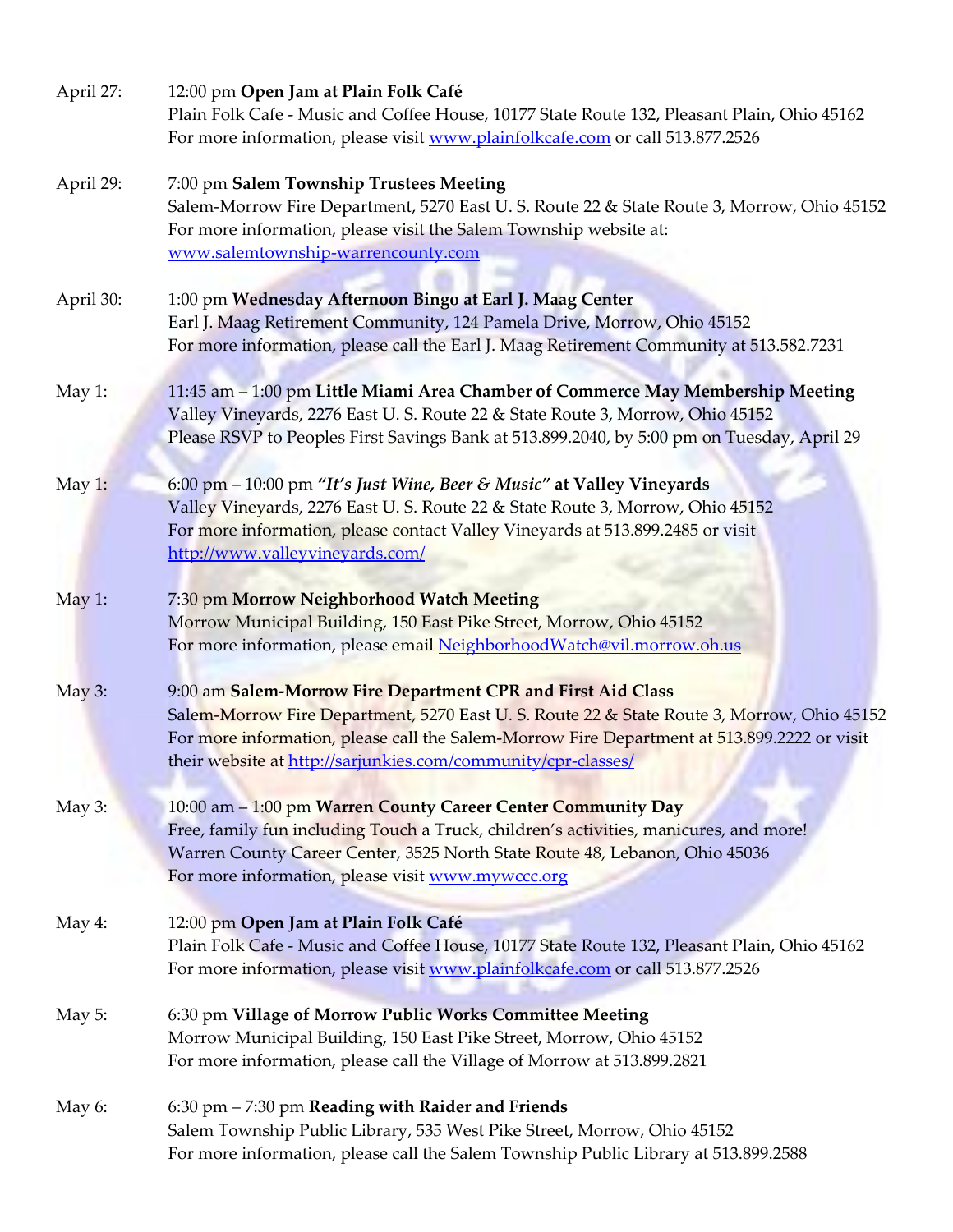April 27: 12:00 pm **Open Jam at Plain Folk Café**
Plain Folk Cafe - Music and Coffee House, 10177 State Route 132, Pleasant Plain, Ohio 45162
For more information, please visit www.plainfolkcafe.com or call 513.877.2526

April 29: 7:00 pm **Salem Township Trustees Meeting**
Salem-Morrow Fire Department, 5270 East U. S. Route 22 & State Route 3, Morrow, Ohio 45152
For more information, please visit the Salem Township website at:
www.salemtownship-warrencounty.com

April 30: 1:00 pm **Wednesday Afternoon Bingo at Earl J. Maag Center**
Earl J. Maag Retirement Community, 124 Pamela Drive, Morrow, Ohio 45152
For more information, please call the Earl J. Maag Retirement Community at 513.582.7231

May 1: 11:45 am – 1:00 pm **Little Miami Area Chamber of Commerce May Membership Meeting**
Valley Vineyards, 2276 East U. S. Route 22 & State Route 3, Morrow, Ohio 45152
Please RSVP to Peoples First Savings Bank at 513.899.2040, by 5:00 pm on Tuesday, April 29

May 1: 6:00 pm – 10:00 pm ***"It's Just Wine, Beer & Music"* at Valley Vineyards**
Valley Vineyards, 2276 East U. S. Route 22 & State Route 3, Morrow, Ohio 45152
For more information, please contact Valley Vineyards at 513.899.2485 or visit
http://www.valleyvineyards.com/

May 1: 7:30 pm **Morrow Neighborhood Watch Meeting**
Morrow Municipal Building, 150 East Pike Street, Morrow, Ohio 45152
For more information, please email NeighborhoodWatch@vil.morrow.oh.us

May 3: 9:00 am **Salem-Morrow Fire Department CPR and First Aid Class**
Salem-Morrow Fire Department, 5270 East U. S. Route 22 & State Route 3, Morrow, Ohio 45152
For more information, please call the Salem-Morrow Fire Department at 513.899.2222 or visit their website at http://sarjunkies.com/community/cpr-classes/

May 3: 10:00 am – 1:00 pm **Warren County Career Center Community Day**
Free, family fun including Touch a Truck, children's activities, manicures, and more!
Warren County Career Center, 3525 North State Route 48, Lebanon, Ohio 45036
For more information, please visit www.mywccc.org

May 4: 12:00 pm **Open Jam at Plain Folk Café**
Plain Folk Cafe - Music and Coffee House, 10177 State Route 132, Pleasant Plain, Ohio 45162
For more information, please visit www.plainfolkcafe.com or call 513.877.2526

May 5: 6:30 pm **Village of Morrow Public Works Committee Meeting**
Morrow Municipal Building, 150 East Pike Street, Morrow, Ohio 45152
For more information, please call the Village of Morrow at 513.899.2821

May 6: 6:30 pm – 7:30 pm **Reading with Raider and Friends**
Salem Township Public Library, 535 West Pike Street, Morrow, Ohio 45152
For more information, please call the Salem Township Public Library at 513.899.2588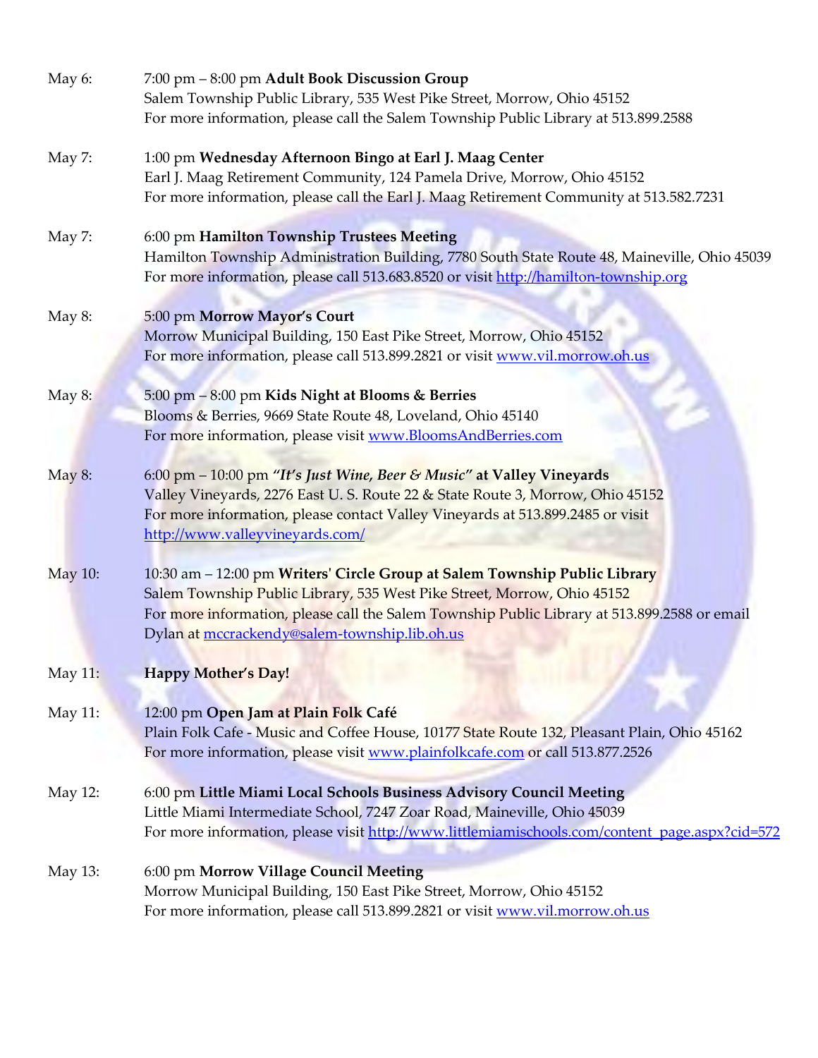May 6: 7:00 pm – 8:00 pm **Adult Book Discussion Group**
Salem Township Public Library, 535 West Pike Street, Morrow, Ohio 45152
For more information, please call the Salem Township Public Library at 513.899.2588

May 7: 1:00 pm **Wednesday Afternoon Bingo at Earl J. Maag Center**
Earl J. Maag Retirement Community, 124 Pamela Drive, Morrow, Ohio 45152
For more information, please call the Earl J. Maag Retirement Community at 513.582.7231

May 7: 6:00 pm **Hamilton Township Trustees Meeting**
Hamilton Township Administration Building, 7780 South State Route 48, Maineville, Ohio 45039
For more information, please call 513.683.8520 or visit http://hamilton-township.org

May 8: 5:00 pm **Morrow Mayor's Court**
Morrow Municipal Building, 150 East Pike Street, Morrow, Ohio 45152
For more information, please call 513.899.2821 or visit www.vil.morrow.oh.us

May 8: 5:00 pm – 8:00 pm **Kids Night at Blooms & Berries**
Blooms & Berries, 9669 State Route 48, Loveland, Ohio 45140
For more information, please visit www.BloomsAndBerries.com

May 8: 6:00 pm – 10:00 pm ***"It's Just Wine, Beer & Music"* at Valley Vineyards**
Valley Vineyards, 2276 East U. S. Route 22 & State Route 3, Morrow, Ohio 45152
For more information, please contact Valley Vineyards at 513.899.2485 or visit http://www.valleyvineyards.com/

May 10: 10:30 am – 12:00 pm **Writers' Circle Group at Salem Township Public Library**
Salem Township Public Library, 535 West Pike Street, Morrow, Ohio 45152
For more information, please call the Salem Township Public Library at 513.899.2588 or email Dylan at mccrackendy@salem-township.lib.oh.us

May 11: **Happy Mother's Day!**

May 11: 12:00 pm **Open Jam at Plain Folk Café**
Plain Folk Cafe - Music and Coffee House, 10177 State Route 132, Pleasant Plain, Ohio 45162
For more information, please visit www.plainfolkcafe.com or call 513.877.2526

May 12: 6:00 pm **Little Miami Local Schools Business Advisory Council Meeting**
Little Miami Intermediate School, 7247 Zoar Road, Maineville, Ohio 45039
For more information, please visit http://www.littlemiamischools.com/content_page.aspx?cid=572

May 13: 6:00 pm **Morrow Village Council Meeting**
Morrow Municipal Building, 150 East Pike Street, Morrow, Ohio 45152
For more information, please call 513.899.2821 or visit www.vil.morrow.oh.us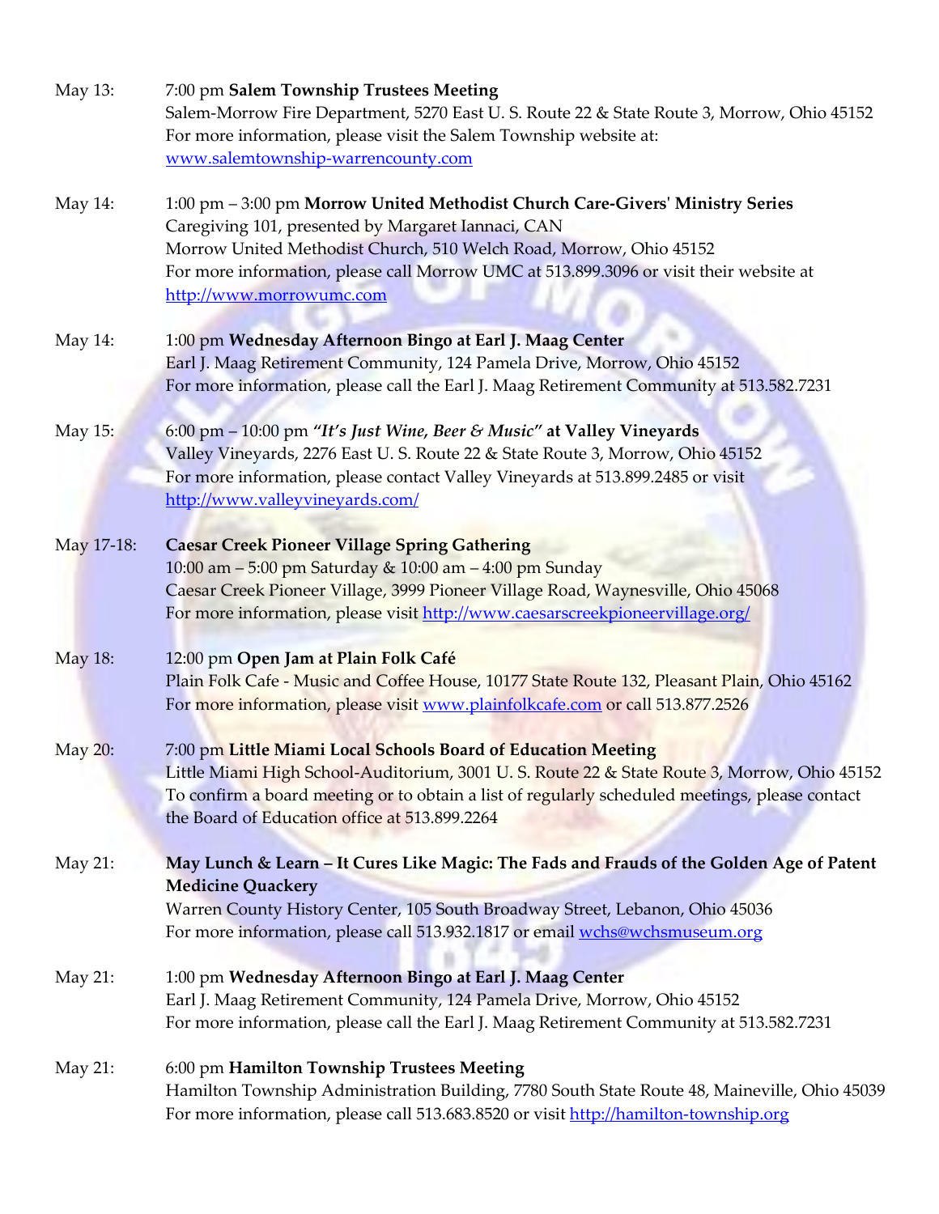May 13: 7:00 pm **Salem Township Trustees Meeting**
Salem-Morrow Fire Department, 5270 East U. S. Route 22 & State Route 3, Morrow, Ohio 45152
For more information, please visit the Salem Township website at: www.salemtownship-warrencounty.com

May 14: 1:00 pm – 3:00 pm **Morrow United Methodist Church Care-Givers' Ministry Series**
Caregiving 101, presented by Margaret Iannaci, CAN
Morrow United Methodist Church, 510 Welch Road, Morrow, Ohio 45152
For more information, please call Morrow UMC at 513.899.3096 or visit their website at http://www.morrowumc.com

May 14: 1:00 pm **Wednesday Afternoon Bingo at Earl J. Maag Center**
Earl J. Maag Retirement Community, 124 Pamela Drive, Morrow, Ohio 45152
For more information, please call the Earl J. Maag Retirement Community at 513.582.7231

May 15: 6:00 pm – 10:00 pm ***"It's Just Wine, Beer & Music"* at Valley Vineyards**
Valley Vineyards, 2276 East U. S. Route 22 & State Route 3, Morrow, Ohio 45152
For more information, please contact Valley Vineyards at 513.899.2485 or visit http://www.valleyvineyards.com/

May 17-18: **Caesar Creek Pioneer Village Spring Gathering**
10:00 am – 5:00 pm Saturday & 10:00 am – 4:00 pm Sunday
Caesar Creek Pioneer Village, 3999 Pioneer Village Road, Waynesville, Ohio 45068
For more information, please visit http://www.caesarscreekpioneervillage.org/

May 18: 12:00 pm **Open Jam at Plain Folk Café**
Plain Folk Cafe - Music and Coffee House, 10177 State Route 132, Pleasant Plain, Ohio 45162
For more information, please visit www.plainfolkcafe.com or call 513.877.2526

May 20: 7:00 pm **Little Miami Local Schools Board of Education Meeting**
Little Miami High School-Auditorium, 3001 U. S. Route 22 & State Route 3, Morrow, Ohio 45152
To confirm a board meeting or to obtain a list of regularly scheduled meetings, please contact the Board of Education office at 513.899.2264

May 21: **May Lunch & Learn – It Cures Like Magic: The Fads and Frauds of the Golden Age of Patent Medicine Quackery**
Warren County History Center, 105 South Broadway Street, Lebanon, Ohio 45036
For more information, please call 513.932.1817 or email wchs@wchsmuseum.org

May 21: 1:00 pm **Wednesday Afternoon Bingo at Earl J. Maag Center**
Earl J. Maag Retirement Community, 124 Pamela Drive, Morrow, Ohio 45152
For more information, please call the Earl J. Maag Retirement Community at 513.582.7231

May 21: 6:00 pm **Hamilton Township Trustees Meeting**
Hamilton Township Administration Building, 7780 South State Route 48, Maineville, Ohio 45039
For more information, please call 513.683.8520 or visit http://hamilton-township.org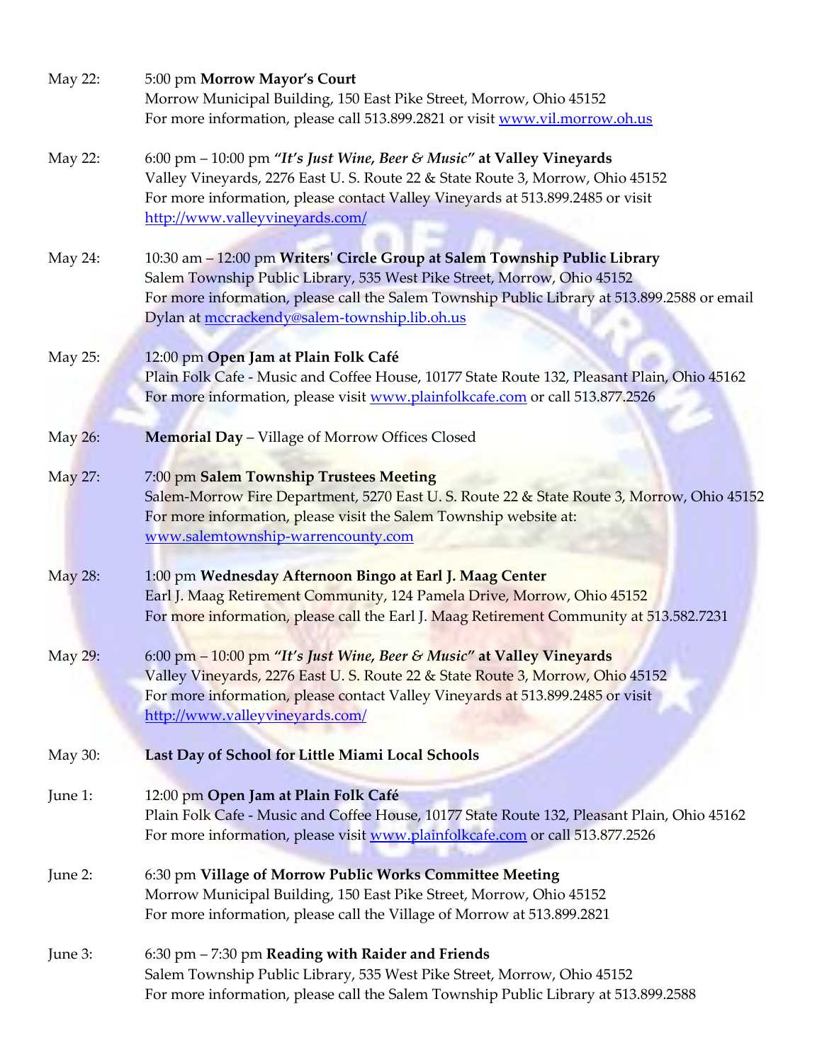May 22: 5:00 pm **Morrow Mayor's Court**
Morrow Municipal Building, 150 East Pike Street, Morrow, Ohio 45152
For more information, please call 513.899.2821 or visit www.vil.morrow.oh.us

May 22: 6:00 pm – 10:00 pm ***"It's Just Wine, Beer & Music"* at Valley Vineyards**
Valley Vineyards, 2276 East U. S. Route 22 & State Route 3, Morrow, Ohio 45152
For more information, please contact Valley Vineyards at 513.899.2485 or visit http://www.valleyvineyards.com/

May 24: 10:30 am – 12:00 pm **Writers' Circle Group at Salem Township Public Library**
Salem Township Public Library, 535 West Pike Street, Morrow, Ohio 45152
For more information, please call the Salem Township Public Library at 513.899.2588 or email Dylan at mccrackendy@salem-township.lib.oh.us

May 25: 12:00 pm **Open Jam at Plain Folk Café**
Plain Folk Cafe - Music and Coffee House, 10177 State Route 132, Pleasant Plain, Ohio 45162
For more information, please visit www.plainfolkcafe.com or call 513.877.2526

May 26: **Memorial Day** – Village of Morrow Offices Closed

May 27: 7:00 pm **Salem Township Trustees Meeting**
Salem-Morrow Fire Department, 5270 East U. S. Route 22 & State Route 3, Morrow, Ohio 45152
For more information, please visit the Salem Township website at: www.salemtownship-warrencounty.com

May 28: 1:00 pm **Wednesday Afternoon Bingo at Earl J. Maag Center**
Earl J. Maag Retirement Community, 124 Pamela Drive, Morrow, Ohio 45152
For more information, please call the Earl J. Maag Retirement Community at 513.582.7231

May 29: 6:00 pm – 10:00 pm ***"It's Just Wine, Beer & Music"* at Valley Vineyards**
Valley Vineyards, 2276 East U. S. Route 22 & State Route 3, Morrow, Ohio 45152
For more information, please contact Valley Vineyards at 513.899.2485 or visit http://www.valleyvineyards.com/

May 30: **Last Day of School for Little Miami Local Schools**

June 1: 12:00 pm **Open Jam at Plain Folk Café**
Plain Folk Cafe - Music and Coffee House, 10177 State Route 132, Pleasant Plain, Ohio 45162
For more information, please visit www.plainfolkcafe.com or call 513.877.2526

June 2: 6:30 pm **Village of Morrow Public Works Committee Meeting**
Morrow Municipal Building, 150 East Pike Street, Morrow, Ohio 45152
For more information, please call the Village of Morrow at 513.899.2821

June 3: 6:30 pm – 7:30 pm **Reading with Raider and Friends**
Salem Township Public Library, 535 West Pike Street, Morrow, Ohio 45152
For more information, please call the Salem Township Public Library at 513.899.2588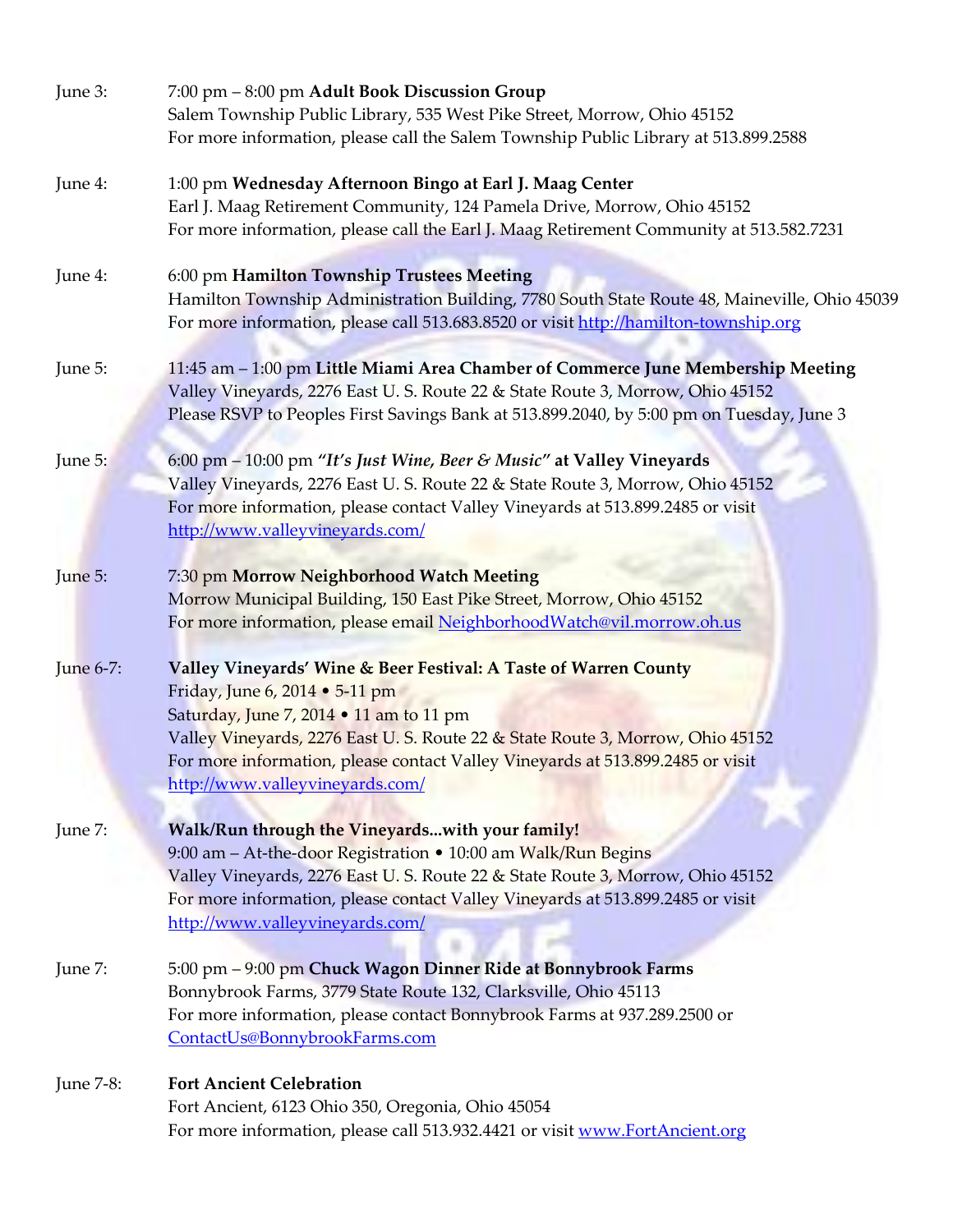June 3: 7:00 pm – 8:00 pm **Adult Book Discussion Group**
Salem Township Public Library, 535 West Pike Street, Morrow, Ohio 45152
For more information, please call the Salem Township Public Library at 513.899.2588

June 4: 1:00 pm **Wednesday Afternoon Bingo at Earl J. Maag Center**
Earl J. Maag Retirement Community, 124 Pamela Drive, Morrow, Ohio 45152
For more information, please call the Earl J. Maag Retirement Community at 513.582.7231

June 4: 6:00 pm **Hamilton Township Trustees Meeting**
Hamilton Township Administration Building, 7780 South State Route 48, Maineville, Ohio 45039
For more information, please call 513.683.8520 or visit http://hamilton-township.org

June 5: 11:45 am – 1:00 pm **Little Miami Area Chamber of Commerce June Membership Meeting**
Valley Vineyards, 2276 East U. S. Route 22 & State Route 3, Morrow, Ohio 45152
Please RSVP to Peoples First Savings Bank at 513.899.2040, by 5:00 pm on Tuesday, June 3

June 5: 6:00 pm – 10:00 pm ***"It's Just Wine, Beer & Music"* at Valley Vineyards**
Valley Vineyards, 2276 East U. S. Route 22 & State Route 3, Morrow, Ohio 45152
For more information, please contact Valley Vineyards at 513.899.2485 or visit http://www.valleyvineyards.com/

June 5: 7:30 pm **Morrow Neighborhood Watch Meeting**
Morrow Municipal Building, 150 East Pike Street, Morrow, Ohio 45152
For more information, please email NeighborhoodWatch@vil.morrow.oh.us

June 6-7: **Valley Vineyards' Wine & Beer Festival: A Taste of Warren County**
Friday, June 6, 2014 • 5-11 pm
Saturday, June 7, 2014 • 11 am to 11 pm
Valley Vineyards, 2276 East U. S. Route 22 & State Route 3, Morrow, Ohio 45152
For more information, please contact Valley Vineyards at 513.899.2485 or visit http://www.valleyvineyards.com/

June 7: **Walk/Run through the Vineyards...with your family!**
9:00 am – At-the-door Registration • 10:00 am Walk/Run Begins
Valley Vineyards, 2276 East U. S. Route 22 & State Route 3, Morrow, Ohio 45152
For more information, please contact Valley Vineyards at 513.899.2485 or visit http://www.valleyvineyards.com/

June 7: 5:00 pm – 9:00 pm **Chuck Wagon Dinner Ride at Bonnybrook Farms**
Bonnybrook Farms, 3779 State Route 132, Clarksville, Ohio 45113
For more information, please contact Bonnybrook Farms at 937.289.2500 or ContactUs@BonnybrookFarms.com

June 7-8: **Fort Ancient Celebration**
Fort Ancient, 6123 Ohio 350, Oregonia, Ohio 45054
For more information, please call 513.932.4421 or visit www.FortAncient.org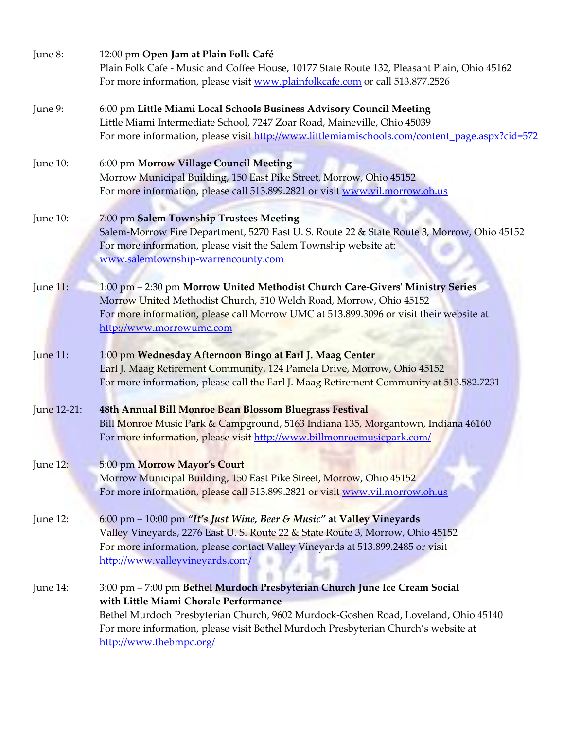June 8: 12:00 pm **Open Jam at Plain Folk Café**
Plain Folk Cafe - Music and Coffee House, 10177 State Route 132, Pleasant Plain, Ohio 45162
For more information, please visit www.plainfolkcafe.com or call 513.877.2526

June 9: 6:00 pm **Little Miami Local Schools Business Advisory Council Meeting**
Little Miami Intermediate School, 7247 Zoar Road, Maineville, Ohio 45039
For more information, please visit http://www.littlemiamischools.com/content_page.aspx?cid=572

June 10: 6:00 pm **Morrow Village Council Meeting**
Morrow Municipal Building, 150 East Pike Street, Morrow, Ohio 45152
For more information, please call 513.899.2821 or visit www.vil.morrow.oh.us

June 10: 7:00 pm **Salem Township Trustees Meeting**
Salem-Morrow Fire Department, 5270 East U. S. Route 22 & State Route 3, Morrow, Ohio 45152
For more information, please visit the Salem Township website at:
www.salemtownship-warrencounty.com

June 11: 1:00 pm – 2:30 pm **Morrow United Methodist Church Care-Givers' Ministry Series**
Morrow United Methodist Church, 510 Welch Road, Morrow, Ohio 45152
For more information, please call Morrow UMC at 513.899.3096 or visit their website at
http://www.morrowumc.com

June 11: 1:00 pm **Wednesday Afternoon Bingo at Earl J. Maag Center**
Earl J. Maag Retirement Community, 124 Pamela Drive, Morrow, Ohio 45152
For more information, please call the Earl J. Maag Retirement Community at 513.582.7231

June 12-21: **48th Annual Bill Monroe Bean Blossom Bluegrass Festival**
Bill Monroe Music Park & Campground, 5163 Indiana 135, Morgantown, Indiana 46160
For more information, please visit http://www.billmonroemusicpark.com/

June 12: 5:00 pm **Morrow Mayor's Court**
Morrow Municipal Building, 150 East Pike Street, Morrow, Ohio 45152
For more information, please call 513.899.2821 or visit www.vil.morrow.oh.us

June 12: 6:00 pm – 10:00 pm ***"It's Just Wine, Beer & Music"* at Valley Vineyards**
Valley Vineyards, 2276 East U. S. Route 22 & State Route 3, Morrow, Ohio 45152
For more information, please contact Valley Vineyards at 513.899.2485 or visit
http://www.valleyvineyards.com/

June 14: 3:00 pm – 7:00 pm **Bethel Murdoch Presbyterian Church June Ice Cream Social with Little Miami Chorale Performance**
Bethel Murdoch Presbyterian Church, 9602 Murdock-Goshen Road, Loveland, Ohio 45140
For more information, please visit Bethel Murdoch Presbyterian Church's website at
http://www.thebmpc.org/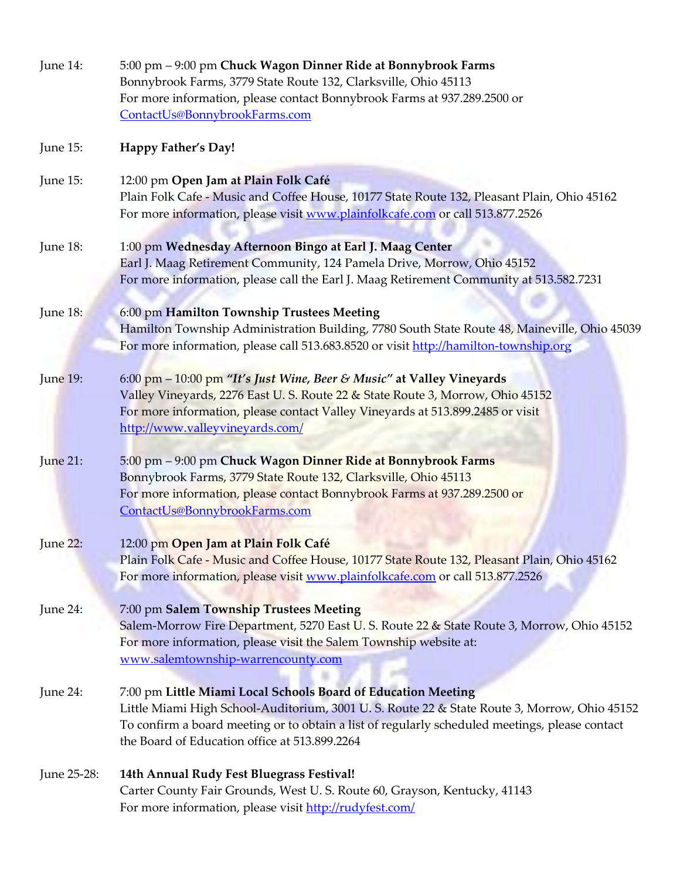June 14: 5:00 pm – 9:00 pm **Chuck Wagon Dinner Ride at Bonnybrook Farms**
Bonnybrook Farms, 3779 State Route 132, Clarksville, Ohio 45113
For more information, please contact Bonnybrook Farms at 937.289.2500 or ContactUs@BonnybrookFarms.com

June 15: **Happy Father's Day!**

June 15: 12:00 pm **Open Jam at Plain Folk Café**
Plain Folk Cafe - Music and Coffee House, 10177 State Route 132, Pleasant Plain, Ohio 45162
For more information, please visit www.plainfolkcafe.com or call 513.877.2526

June 18: 1:00 pm **Wednesday Afternoon Bingo at Earl J. Maag Center**
Earl J. Maag Retirement Community, 124 Pamela Drive, Morrow, Ohio 45152
For more information, please call the Earl J. Maag Retirement Community at 513.582.7231

June 18: 6:00 pm **Hamilton Township Trustees Meeting**
Hamilton Township Administration Building, 7780 South State Route 48, Maineville, Ohio 45039
For more information, please call 513.683.8520 or visit http://hamilton-township.org

June 19: 6:00 pm – 10:00 pm ***"It's Just Wine, Beer & Music"* at Valley Vineyards**
Valley Vineyards, 2276 East U. S. Route 22 & State Route 3, Morrow, Ohio 45152
For more information, please contact Valley Vineyards at 513.899.2485 or visit http://www.valleyvineyards.com/

June 21: 5:00 pm – 9:00 pm **Chuck Wagon Dinner Ride at Bonnybrook Farms**
Bonnybrook Farms, 3779 State Route 132, Clarksville, Ohio 45113
For more information, please contact Bonnybrook Farms at 937.289.2500 or ContactUs@BonnybrookFarms.com

June 22: 12:00 pm **Open Jam at Plain Folk Café**
Plain Folk Cafe - Music and Coffee House, 10177 State Route 132, Pleasant Plain, Ohio 45162
For more information, please visit www.plainfolkcafe.com or call 513.877.2526

June 24: 7:00 pm **Salem Township Trustees Meeting**
Salem-Morrow Fire Department, 5270 East U. S. Route 22 & State Route 3, Morrow, Ohio 45152
For more information, please visit the Salem Township website at: www.salemtownship-warrencounty.com

June 24: 7:00 pm **Little Miami Local Schools Board of Education Meeting**
Little Miami High School-Auditorium, 3001 U. S. Route 22 & State Route 3, Morrow, Ohio 45152
To confirm a board meeting or to obtain a list of regularly scheduled meetings, please contact the Board of Education office at 513.899.2264

June 25-28: **14th Annual Rudy Fest Bluegrass Festival!**
Carter County Fair Grounds, West U. S. Route 60, Grayson, Kentucky, 41143
For more information, please visit http://rudyfest.com/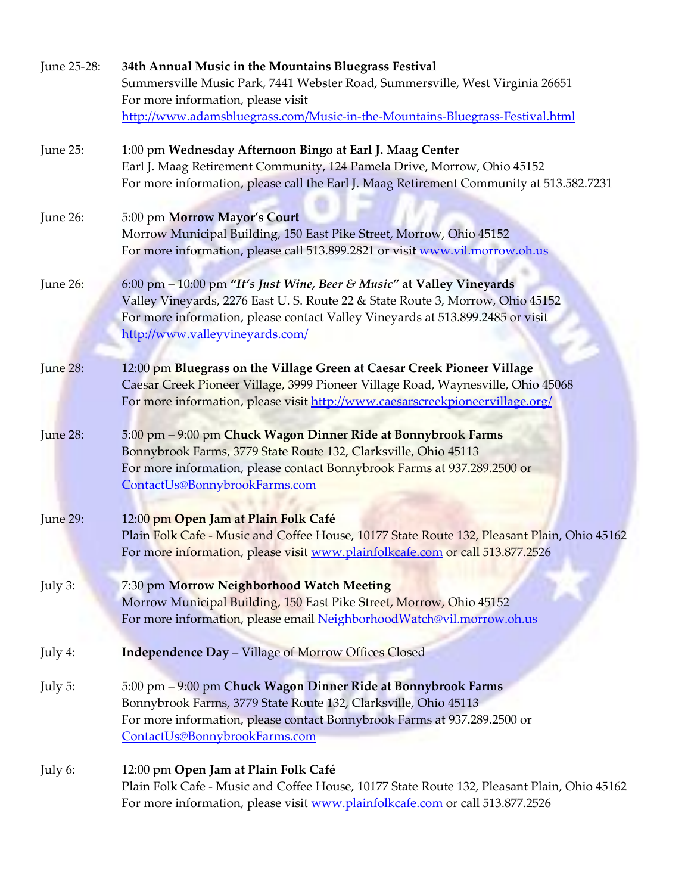June 25-28: **34th Annual Music in the Mountains Bluegrass Festival**
Summersville Music Park, 7441 Webster Road, Summersville, West Virginia 26651
For more information, please visit
http://www.adamsbluegrass.com/Music-in-the-Mountains-Bluegrass-Festival.html

June 25: 1:00 pm **Wednesday Afternoon Bingo at Earl J. Maag Center**
Earl J. Maag Retirement Community, 124 Pamela Drive, Morrow, Ohio 45152
For more information, please call the Earl J. Maag Retirement Community at 513.582.7231

June 26: 5:00 pm **Morrow Mayor's Court**
Morrow Municipal Building, 150 East Pike Street, Morrow, Ohio 45152
For more information, please call 513.899.2821 or visit www.vil.morrow.oh.us

June 26: 6:00 pm – 10:00 pm ***"It's Just Wine, Beer & Music"* at Valley Vineyards**
Valley Vineyards, 2276 East U. S. Route 22 & State Route 3, Morrow, Ohio 45152
For more information, please contact Valley Vineyards at 513.899.2485 or visit
http://www.valleyvineyards.com/

June 28: 12:00 pm **Bluegrass on the Village Green at Caesar Creek Pioneer Village**
Caesar Creek Pioneer Village, 3999 Pioneer Village Road, Waynesville, Ohio 45068
For more information, please visit http://www.caesarscreekpioneervillage.org/

June 28: 5:00 pm – 9:00 pm **Chuck Wagon Dinner Ride at Bonnybrook Farms**
Bonnybrook Farms, 3779 State Route 132, Clarksville, Ohio 45113
For more information, please contact Bonnybrook Farms at 937.289.2500 or
ContactUs@BonnybrookFarms.com

June 29: 12:00 pm **Open Jam at Plain Folk Café**
Plain Folk Cafe - Music and Coffee House, 10177 State Route 132, Pleasant Plain, Ohio 45162
For more information, please visit www.plainfolkcafe.com or call 513.877.2526

July 3: 7:30 pm **Morrow Neighborhood Watch Meeting**
Morrow Municipal Building, 150 East Pike Street, Morrow, Ohio 45152
For more information, please email NeighborhoodWatch@vil.morrow.oh.us

July 4: **Independence Day** – Village of Morrow Offices Closed

July 5: 5:00 pm – 9:00 pm **Chuck Wagon Dinner Ride at Bonnybrook Farms**
Bonnybrook Farms, 3779 State Route 132, Clarksville, Ohio 45113
For more information, please contact Bonnybrook Farms at 937.289.2500 or
ContactUs@BonnybrookFarms.com

July 6: 12:00 pm **Open Jam at Plain Folk Café**
Plain Folk Cafe - Music and Coffee House, 10177 State Route 132, Pleasant Plain, Ohio 45162
For more information, please visit www.plainfolkcafe.com or call 513.877.2526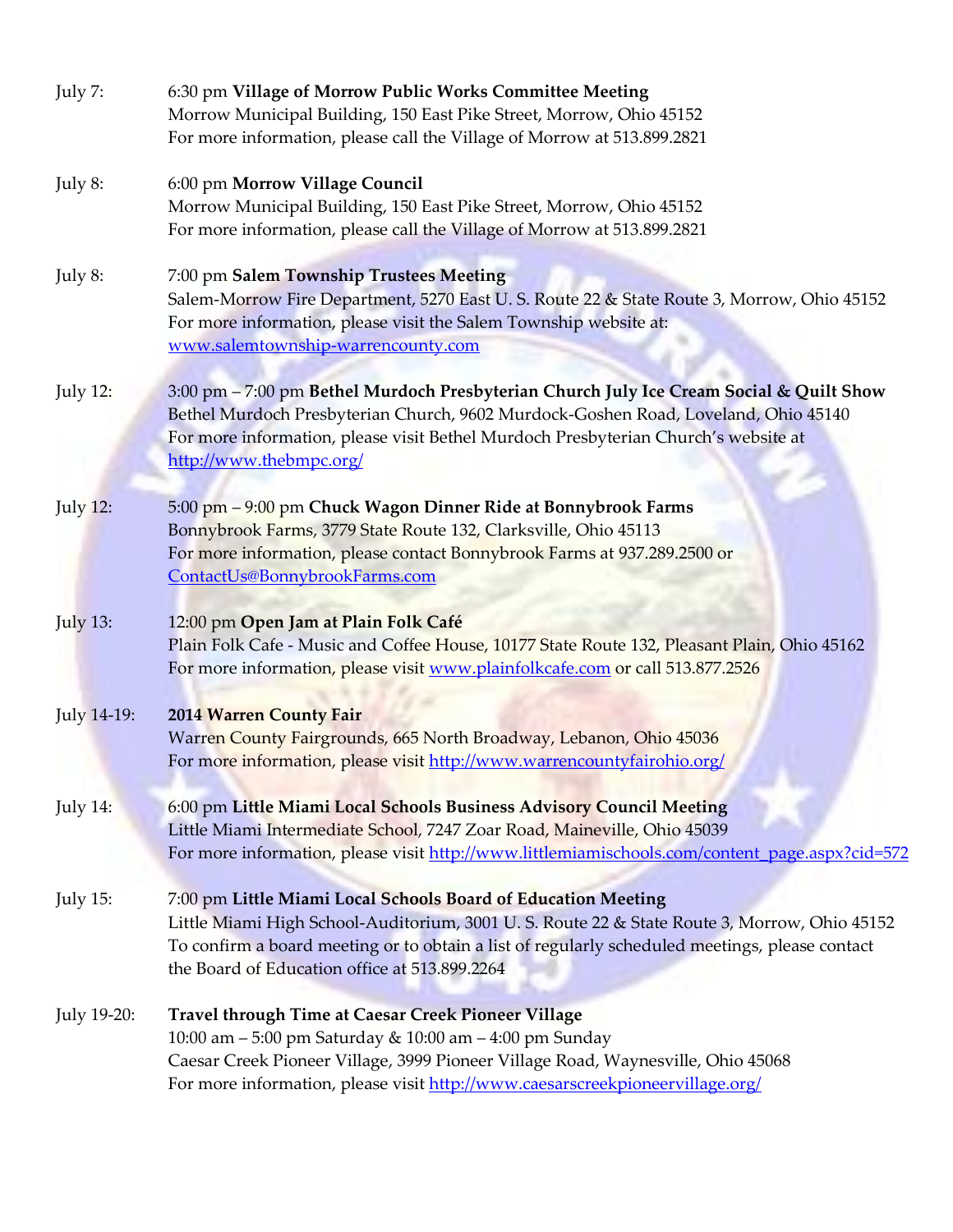July 7: 6:30 pm **Village of Morrow Public Works Committee Meeting**
Morrow Municipal Building, 150 East Pike Street, Morrow, Ohio 45152
For more information, please call the Village of Morrow at 513.899.2821

July 8: 6:00 pm **Morrow Village Council**
Morrow Municipal Building, 150 East Pike Street, Morrow, Ohio 45152
For more information, please call the Village of Morrow at 513.899.2821

July 8: 7:00 pm **Salem Township Trustees Meeting**
Salem-Morrow Fire Department, 5270 East U. S. Route 22 & State Route 3, Morrow, Ohio 45152
For more information, please visit the Salem Township website at: www.salemtownship-warrencounty.com

July 12: 3:00 pm – 7:00 pm **Bethel Murdoch Presbyterian Church July Ice Cream Social & Quilt Show**
Bethel Murdoch Presbyterian Church, 9602 Murdock-Goshen Road, Loveland, Ohio 45140
For more information, please visit Bethel Murdoch Presbyterian Church's website at http://www.thebmpc.org/

July 12: 5:00 pm – 9:00 pm **Chuck Wagon Dinner Ride at Bonnybrook Farms**
Bonnybrook Farms, 3779 State Route 132, Clarksville, Ohio 45113
For more information, please contact Bonnybrook Farms at 937.289.2500 or ContactUs@BonnybrookFarms.com

July 13: 12:00 pm **Open Jam at Plain Folk Café**
Plain Folk Cafe - Music and Coffee House, 10177 State Route 132, Pleasant Plain, Ohio 45162
For more information, please visit www.plainfolkcafe.com or call 513.877.2526

July 14-19: **2014 Warren County Fair**
Warren County Fairgrounds, 665 North Broadway, Lebanon, Ohio 45036
For more information, please visit http://www.warrencountyfairohio.org/

July 14: 6:00 pm **Little Miami Local Schools Business Advisory Council Meeting**
Little Miami Intermediate School, 7247 Zoar Road, Maineville, Ohio 45039
For more information, please visit http://www.littlemiamischools.com/content_page.aspx?cid=572

July 15: 7:00 pm **Little Miami Local Schools Board of Education Meeting**
Little Miami High School-Auditorium, 3001 U. S. Route 22 & State Route 3, Morrow, Ohio 45152
To confirm a board meeting or to obtain a list of regularly scheduled meetings, please contact the Board of Education office at 513.899.2264

July 19-20: **Travel through Time at Caesar Creek Pioneer Village**
10:00 am – 5:00 pm Saturday & 10:00 am – 4:00 pm Sunday
Caesar Creek Pioneer Village, 3999 Pioneer Village Road, Waynesville, Ohio 45068
For more information, please visit http://www.caesarscreekpioneervillage.org/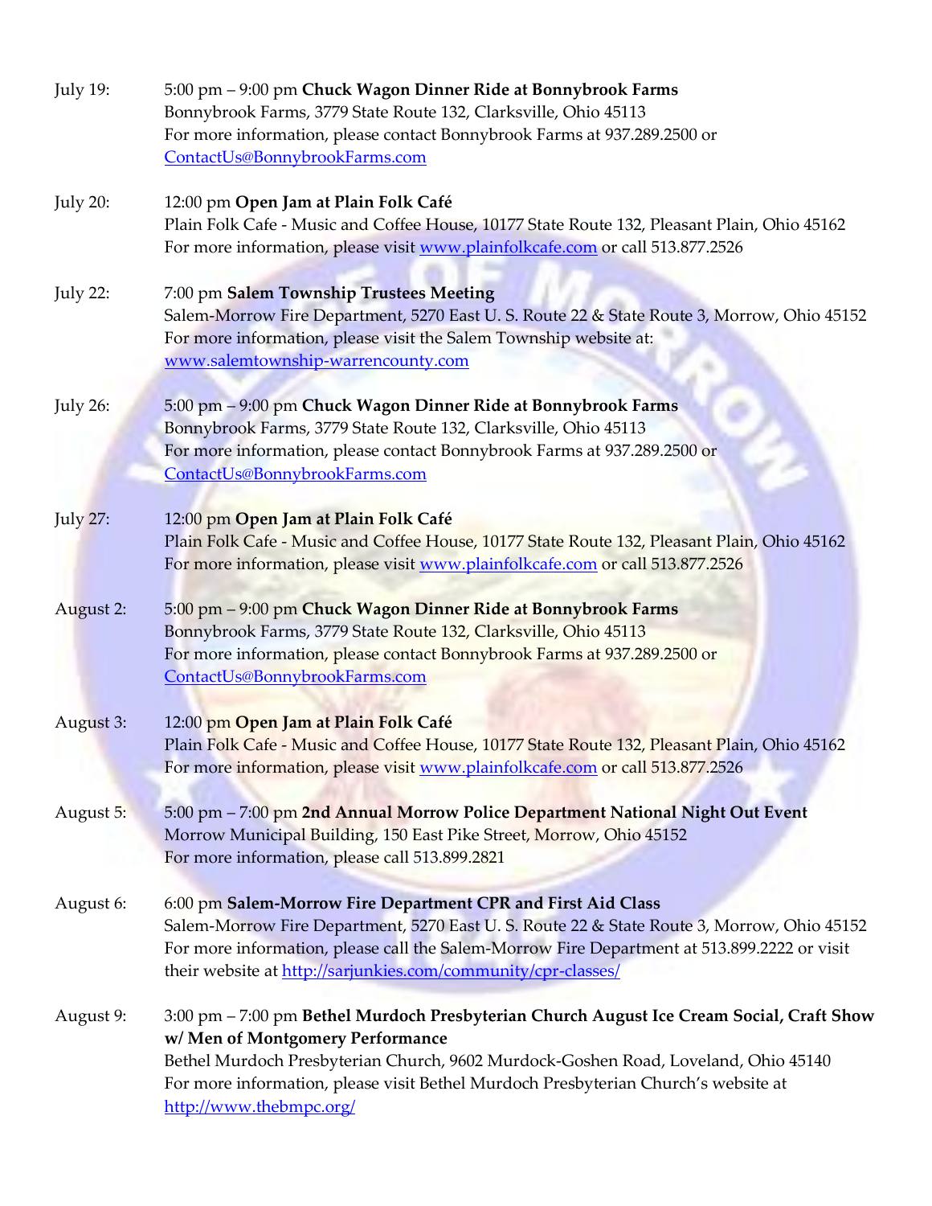July 19: 5:00 pm – 9:00 pm **Chuck Wagon Dinner Ride at Bonnybrook Farms**
Bonnybrook Farms, 3779 State Route 132, Clarksville, Ohio 45113
For more information, please contact Bonnybrook Farms at 937.289.2500 or ContactUs@BonnybrookFarms.com

July 20: 12:00 pm **Open Jam at Plain Folk Café**
Plain Folk Cafe - Music and Coffee House, 10177 State Route 132, Pleasant Plain, Ohio 45162
For more information, please visit www.plainfolkcafe.com or call 513.877.2526

July 22: 7:00 pm **Salem Township Trustees Meeting**
Salem-Morrow Fire Department, 5270 East U. S. Route 22 & State Route 3, Morrow, Ohio 45152
For more information, please visit the Salem Township website at: www.salemtownship-warrencounty.com

July 26: 5:00 pm – 9:00 pm **Chuck Wagon Dinner Ride at Bonnybrook Farms**
Bonnybrook Farms, 3779 State Route 132, Clarksville, Ohio 45113
For more information, please contact Bonnybrook Farms at 937.289.2500 or ContactUs@BonnybrookFarms.com

July 27: 12:00 pm **Open Jam at Plain Folk Café**
Plain Folk Cafe - Music and Coffee House, 10177 State Route 132, Pleasant Plain, Ohio 45162
For more information, please visit www.plainfolkcafe.com or call 513.877.2526

August 2: 5:00 pm – 9:00 pm **Chuck Wagon Dinner Ride at Bonnybrook Farms**
Bonnybrook Farms, 3779 State Route 132, Clarksville, Ohio 45113
For more information, please contact Bonnybrook Farms at 937.289.2500 or ContactUs@BonnybrookFarms.com

August 3: 12:00 pm **Open Jam at Plain Folk Café**
Plain Folk Cafe - Music and Coffee House, 10177 State Route 132, Pleasant Plain, Ohio 45162
For more information, please visit www.plainfolkcafe.com or call 513.877.2526

August 5: 5:00 pm – 7:00 pm **2nd Annual Morrow Police Department National Night Out Event**
Morrow Municipal Building, 150 East Pike Street, Morrow, Ohio 45152
For more information, please call 513.899.2821

August 6: 6:00 pm **Salem-Morrow Fire Department CPR and First Aid Class**
Salem-Morrow Fire Department, 5270 East U. S. Route 22 & State Route 3, Morrow, Ohio 45152
For more information, please call the Salem-Morrow Fire Department at 513.899.2222 or visit their website at http://sarjunkies.com/community/cpr-classes/

August 9: 3:00 pm – 7:00 pm **Bethel Murdoch Presbyterian Church August Ice Cream Social, Craft Show w/ Men of Montgomery Performance**
Bethel Murdoch Presbyterian Church, 9602 Murdock-Goshen Road, Loveland, Ohio 45140
For more information, please visit Bethel Murdoch Presbyterian Church's website at http://www.thebmpc.org/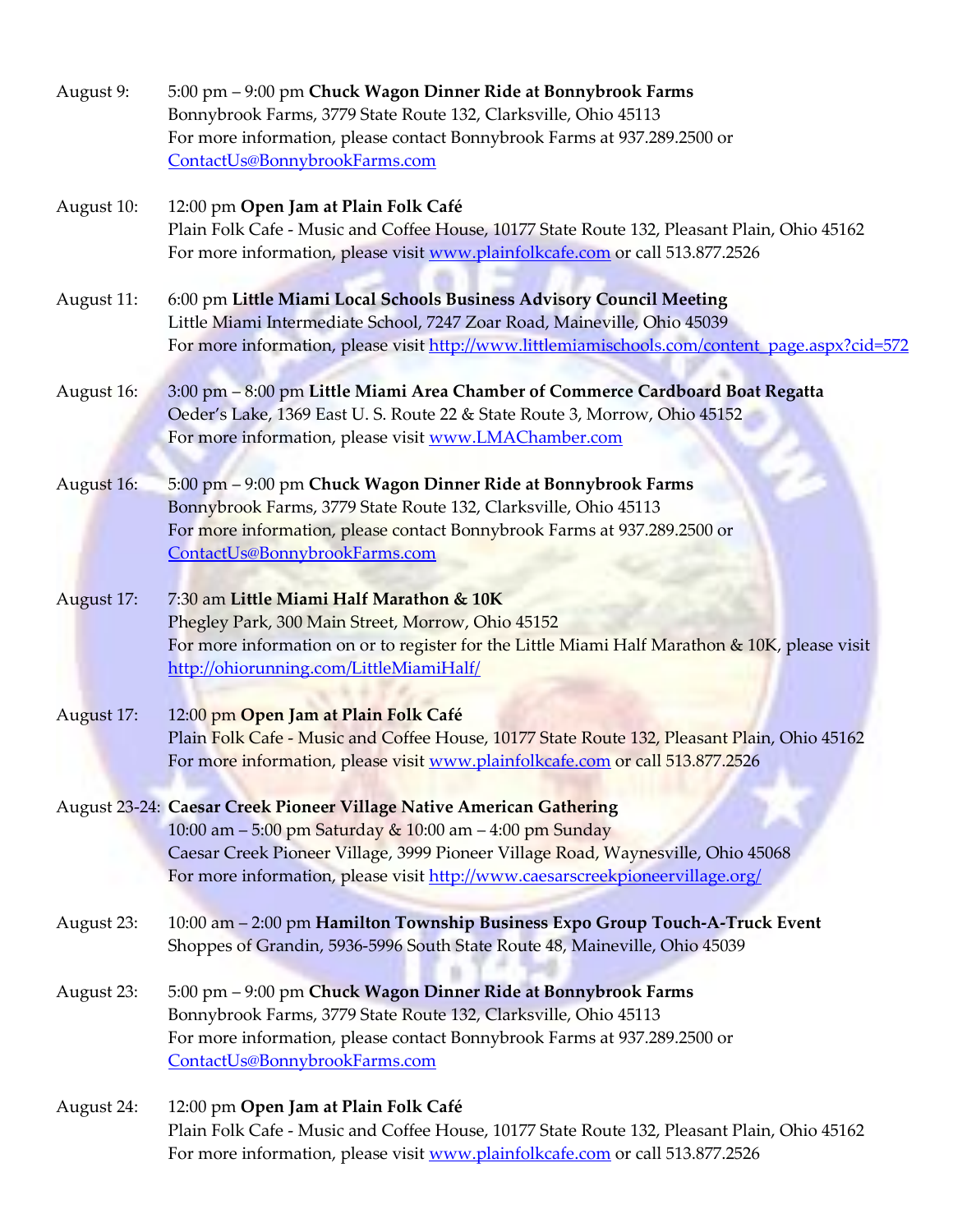August 9: 5:00 pm – 9:00 pm **Chuck Wagon Dinner Ride at Bonnybrook Farms**
Bonnybrook Farms, 3779 State Route 132, Clarksville, Ohio 45113
For more information, please contact Bonnybrook Farms at 937.289.2500 or ContactUs@BonnybrookFarms.com

August 10: 12:00 pm **Open Jam at Plain Folk Café**
Plain Folk Cafe - Music and Coffee House, 10177 State Route 132, Pleasant Plain, Ohio 45162
For more information, please visit www.plainfolkcafe.com or call 513.877.2526

August 11: 6:00 pm **Little Miami Local Schools Business Advisory Council Meeting**
Little Miami Intermediate School, 7247 Zoar Road, Maineville, Ohio 45039
For more information, please visit http://www.littlemiamischools.com/content_page.aspx?cid=572

August 16: 3:00 pm – 8:00 pm **Little Miami Area Chamber of Commerce Cardboard Boat Regatta**
Oeder's Lake, 1369 East U. S. Route 22 & State Route 3, Morrow, Ohio 45152
For more information, please visit www.LMAChamber.com

August 16: 5:00 pm – 9:00 pm **Chuck Wagon Dinner Ride at Bonnybrook Farms**
Bonnybrook Farms, 3779 State Route 132, Clarksville, Ohio 45113
For more information, please contact Bonnybrook Farms at 937.289.2500 or ContactUs@BonnybrookFarms.com

August 17: 7:30 am **Little Miami Half Marathon & 10K**
Phegley Park, 300 Main Street, Morrow, Ohio 45152
For more information on or to register for the Little Miami Half Marathon & 10K, please visit http://ohiorunning.com/LittleMiamiHalf/

August 17: 12:00 pm **Open Jam at Plain Folk Café**
Plain Folk Cafe - Music and Coffee House, 10177 State Route 132, Pleasant Plain, Ohio 45162
For more information, please visit www.plainfolkcafe.com or call 513.877.2526

August 23-24: **Caesar Creek Pioneer Village Native American Gathering**
10:00 am – 5:00 pm Saturday & 10:00 am – 4:00 pm Sunday
Caesar Creek Pioneer Village, 3999 Pioneer Village Road, Waynesville, Ohio 45068
For more information, please visit http://www.caesarscreekpioneervillage.org/

August 23: 10:00 am – 2:00 pm **Hamilton Township Business Expo Group Touch-A-Truck Event**
Shoppes of Grandin, 5936-5996 South State Route 48, Maineville, Ohio 45039

August 23: 5:00 pm – 9:00 pm **Chuck Wagon Dinner Ride at Bonnybrook Farms**
Bonnybrook Farms, 3779 State Route 132, Clarksville, Ohio 45113
For more information, please contact Bonnybrook Farms at 937.289.2500 or ContactUs@BonnybrookFarms.com

August 24: 12:00 pm **Open Jam at Plain Folk Café**
Plain Folk Cafe - Music and Coffee House, 10177 State Route 132, Pleasant Plain, Ohio 45162
For more information, please visit www.plainfolkcafe.com or call 513.877.2526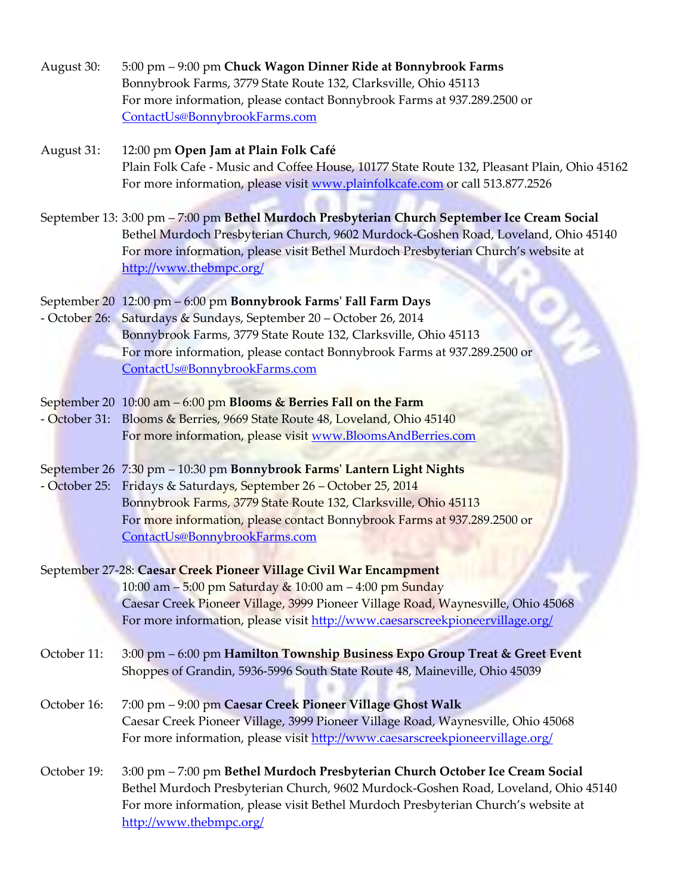August 30: 5:00 pm – 9:00 pm **Chuck Wagon Dinner Ride at Bonnybrook Farms**
Bonnybrook Farms, 3779 State Route 132, Clarksville, Ohio 45113
For more information, please contact Bonnybrook Farms at 937.289.2500 or ContactUs@BonnybrookFarms.com

August 31: 12:00 pm **Open Jam at Plain Folk Café**
Plain Folk Cafe - Music and Coffee House, 10177 State Route 132, Pleasant Plain, Ohio 45162
For more information, please visit www.plainfolkcafe.com or call 513.877.2526

September 13: 3:00 pm – 7:00 pm **Bethel Murdoch Presbyterian Church September Ice Cream Social**
Bethel Murdoch Presbyterian Church, 9602 Murdock-Goshen Road, Loveland, Ohio 45140
For more information, please visit Bethel Murdoch Presbyterian Church's website at http://www.thebmpc.org/

September 20 - October 26: 12:00 pm – 6:00 pm **Bonnybrook Farms' Fall Farm Days**
Saturdays & Sundays, September 20 – October 26, 2014
Bonnybrook Farms, 3779 State Route 132, Clarksville, Ohio 45113
For more information, please contact Bonnybrook Farms at 937.289.2500 or ContactUs@BonnybrookFarms.com

September 20 - October 31: 10:00 am – 6:00 pm **Blooms & Berries Fall on the Farm**
Blooms & Berries, 9669 State Route 48, Loveland, Ohio 45140
For more information, please visit www.BloomsAndBerries.com

September 26 - October 25: 7:30 pm – 10:30 pm **Bonnybrook Farms' Lantern Light Nights**
Fridays & Saturdays, September 26 – October 25, 2014
Bonnybrook Farms, 3779 State Route 132, Clarksville, Ohio 45113
For more information, please contact Bonnybrook Farms at 937.289.2500 or ContactUs@BonnybrookFarms.com

September 27-28: **Caesar Creek Pioneer Village Civil War Encampment**
10:00 am – 5:00 pm Saturday & 10:00 am – 4:00 pm Sunday
Caesar Creek Pioneer Village, 3999 Pioneer Village Road, Waynesville, Ohio 45068
For more information, please visit http://www.caesarscreekpioneervillage.org/

October 11: 3:00 pm – 6:00 pm **Hamilton Township Business Expo Group Treat & Greet Event**
Shoppes of Grandin, 5936-5996 South State Route 48, Maineville, Ohio 45039

October 16: 7:00 pm – 9:00 pm **Caesar Creek Pioneer Village Ghost Walk**
Caesar Creek Pioneer Village, 3999 Pioneer Village Road, Waynesville, Ohio 45068
For more information, please visit http://www.caesarscreekpioneervillage.org/

October 19: 3:00 pm – 7:00 pm **Bethel Murdoch Presbyterian Church October Ice Cream Social**
Bethel Murdoch Presbyterian Church, 9602 Murdock-Goshen Road, Loveland, Ohio 45140
For more information, please visit Bethel Murdoch Presbyterian Church's website at http://www.thebmpc.org/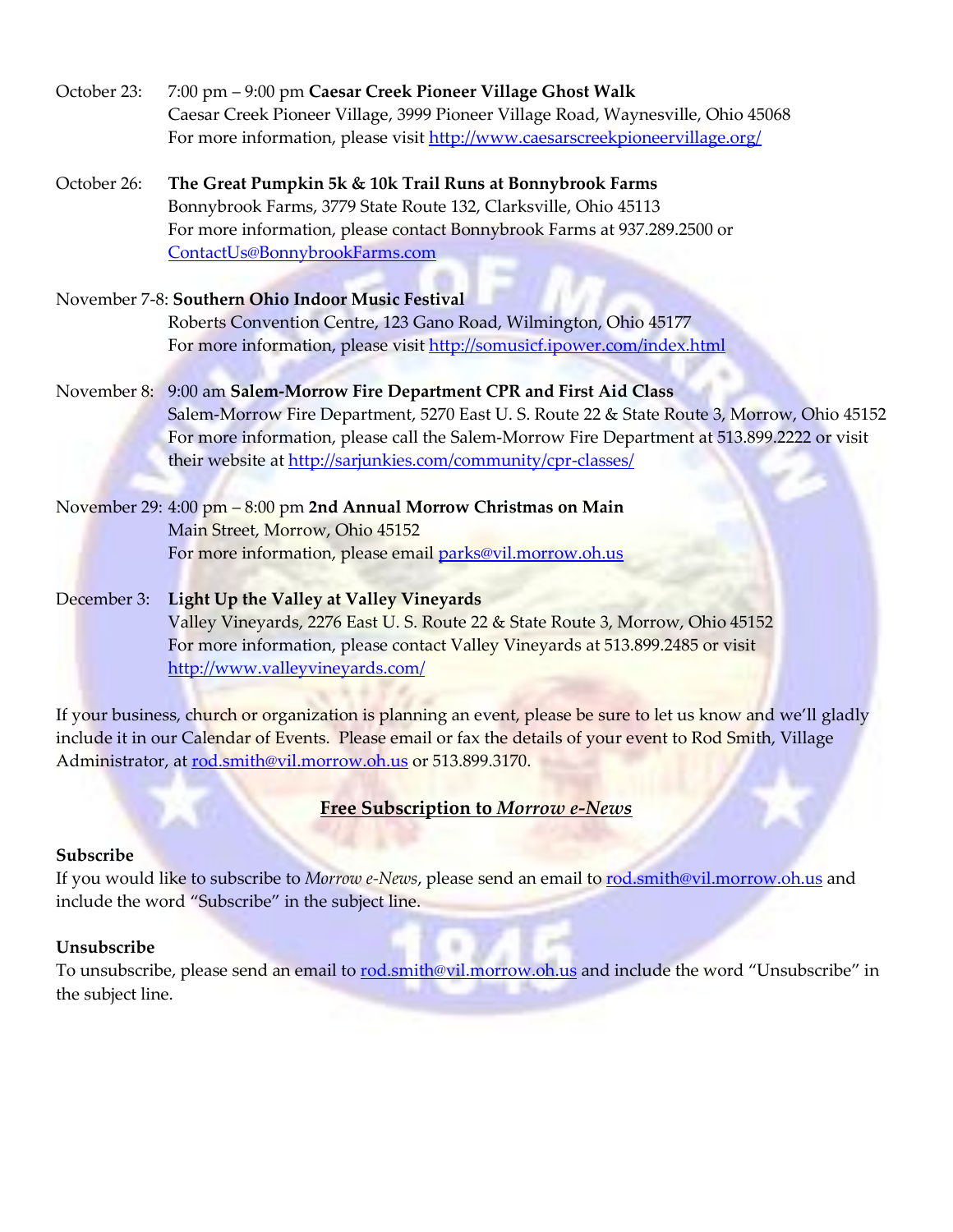October 23: 7:00 pm – 9:00 pm **Caesar Creek Pioneer Village Ghost Walk**
Caesar Creek Pioneer Village, 3999 Pioneer Village Road, Waynesville, Ohio 45068
For more information, please visit http://www.caesarscreekpioneervillage.org/

October 26: **The Great Pumpkin 5k & 10k Trail Runs at Bonnybrook Farms**
Bonnybrook Farms, 3779 State Route 132, Clarksville, Ohio 45113
For more information, please contact Bonnybrook Farms at 937.289.2500 or ContactUs@BonnybrookFarms.com

November 7-8: **Southern Ohio Indoor Music Festival**
Roberts Convention Centre, 123 Gano Road, Wilmington, Ohio 45177
For more information, please visit http://somusicf.ipower.com/index.html

November 8: 9:00 am **Salem-Morrow Fire Department CPR and First Aid Class**
Salem-Morrow Fire Department, 5270 East U. S. Route 22 & State Route 3, Morrow, Ohio 45152
For more information, please call the Salem-Morrow Fire Department at 513.899.2222 or visit their website at http://sarjunkies.com/community/cpr-classes/

November 29: 4:00 pm – 8:00 pm **2nd Annual Morrow Christmas on Main**
Main Street, Morrow, Ohio 45152
For more information, please email parks@vil.morrow.oh.us

December 3: **Light Up the Valley at Valley Vineyards**
Valley Vineyards, 2276 East U. S. Route 22 & State Route 3, Morrow, Ohio 45152
For more information, please contact Valley Vineyards at 513.899.2485 or visit http://www.valleyvineyards.com/

If your business, church or organization is planning an event, please be sure to let us know and we'll gladly include it in our Calendar of Events. Please email or fax the details of your event to Rod Smith, Village Administrator, at rod.smith@vil.morrow.oh.us or 513.899.3170.

## Free Subscription to *Morrow e-News*

**Subscribe**
If you would like to subscribe to *Morrow e-News*, please send an email to rod.smith@vil.morrow.oh.us and include the word "Subscribe" in the subject line.

**Unsubscribe**
To unsubscribe, please send an email to rod.smith@vil.morrow.oh.us and include the word "Unsubscribe" in the subject line.